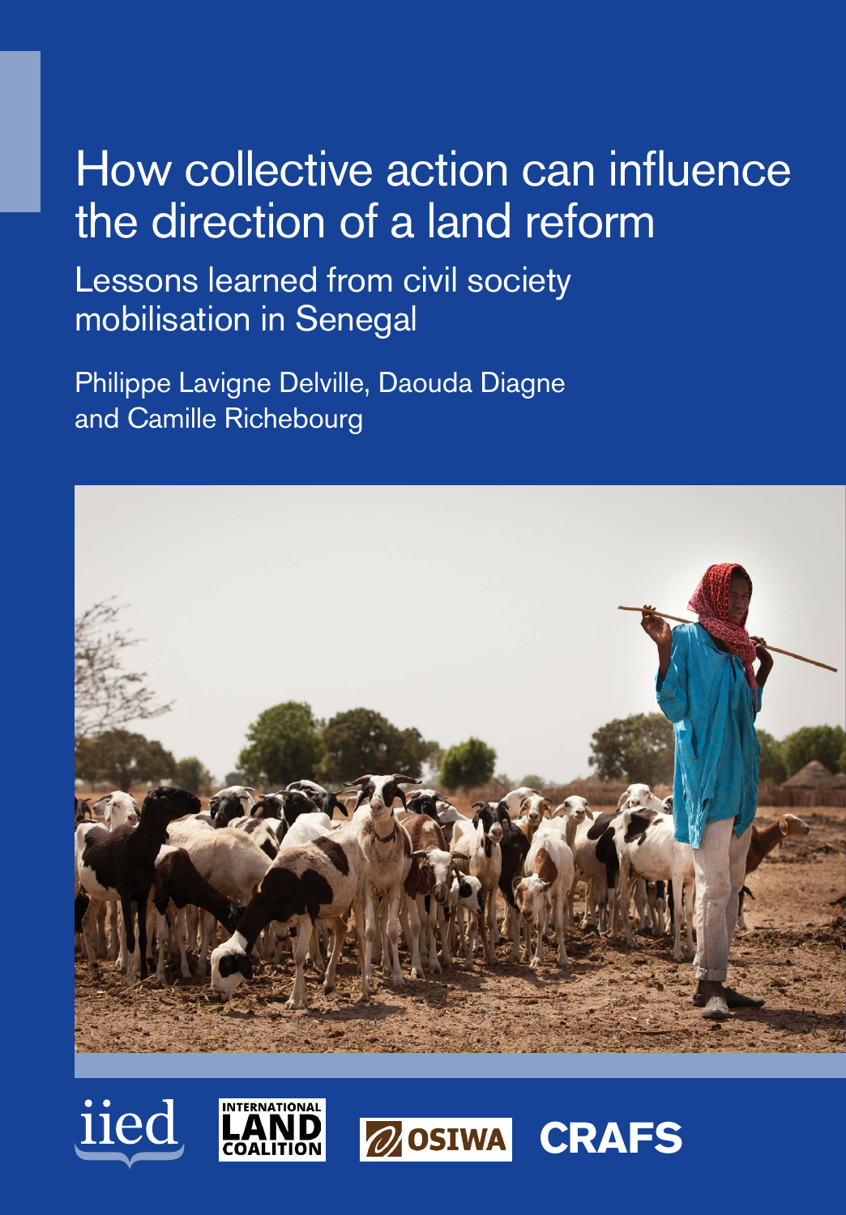# How collective action can influence the direction of a land reform

## Lessons learned from civil society mobilisation in Senegal

Philippe Lavigne Delville, Daouda Diagne and Camille Richebourg

iied

INTERNATIONAL LAND COALITION

OSIWA

CRAFS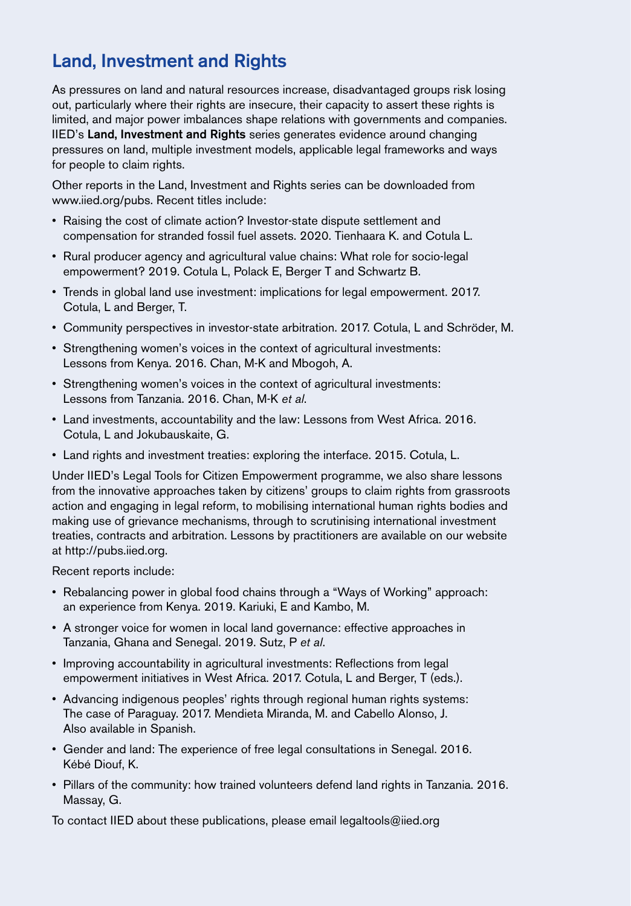## Land, Investment and Rights

As pressures on land and natural resources increase, disadvantaged groups risk losing out, particularly where their rights are insecure, their capacity to assert these rights is limited, and major power imbalances shape relations with governments and companies. IIED's **Land, Investment and Rights** series generates evidence around changing pressures on land, multiple investment models, applicable legal frameworks and ways for people to claim rights.

Other reports in the Land, Investment and Rights series can be downloaded from www.iied.org/pubs. Recent titles include:

- Raising the cost of climate action? Investor-state dispute settlement and compensation for stranded fossil fuel assets. 2020. Tienhaara K. and Cotula L.
- Rural producer agency and agricultural value chains: What role for socio-legal empowerment? 2019. Cotula L, Polack E, Berger T and Schwartz B.
- Trends in global land use investment: implications for legal empowerment. 2017. Cotula, L and Berger, T.
- Community perspectives in investor-state arbitration. 2017. Cotula, L and Schröder, M.
- Strengthening women's voices in the context of agricultural investments: Lessons from Kenya. 2016. Chan, M-K and Mbogoh, A.
- Strengthening women's voices in the context of agricultural investments: Lessons from Tanzania. 2016. Chan, M-K *et al*.
- Land investments, accountability and the law: Lessons from West Africa. 2016. Cotula, L and Jokubauskaite, G.
- Land rights and investment treaties: exploring the interface. 2015. Cotula, L.

Under IIED's Legal Tools for Citizen Empowerment programme, we also share lessons from the innovative approaches taken by citizens' groups to claim rights from grassroots action and engaging in legal reform, to mobilising international human rights bodies and making use of grievance mechanisms, through to scrutinising international investment treaties, contracts and arbitration. Lessons by practitioners are available on our website at http://pubs.iied.org.

Recent reports include:

- Rebalancing power in global food chains through a "Ways of Working" approach: an experience from Kenya. 2019. Kariuki, E and Kambo, M.
- A stronger voice for women in local land governance: effective approaches in Tanzania, Ghana and Senegal. 2019. Sutz, P *et al*.
- Improving accountability in agricultural investments: Reflections from legal empowerment initiatives in West Africa. 2017. Cotula, L and Berger, T (eds.).
- Advancing indigenous peoples' rights through regional human rights systems: The case of Paraguay. 2017. Mendieta Miranda, M. and Cabello Alonso, J. Also available in Spanish.
- Gender and land: The experience of free legal consultations in Senegal. 2016. Kébé Diouf, K.
- Pillars of the community: how trained volunteers defend land rights in Tanzania. 2016. Massay, G.

To contact IIED about these publications, please email legaltools@iied.org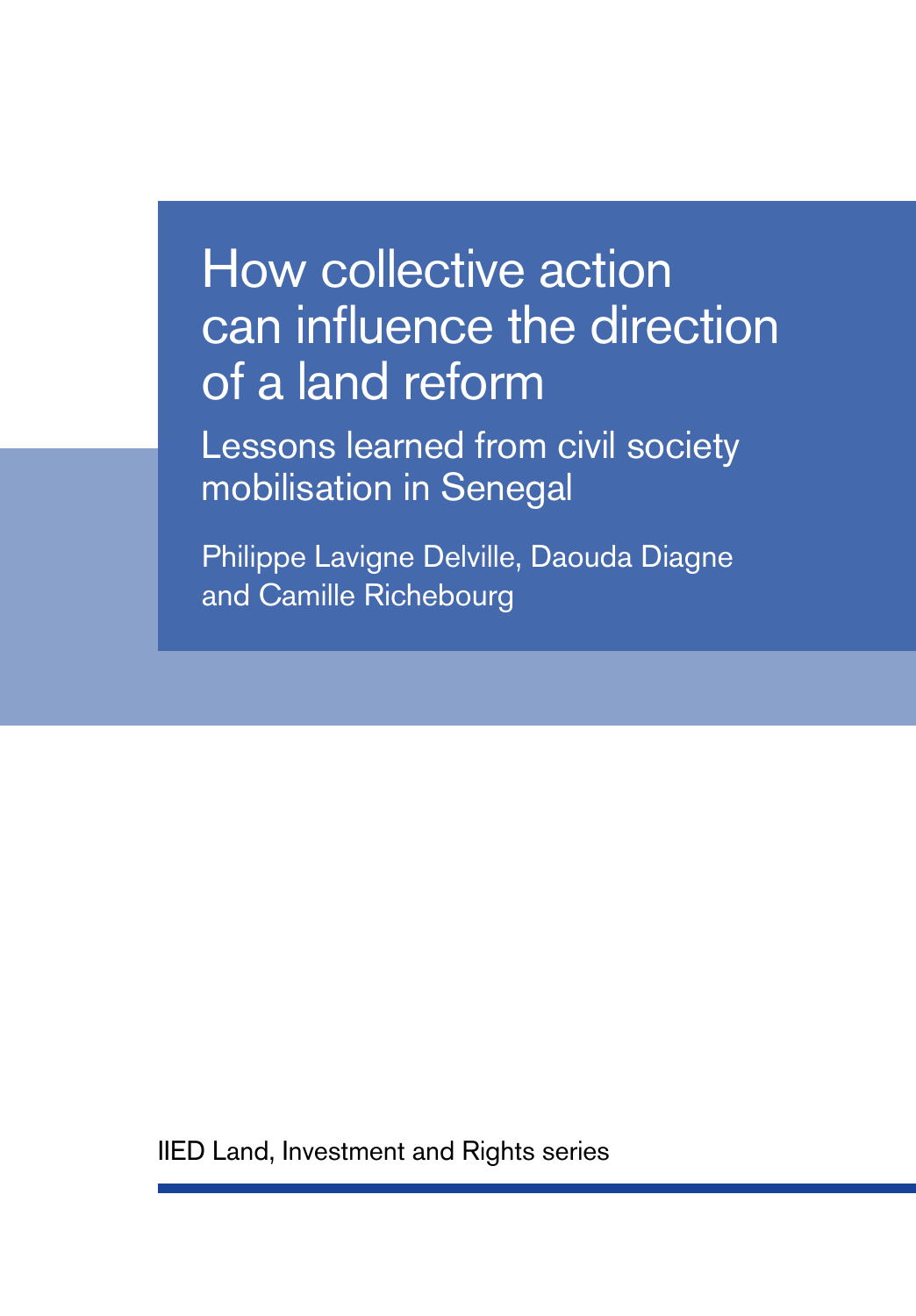# How collective action can influence the direction of a land reform

## Lessons learned from civil society mobilisation in Senegal

Philippe Lavigne Delville, Daouda Diagne and Camille Richebourg

IIED Land, Investment and Rights series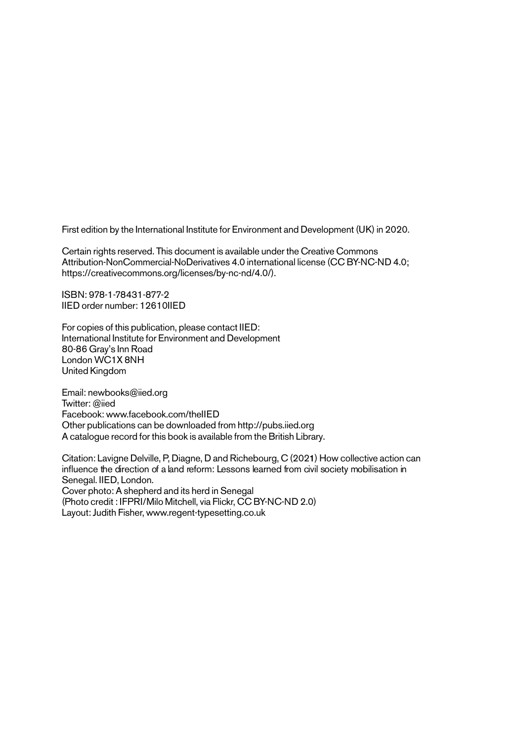First edition by the International Institute for Environment and Development (UK) in 2020.

Certain rights reserved. This document is available under the Creative Commons Attribution-NonCommercial-NoDerivatives 4.0 international license (CC BY-NC-ND 4.0; https://creativecommons.org/licenses/by-nc-nd/4.0/).

ISBN: 978-1-78431-877-2
IIED order number: 12610IIED

For copies of this publication, please contact IIED:
International Institute for Environment and Development
80-86 Gray's Inn Road
London WC1X 8NH
United Kingdom

Email: newbooks@iied.org
Twitter: @iied
Facebook: www.facebook.com/theIIED
Other publications can be downloaded from http://pubs.iied.org
A catalogue record for this book is available from the British Library.

Citation: Lavigne Delville, P, Diagne, D and Richebourg, C (2021) How collective action can influence the direction of a land reform: Lessons learned from civil society mobilisation in Senegal. IIED, London.
Cover photo: A shepherd and its herd in Senegal
(Photo credit : IFPRI/Milo Mitchell, via Flickr, CC BY-NC-ND 2.0)
Layout: Judith Fisher, www.regent-typesetting.co.uk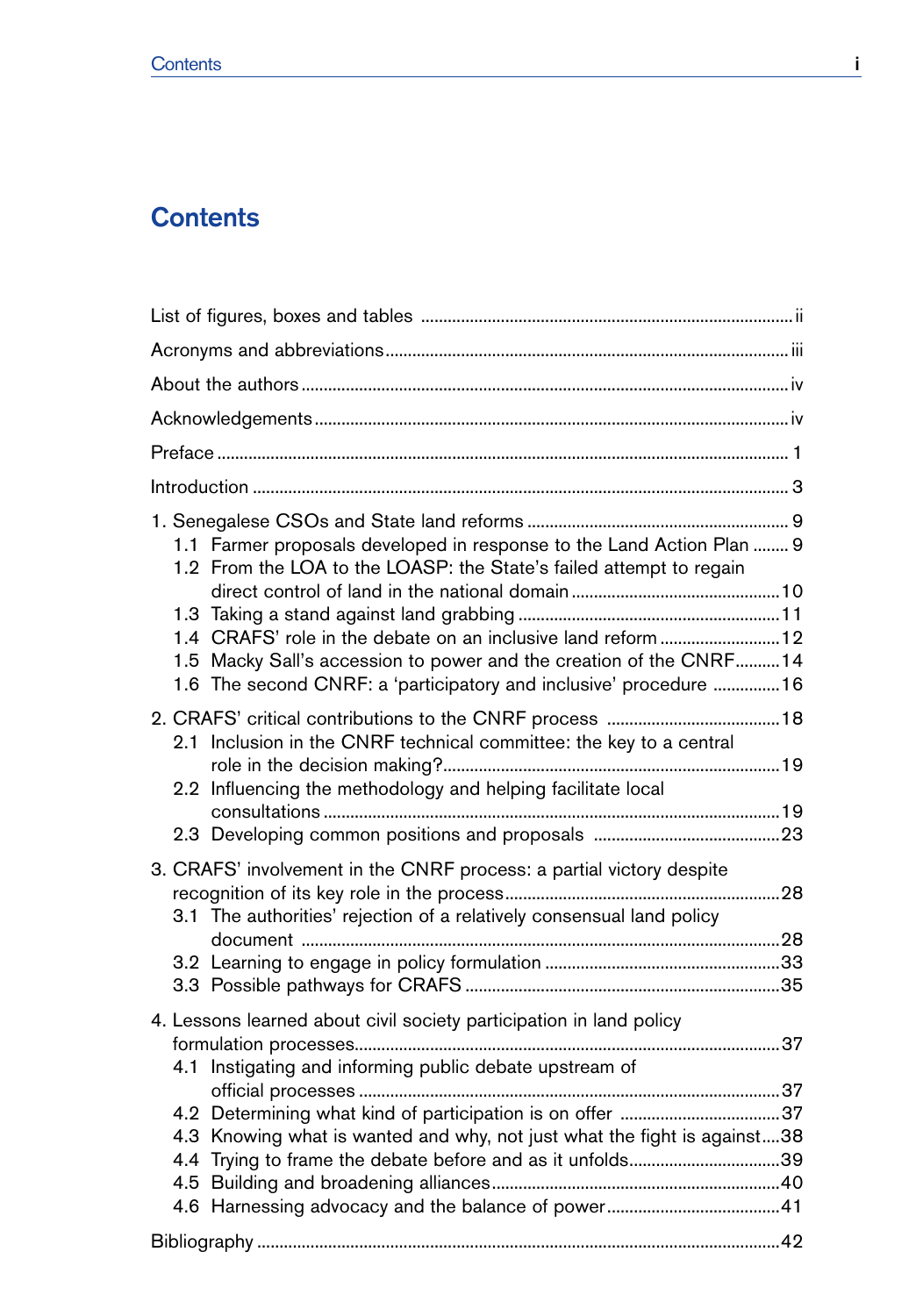# Contents

List of figures, boxes and tables ..... ii

Acronyms and abbreviations ..... iii

About the authors ..... iv

Acknowledgements ..... iv

Preface ..... 1

Introduction ..... 3

1. Senegalese CSOs and State land reforms ..... 9
   - 1.1 Farmer proposals developed in response to the Land Action Plan ..... 9
   - 1.2 From the LOA to the LOASP: the State's failed attempt to regain direct control of land in the national domain ..... 10
   - 1.3 Taking a stand against land grabbing ..... 11
   - 1.4 CRAFS' role in the debate on an inclusive land reform ..... 12
   - 1.5 Macky Sall's accession to power and the creation of the CNRF ..... 14
   - 1.6 The second CNRF: a 'participatory and inclusive' procedure ..... 16

2. CRAFS' critical contributions to the CNRF process ..... 18
   - 2.1 Inclusion in the CNRF technical committee: the key to a central role in the decision making? ..... 19
   - 2.2 Influencing the methodology and helping facilitate local consultations ..... 19
   - 2.3 Developing common positions and proposals ..... 23

3. CRAFS' involvement in the CNRF process: a partial victory despite recognition of its key role in the process ..... 28
   - 3.1 The authorities' rejection of a relatively consensual land policy document ..... 28
   - 3.2 Learning to engage in policy formulation ..... 33
   - 3.3 Possible pathways for CRAFS ..... 35

4. Lessons learned about civil society participation in land policy formulation processes ..... 37
   - 4.1 Instigating and informing public debate upstream of official processes ..... 37
   - 4.2 Determining what kind of participation is on offer ..... 37
   - 4.3 Knowing what is wanted and why, not just what the fight is against ..... 38
   - 4.4 Trying to frame the debate before and as it unfolds ..... 39
   - 4.5 Building and broadening alliances ..... 40
   - 4.6 Harnessing advocacy and the balance of power ..... 41

Bibliography ..... 42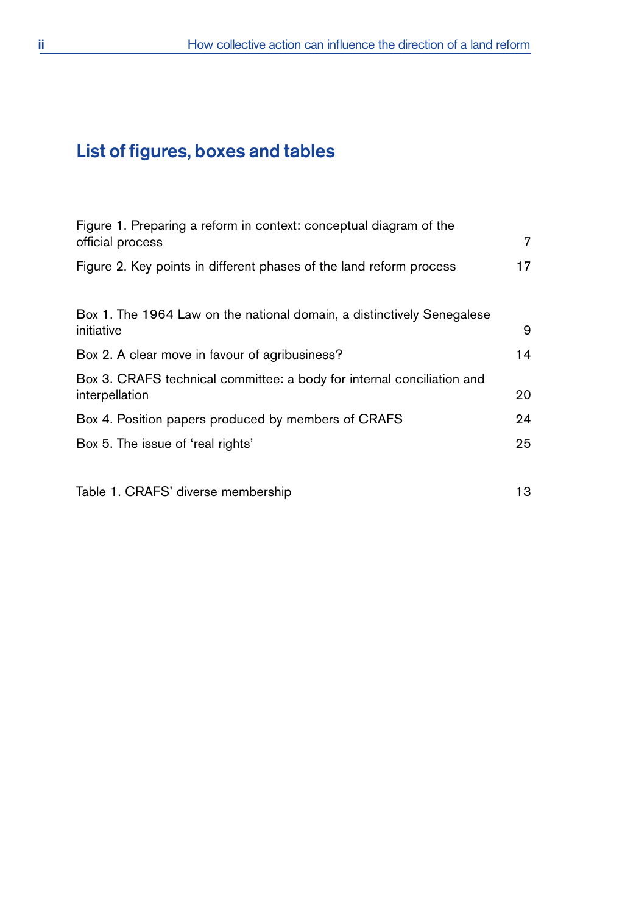## List of figures, boxes and tables

Figure 1. Preparing a reform in context: conceptual diagram of the official process 7

Figure 2. Key points in different phases of the land reform process 17

Box 1. The 1964 Law on the national domain, a distinctively Senegalese initiative 9

Box 2. A clear move in favour of agribusiness? 14

Box 3. CRAFS technical committee: a body for internal conciliation and interpellation 20

Box 4. Position papers produced by members of CRAFS 24

Box 5. The issue of 'real rights' 25

Table 1. CRAFS' diverse membership 13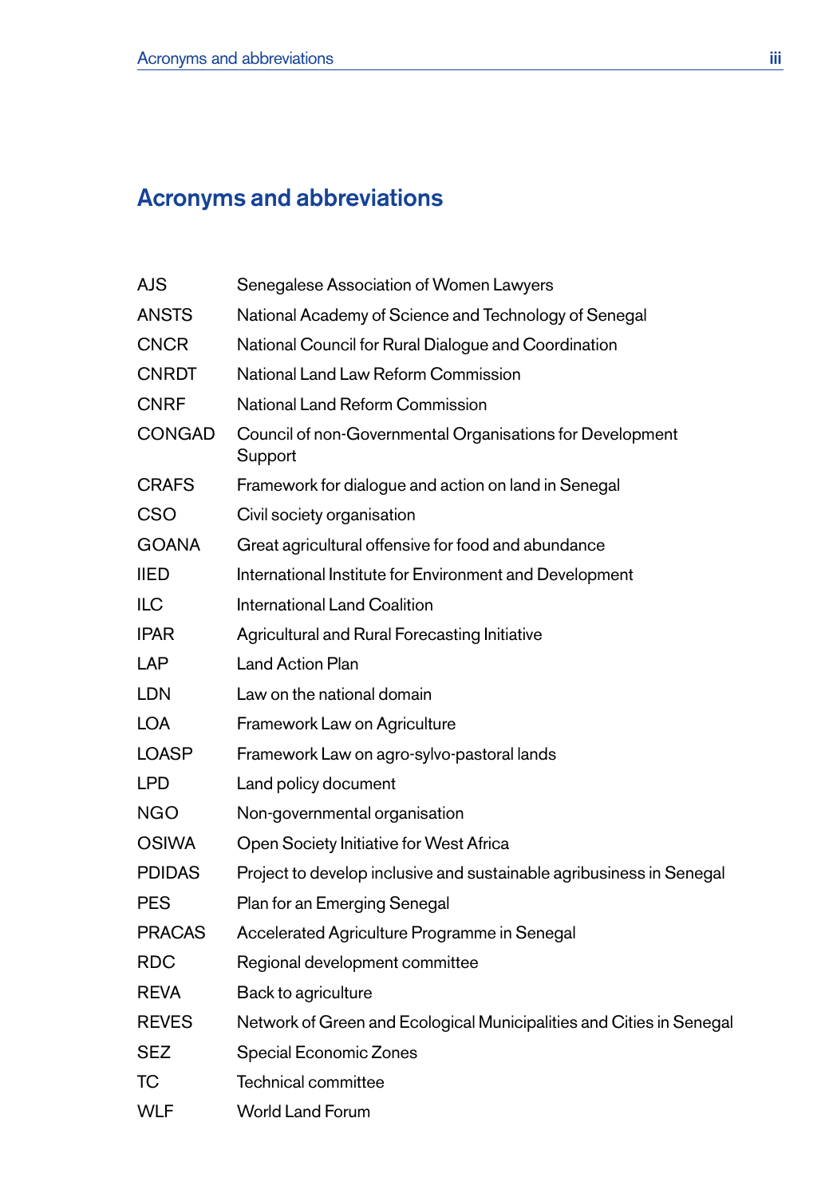# Acronyms and abbreviations

| | |
|---|---|
| AJS | Senegalese Association of Women Lawyers |
| ANSTS | National Academy of Science and Technology of Senegal |
| CNCR | National Council for Rural Dialogue and Coordination |
| CNRDT | National Land Law Reform Commission |
| CNRF | National Land Reform Commission |
| CONGAD | Council of non-Governmental Organisations for Development Support |
| CRAFS | Framework for dialogue and action on land in Senegal |
| CSO | Civil society organisation |
| GOANA | Great agricultural offensive for food and abundance |
| IIED | International Institute for Environment and Development |
| ILC | International Land Coalition |
| IPAR | Agricultural and Rural Forecasting Initiative |
| LAP | Land Action Plan |
| LDN | Law on the national domain |
| LOA | Framework Law on Agriculture |
| LOASP | Framework Law on agro-sylvo-pastoral lands |
| LPD | Land policy document |
| NGO | Non-governmental organisation |
| OSIWA | Open Society Initiative for West Africa |
| PDIDAS | Project to develop inclusive and sustainable agribusiness in Senegal |
| PES | Plan for an Emerging Senegal |
| PRACAS | Accelerated Agriculture Programme in Senegal |
| RDC | Regional development committee |
| REVA | Back to agriculture |
| REVES | Network of Green and Ecological Municipalities and Cities in Senegal |
| SEZ | Special Economic Zones |
| TC | Technical committee |
| WLF | World Land Forum |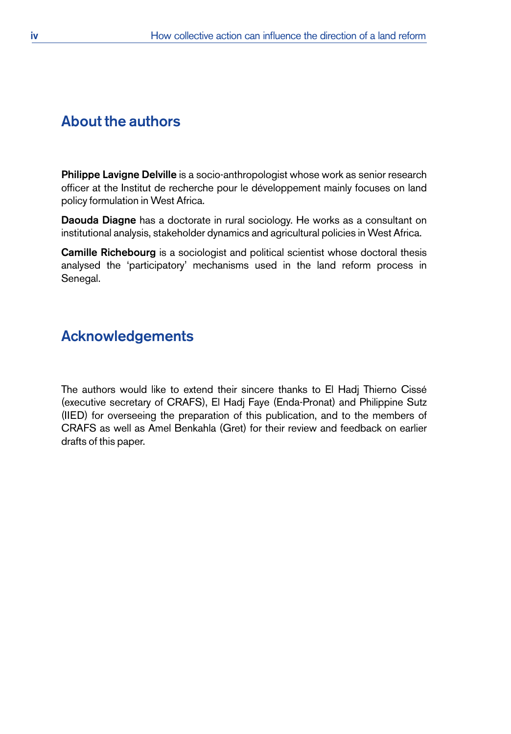## About the authors

**Philippe Lavigne Delville** is a socio-anthropologist whose work as senior research officer at the Institut de recherche pour le développement mainly focuses on land policy formulation in West Africa.

**Daouda Diagne** has a doctorate in rural sociology. He works as a consultant on institutional analysis, stakeholder dynamics and agricultural policies in West Africa.

**Camille Richebourg** is a sociologist and political scientist whose doctoral thesis analysed the 'participatory' mechanisms used in the land reform process in Senegal.

## Acknowledgements

The authors would like to extend their sincere thanks to El Hadj Thierno Cissé (executive secretary of CRAFS), El Hadj Faye (Enda-Pronat) and Philippine Sutz (IIED) for overseeing the preparation of this publication, and to the members of CRAFS as well as Amel Benkahla (Gret) for their review and feedback on earlier drafts of this paper.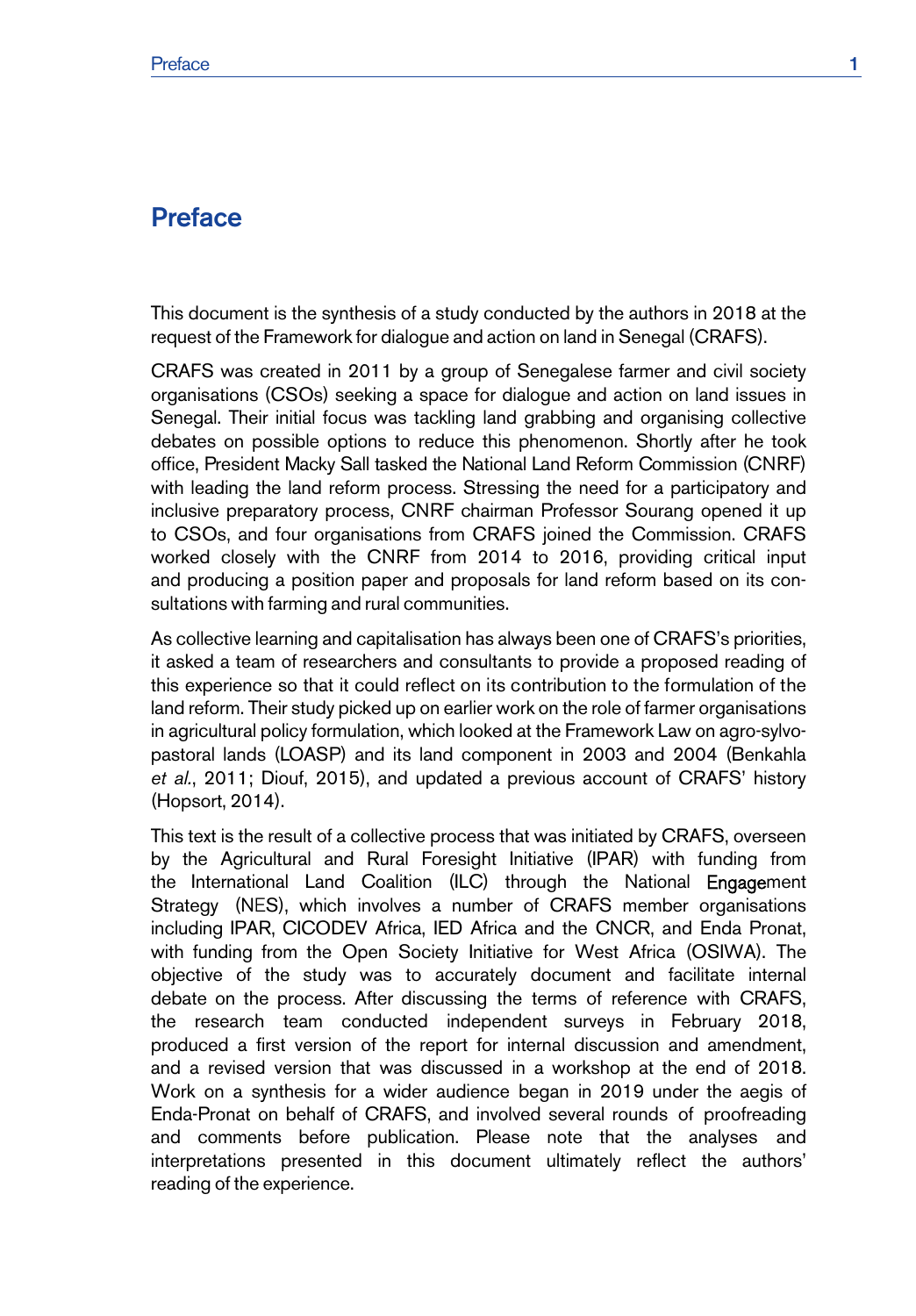# Preface

This document is the synthesis of a study conducted by the authors in 2018 at the request of the Framework for dialogue and action on land in Senegal (CRAFS).

CRAFS was created in 2011 by a group of Senegalese farmer and civil society organisations (CSOs) seeking a space for dialogue and action on land issues in Senegal. Their initial focus was tackling land grabbing and organising collective debates on possible options to reduce this phenomenon. Shortly after he took office, President Macky Sall tasked the National Land Reform Commission (CNRF) with leading the land reform process. Stressing the need for a participatory and inclusive preparatory process, CNRF chairman Professor Sourang opened it up to CSOs, and four organisations from CRAFS joined the Commission. CRAFS worked closely with the CNRF from 2014 to 2016, providing critical input and producing a position paper and proposals for land reform based on its consultations with farming and rural communities.

As collective learning and capitalisation has always been one of CRAFS's priorities, it asked a team of researchers and consultants to provide a proposed reading of this experience so that it could reflect on its contribution to the formulation of the land reform. Their study picked up on earlier work on the role of farmer organisations in agricultural policy formulation, which looked at the Framework Law on agro-sylvo-pastoral lands (LOASP) and its land component in 2003 and 2004 (Benkahla *et al.*, 2011; Diouf, 2015), and updated a previous account of CRAFS' history (Hopsort, 2014).

This text is the result of a collective process that was initiated by CRAFS, overseen by the Agricultural and Rural Foresight Initiative (IPAR) with funding from the International Land Coalition (ILC) through the National Engagement Strategy (NES), which involves a number of CRAFS member organisations including IPAR, CICODEV Africa, IED Africa and the CNCR, and Enda Pronat, with funding from the Open Society Initiative for West Africa (OSIWA). The objective of the study was to accurately document and facilitate internal debate on the process. After discussing the terms of reference with CRAFS, the research team conducted independent surveys in February 2018, produced a first version of the report for internal discussion and amendment, and a revised version that was discussed in a workshop at the end of 2018. Work on a synthesis for a wider audience began in 2019 under the aegis of Enda-Pronat on behalf of CRAFS, and involved several rounds of proofreading and comments before publication. Please note that the analyses and interpretations presented in this document ultimately reflect the authors' reading of the experience.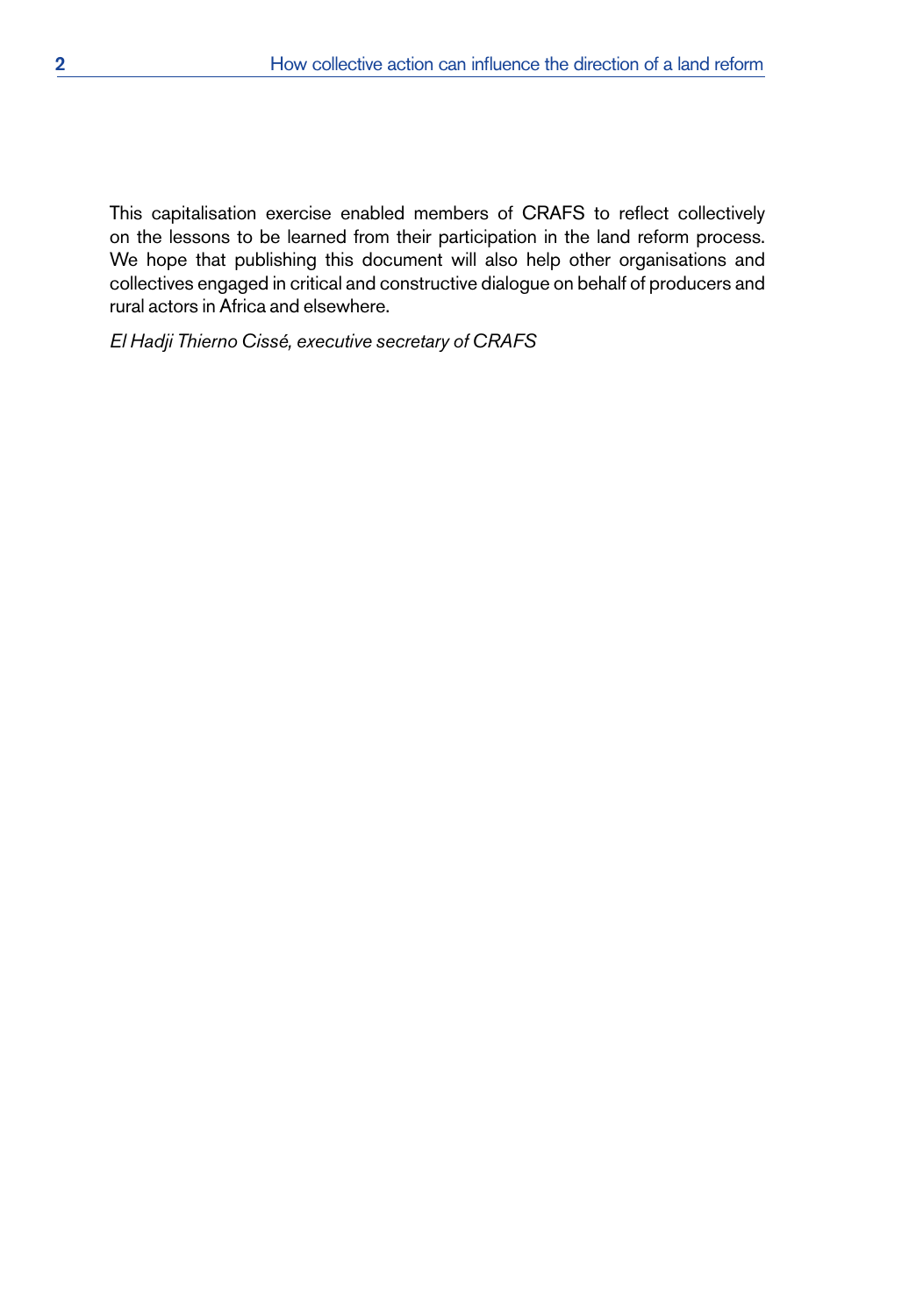This capitalisation exercise enabled members of CRAFS to reflect collectively on the lessons to be learned from their participation in the land reform process. We hope that publishing this document will also help other organisations and collectives engaged in critical and constructive dialogue on behalf of producers and rural actors in Africa and elsewhere.

*El Hadji Thierno Cissé, executive secretary of CRAFS*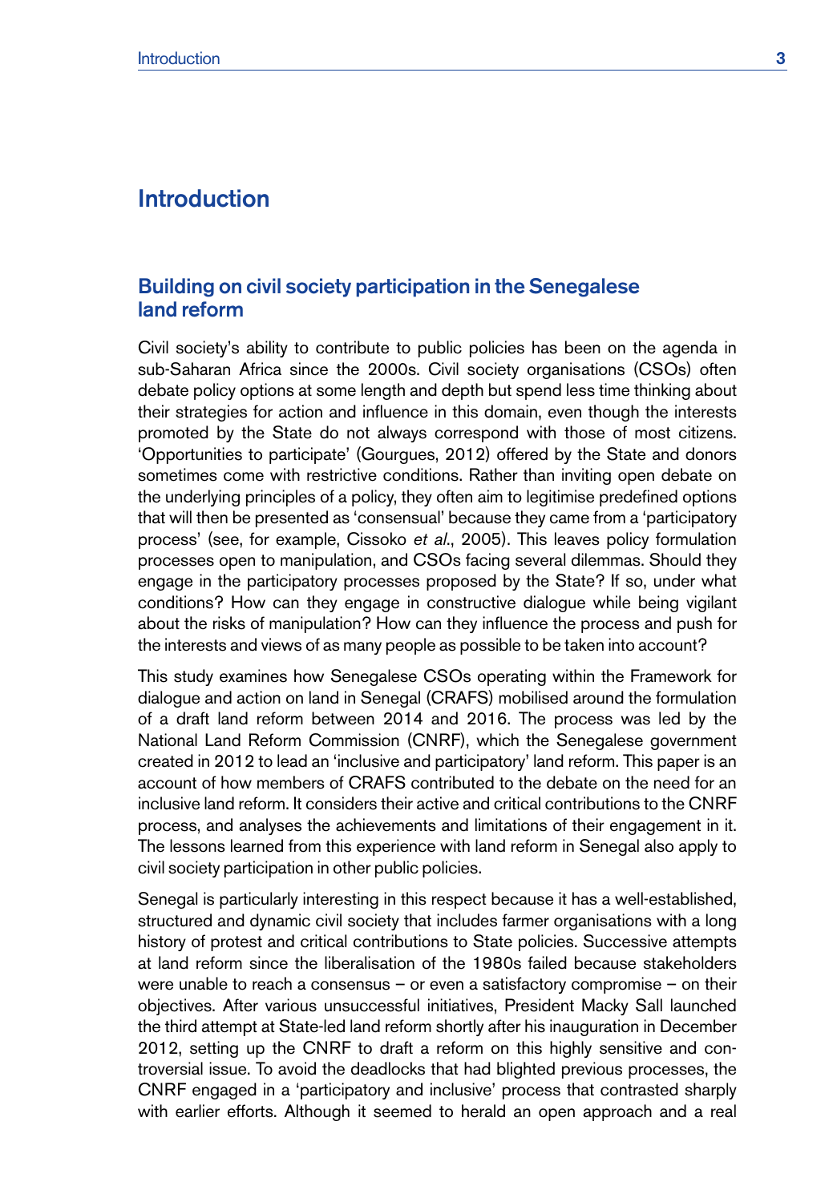# Introduction

## Building on civil society participation in the Senegalese land reform

Civil society's ability to contribute to public policies has been on the agenda in sub-Saharan Africa since the 2000s. Civil society organisations (CSOs) often debate policy options at some length and depth but spend less time thinking about their strategies for action and influence in this domain, even though the interests promoted by the State do not always correspond with those of most citizens. 'Opportunities to participate' (Gourgues, 2012) offered by the State and donors sometimes come with restrictive conditions. Rather than inviting open debate on the underlying principles of a policy, they often aim to legitimise predefined options that will then be presented as 'consensual' because they came from a 'participatory process' (see, for example, Cissoko *et al.*, 2005). This leaves policy formulation processes open to manipulation, and CSOs facing several dilemmas. Should they engage in the participatory processes proposed by the State? If so, under what conditions? How can they engage in constructive dialogue while being vigilant about the risks of manipulation? How can they influence the process and push for the interests and views of as many people as possible to be taken into account?

This study examines how Senegalese CSOs operating within the Framework for dialogue and action on land in Senegal (CRAFS) mobilised around the formulation of a draft land reform between 2014 and 2016. The process was led by the National Land Reform Commission (CNRF), which the Senegalese government created in 2012 to lead an 'inclusive and participatory' land reform. This paper is an account of how members of CRAFS contributed to the debate on the need for an inclusive land reform. It considers their active and critical contributions to the CNRF process, and analyses the achievements and limitations of their engagement in it. The lessons learned from this experience with land reform in Senegal also apply to civil society participation in other public policies.

Senegal is particularly interesting in this respect because it has a well-established, structured and dynamic civil society that includes farmer organisations with a long history of protest and critical contributions to State policies. Successive attempts at land reform since the liberalisation of the 1980s failed because stakeholders were unable to reach a consensus – or even a satisfactory compromise – on their objectives. After various unsuccessful initiatives, President Macky Sall launched the third attempt at State-led land reform shortly after his inauguration in December 2012, setting up the CNRF to draft a reform on this highly sensitive and controversial issue. To avoid the deadlocks that had blighted previous processes, the CNRF engaged in a 'participatory and inclusive' process that contrasted sharply with earlier efforts. Although it seemed to herald an open approach and a real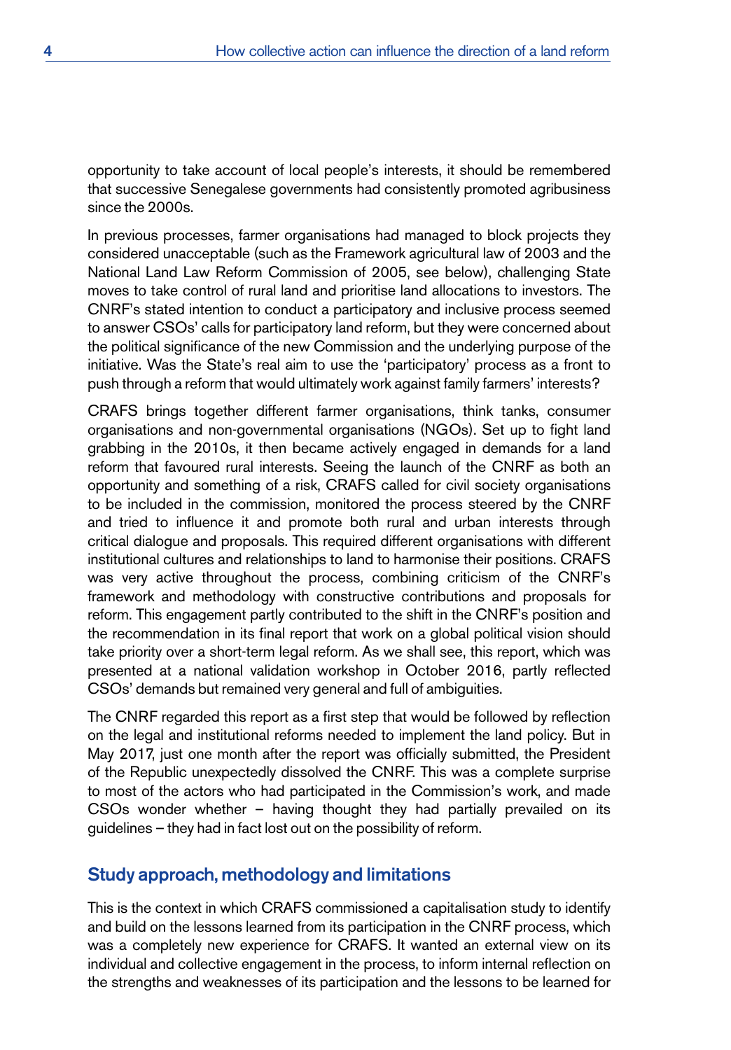opportunity to take account of local people's interests, it should be remembered that successive Senegalese governments had consistently promoted agribusiness since the 2000s.

In previous processes, farmer organisations had managed to block projects they considered unacceptable (such as the Framework agricultural law of 2003 and the National Land Law Reform Commission of 2005, see below), challenging State moves to take control of rural land and prioritise land allocations to investors. The CNRF's stated intention to conduct a participatory and inclusive process seemed to answer CSOs' calls for participatory land reform, but they were concerned about the political significance of the new Commission and the underlying purpose of the initiative. Was the State's real aim to use the 'participatory' process as a front to push through a reform that would ultimately work against family farmers' interests?

CRAFS brings together different farmer organisations, think tanks, consumer organisations and non-governmental organisations (NGOs). Set up to fight land grabbing in the 2010s, it then became actively engaged in demands for a land reform that favoured rural interests. Seeing the launch of the CNRF as both an opportunity and something of a risk, CRAFS called for civil society organisations to be included in the commission, monitored the process steered by the CNRF and tried to influence it and promote both rural and urban interests through critical dialogue and proposals. This required different organisations with different institutional cultures and relationships to land to harmonise their positions. CRAFS was very active throughout the process, combining criticism of the CNRF's framework and methodology with constructive contributions and proposals for reform. This engagement partly contributed to the shift in the CNRF's position and the recommendation in its final report that work on a global political vision should take priority over a short-term legal reform. As we shall see, this report, which was presented at a national validation workshop in October 2016, partly reflected CSOs' demands but remained very general and full of ambiguities.

The CNRF regarded this report as a first step that would be followed by reflection on the legal and institutional reforms needed to implement the land policy. But in May 2017, just one month after the report was officially submitted, the President of the Republic unexpectedly dissolved the CNRF. This was a complete surprise to most of the actors who had participated in the Commission's work, and made CSOs wonder whether – having thought they had partially prevailed on its guidelines – they had in fact lost out on the possibility of reform.

## Study approach, methodology and limitations

This is the context in which CRAFS commissioned a capitalisation study to identify and build on the lessons learned from its participation in the CNRF process, which was a completely new experience for CRAFS. It wanted an external view on its individual and collective engagement in the process, to inform internal reflection on the strengths and weaknesses of its participation and the lessons to be learned for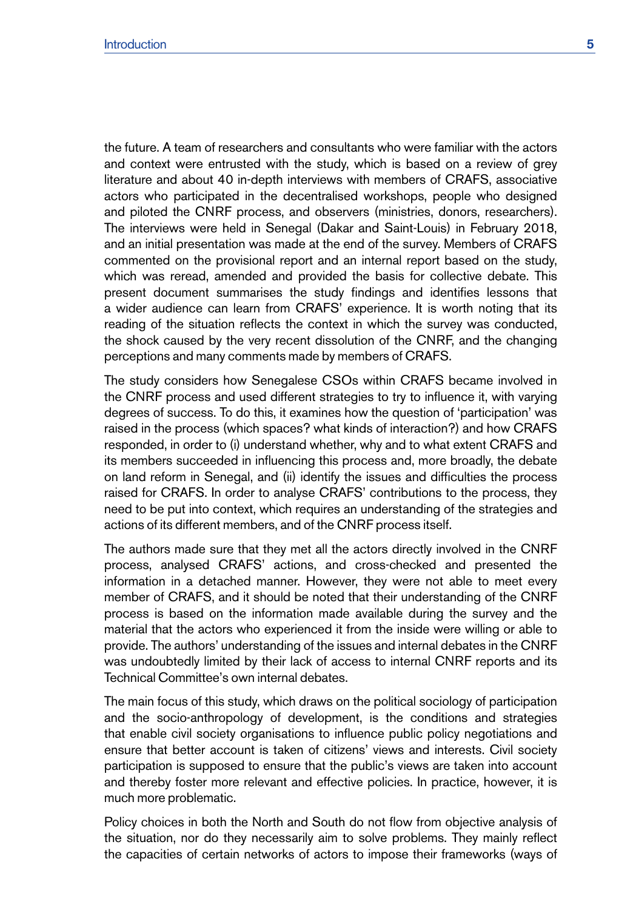the future. A team of researchers and consultants who were familiar with the actors and context were entrusted with the study, which is based on a review of grey literature and about 40 in-depth interviews with members of CRAFS, associative actors who participated in the decentralised workshops, people who designed and piloted the CNRF process, and observers (ministries, donors, researchers). The interviews were held in Senegal (Dakar and Saint-Louis) in February 2018, and an initial presentation was made at the end of the survey. Members of CRAFS commented on the provisional report and an internal report based on the study, which was reread, amended and provided the basis for collective debate. This present document summarises the study findings and identifies lessons that a wider audience can learn from CRAFS' experience. It is worth noting that its reading of the situation reflects the context in which the survey was conducted, the shock caused by the very recent dissolution of the CNRF, and the changing perceptions and many comments made by members of CRAFS.

The study considers how Senegalese CSOs within CRAFS became involved in the CNRF process and used different strategies to try to influence it, with varying degrees of success. To do this, it examines how the question of 'participation' was raised in the process (which spaces? what kinds of interaction?) and how CRAFS responded, in order to (i) understand whether, why and to what extent CRAFS and its members succeeded in influencing this process and, more broadly, the debate on land reform in Senegal, and (ii) identify the issues and difficulties the process raised for CRAFS. In order to analyse CRAFS' contributions to the process, they need to be put into context, which requires an understanding of the strategies and actions of its different members, and of the CNRF process itself.

The authors made sure that they met all the actors directly involved in the CNRF process, analysed CRAFS' actions, and cross-checked and presented the information in a detached manner. However, they were not able to meet every member of CRAFS, and it should be noted that their understanding of the CNRF process is based on the information made available during the survey and the material that the actors who experienced it from the inside were willing or able to provide. The authors' understanding of the issues and internal debates in the CNRF was undoubtedly limited by their lack of access to internal CNRF reports and its Technical Committee's own internal debates.

The main focus of this study, which draws on the political sociology of participation and the socio-anthropology of development, is the conditions and strategies that enable civil society organisations to influence public policy negotiations and ensure that better account is taken of citizens' views and interests. Civil society participation is supposed to ensure that the public's views are taken into account and thereby foster more relevant and effective policies. In practice, however, it is much more problematic.

Policy choices in both the North and South do not flow from objective analysis of the situation, nor do they necessarily aim to solve problems. They mainly reflect the capacities of certain networks of actors to impose their frameworks (ways of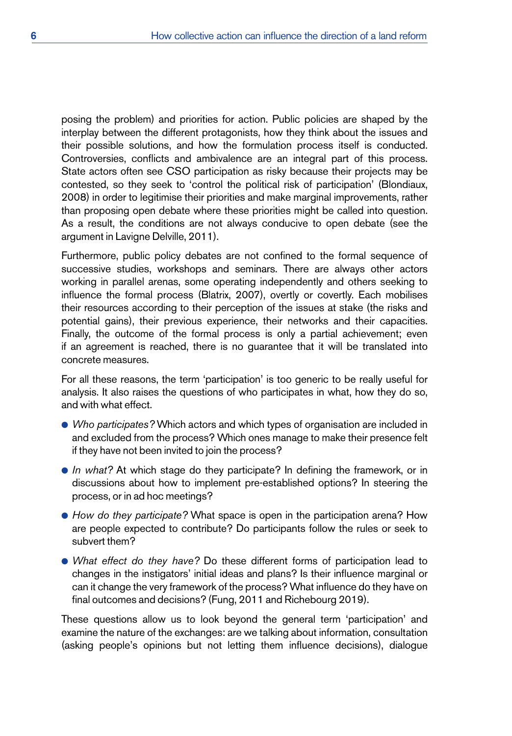posing the problem) and priorities for action. Public policies are shaped by the interplay between the different protagonists, how they think about the issues and their possible solutions, and how the formulation process itself is conducted. Controversies, conflicts and ambivalence are an integral part of this process. State actors often see CSO participation as risky because their projects may be contested, so they seek to 'control the political risk of participation' (Blondiaux, 2008) in order to legitimise their priorities and make marginal improvements, rather than proposing open debate where these priorities might be called into question. As a result, the conditions are not always conducive to open debate (see the argument in Lavigne Delville, 2011).

Furthermore, public policy debates are not confined to the formal sequence of successive studies, workshops and seminars. There are always other actors working in parallel arenas, some operating independently and others seeking to influence the formal process (Blatrix, 2007), overtly or covertly. Each mobilises their resources according to their perception of the issues at stake (the risks and potential gains), their previous experience, their networks and their capacities. Finally, the outcome of the formal process is only a partial achievement; even if an agreement is reached, there is no guarantee that it will be translated into concrete measures.

For all these reasons, the term 'participation' is too generic to be really useful for analysis. It also raises the questions of who participates in what, how they do so, and with what effect.

- *Who participates?* Which actors and which types of organisation are included in and excluded from the process? Which ones manage to make their presence felt if they have not been invited to join the process?
- *In what?* At which stage do they participate? In defining the framework, or in discussions about how to implement pre-established options? In steering the process, or in ad hoc meetings?
- *How do they participate?* What space is open in the participation arena? How are people expected to contribute? Do participants follow the rules or seek to subvert them?
- *What effect do they have?* Do these different forms of participation lead to changes in the instigators' initial ideas and plans? Is their influence marginal or can it change the very framework of the process? What influence do they have on final outcomes and decisions? (Fung, 2011 and Richebourg 2019).

These questions allow us to look beyond the general term 'participation' and examine the nature of the exchanges: are we talking about information, consultation (asking people's opinions but not letting them influence decisions), dialogue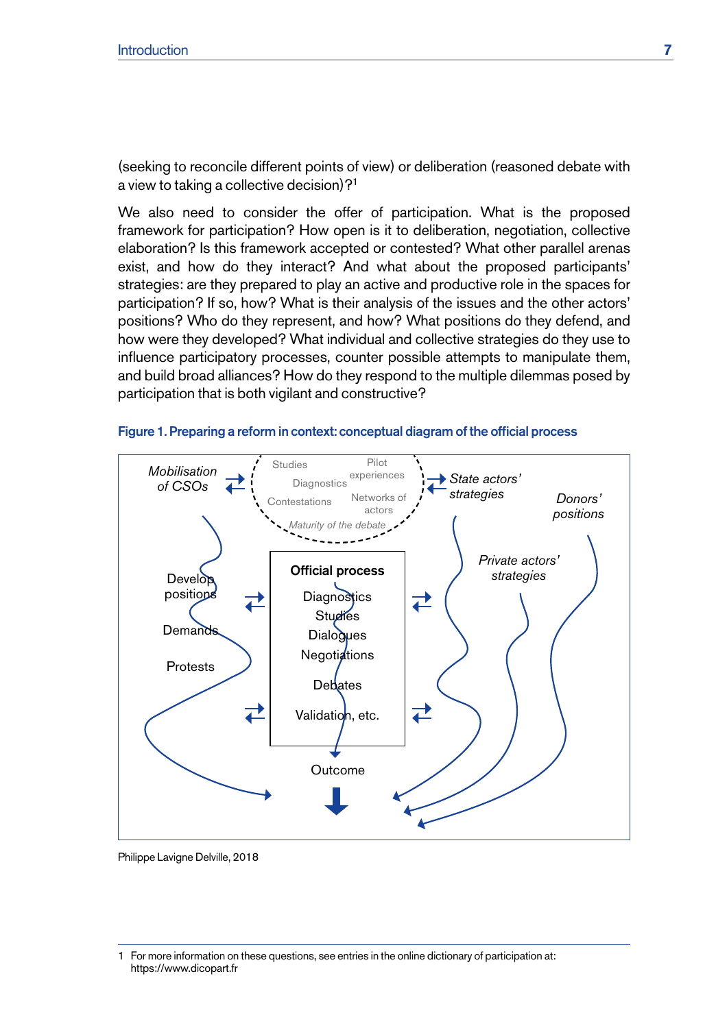(seeking to reconcile different points of view) or deliberation (reasoned debate with a view to taking a collective decision)?[1]

We also need to consider the offer of participation. What is the proposed framework for participation? How open is it to deliberation, negotiation, collective elaboration? Is this framework accepted or contested? What other parallel arenas exist, and how do they interact? And what about the proposed participants' strategies: are they prepared to play an active and productive role in the spaces for participation? If so, how? What is their analysis of the issues and the other actors' positions? Who do they represent, and how? What positions do they defend, and how were they developed? What individual and collective strategies do they use to influence participatory processes, counter possible attempts to manipulate them, and build broad alliances? How do they respond to the multiple dilemmas posed by participation that is both vigilant and constructive?

**Figure 1. Preparing a reform in context: conceptual diagram of the official process**

*Mobilisation of CSOs*

Studies · Pilot experiences · Diagnostics · Contestations · Networks of actors · *Maturity of the debate*

*State actors' strategies*

*Donors' positions*

*Private actors' strategies*

Develop positions · Demands · Protests

**Official process**
Diagnostics
Studies
Dialogues
Negotiations
Debates
Validation, etc.

Outcome

Philippe Lavigne Delville, 2018

1 For more information on these questions, see entries in the online dictionary of participation at: https://www.dicopart.fr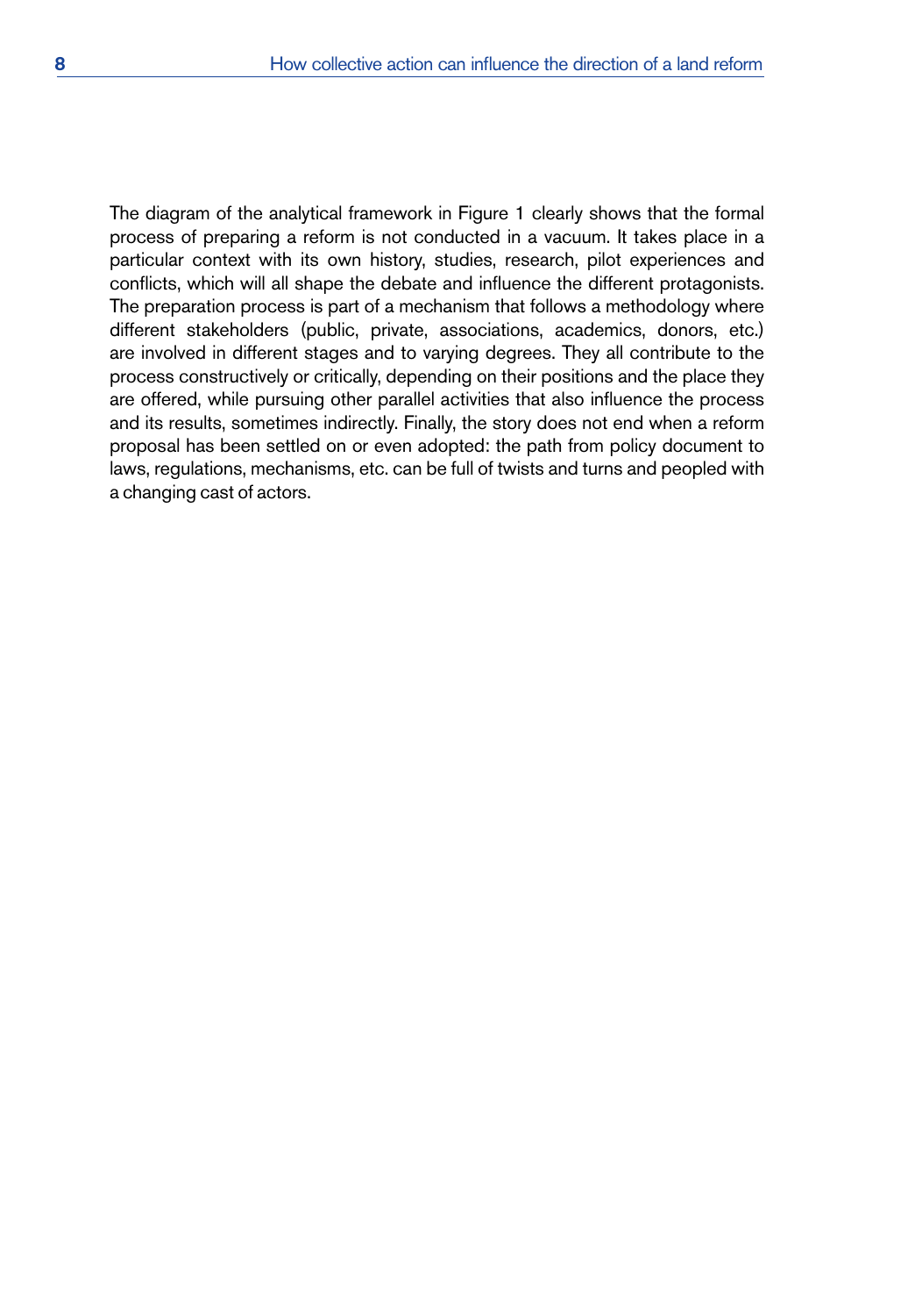The diagram of the analytical framework in Figure 1 clearly shows that the formal process of preparing a reform is not conducted in a vacuum. It takes place in a particular context with its own history, studies, research, pilot experiences and conflicts, which will all shape the debate and influence the different protagonists. The preparation process is part of a mechanism that follows a methodology where different stakeholders (public, private, associations, academics, donors, etc.) are involved in different stages and to varying degrees. They all contribute to the process constructively or critically, depending on their positions and the place they are offered, while pursuing other parallel activities that also influence the process and its results, sometimes indirectly. Finally, the story does not end when a reform proposal has been settled on or even adopted: the path from policy document to laws, regulations, mechanisms, etc. can be full of twists and turns and peopled with a changing cast of actors.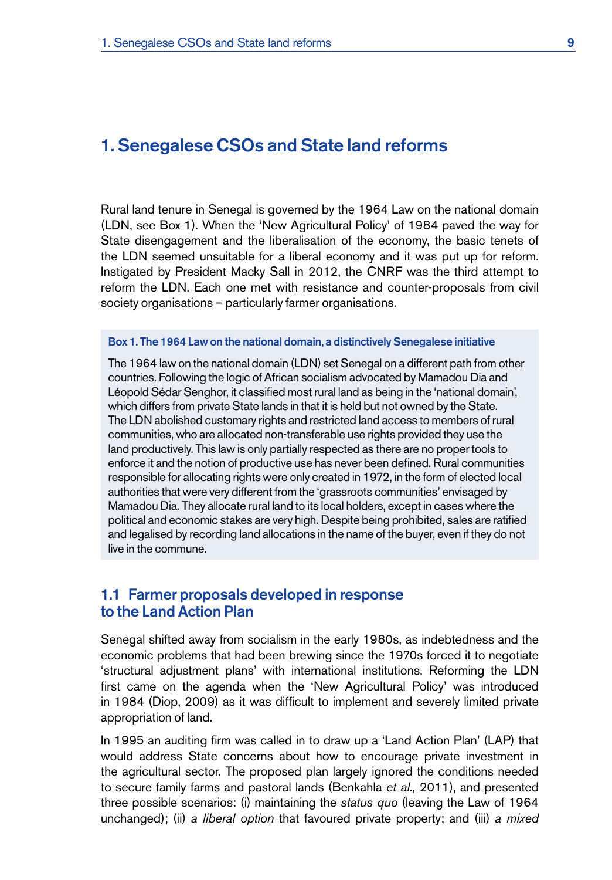# 1. Senegalese CSOs and State land reforms

Rural land tenure in Senegal is governed by the 1964 Law on the national domain (LDN, see Box 1). When the 'New Agricultural Policy' of 1984 paved the way for State disengagement and the liberalisation of the economy, the basic tenets of the LDN seemed unsuitable for a liberal economy and it was put up for reform. Instigated by President Macky Sall in 2012, the CNRF was the third attempt to reform the LDN. Each one met with resistance and counter-proposals from civil society organisations – particularly farmer organisations.

> **Box 1. The 1964 Law on the national domain, a distinctively Senegalese initiative**
>
> The 1964 law on the national domain (LDN) set Senegal on a different path from other countries. Following the logic of African socialism advocated by Mamadou Dia and Léopold Sédar Senghor, it classified most rural land as being in the 'national domain', which differs from private State lands in that it is held but not owned by the State. The LDN abolished customary rights and restricted land access to members of rural communities, who are allocated non-transferable use rights provided they use the land productively. This law is only partially respected as there are no proper tools to enforce it and the notion of productive use has never been defined. Rural communities responsible for allocating rights were only created in 1972, in the form of elected local authorities that were very different from the 'grassroots communities' envisaged by Mamadou Dia. They allocate rural land to its local holders, except in cases where the political and economic stakes are very high. Despite being prohibited, sales are ratified and legalised by recording land allocations in the name of the buyer, even if they do not live in the commune.

## 1.1 Farmer proposals developed in response to the Land Action Plan

Senegal shifted away from socialism in the early 1980s, as indebtedness and the economic problems that had been brewing since the 1970s forced it to negotiate 'structural adjustment plans' with international institutions. Reforming the LDN first came on the agenda when the 'New Agricultural Policy' was introduced in 1984 (Diop, 2009) as it was difficult to implement and severely limited private appropriation of land.

In 1995 an auditing firm was called in to draw up a 'Land Action Plan' (LAP) that would address State concerns about how to encourage private investment in the agricultural sector. The proposed plan largely ignored the conditions needed to secure family farms and pastoral lands (Benkahla *et al.,* 2011), and presented three possible scenarios: (i) maintaining the *status quo* (leaving the Law of 1964 unchanged); (ii) *a liberal option* that favoured private property; and (iii) *a mixed*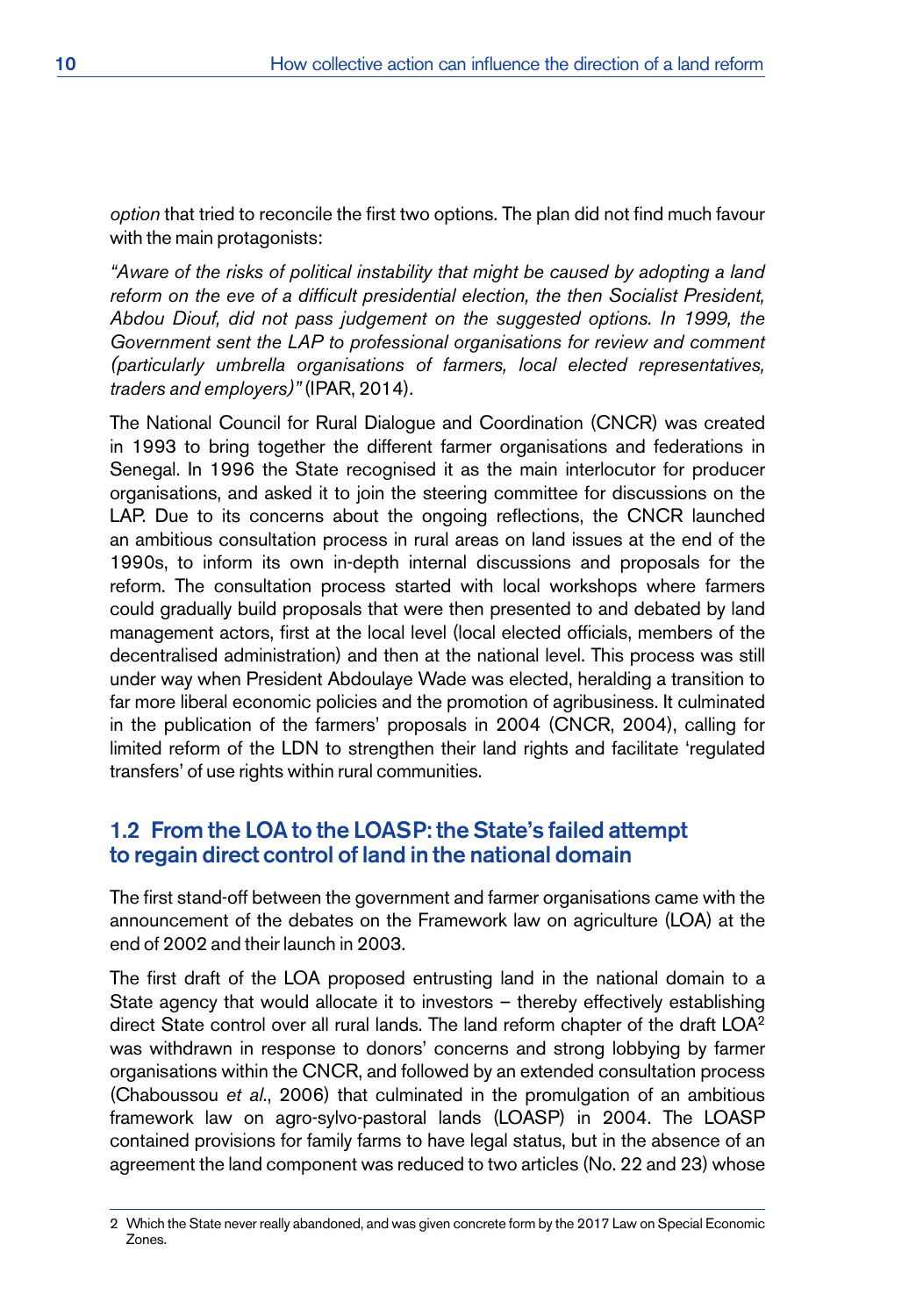*option* that tried to reconcile the first two options. The plan did not find much favour with the main protagonists:

*"Aware of the risks of political instability that might be caused by adopting a land reform on the eve of a difficult presidential election, the then Socialist President, Abdou Diouf, did not pass judgement on the suggested options. In 1999, the Government sent the LAP to professional organisations for review and comment (particularly umbrella organisations of farmers, local elected representatives, traders and employers)"* (IPAR, 2014).

The National Council for Rural Dialogue and Coordination (CNCR) was created in 1993 to bring together the different farmer organisations and federations in Senegal. In 1996 the State recognised it as the main interlocutor for producer organisations, and asked it to join the steering committee for discussions on the LAP. Due to its concerns about the ongoing reflections, the CNCR launched an ambitious consultation process in rural areas on land issues at the end of the 1990s, to inform its own in-depth internal discussions and proposals for the reform. The consultation process started with local workshops where farmers could gradually build proposals that were then presented to and debated by land management actors, first at the local level (local elected officials, members of the decentralised administration) and then at the national level. This process was still under way when President Abdoulaye Wade was elected, heralding a transition to far more liberal economic policies and the promotion of agribusiness. It culminated in the publication of the farmers' proposals in 2004 (CNCR, 2004), calling for limited reform of the LDN to strengthen their land rights and facilitate 'regulated transfers' of use rights within rural communities.

## 1.2 From the LOA to the LOASP: the State's failed attempt to regain direct control of land in the national domain

The first stand-off between the government and farmer organisations came with the announcement of the debates on the Framework law on agriculture (LOA) at the end of 2002 and their launch in 2003.

The first draft of the LOA proposed entrusting land in the national domain to a State agency that would allocate it to investors – thereby effectively establishing direct State control over all rural lands. The land reform chapter of the draft LOA[2] was withdrawn in response to donors' concerns and strong lobbying by farmer organisations within the CNCR, and followed by an extended consultation process (Chaboussou *et al*., 2006) that culminated in the promulgation of an ambitious framework law on agro-sylvo-pastoral lands (LOASP) in 2004. The LOASP contained provisions for family farms to have legal status, but in the absence of an agreement the land component was reduced to two articles (No. 22 and 23) whose

2 Which the State never really abandoned, and was given concrete form by the 2017 Law on Special Economic Zones.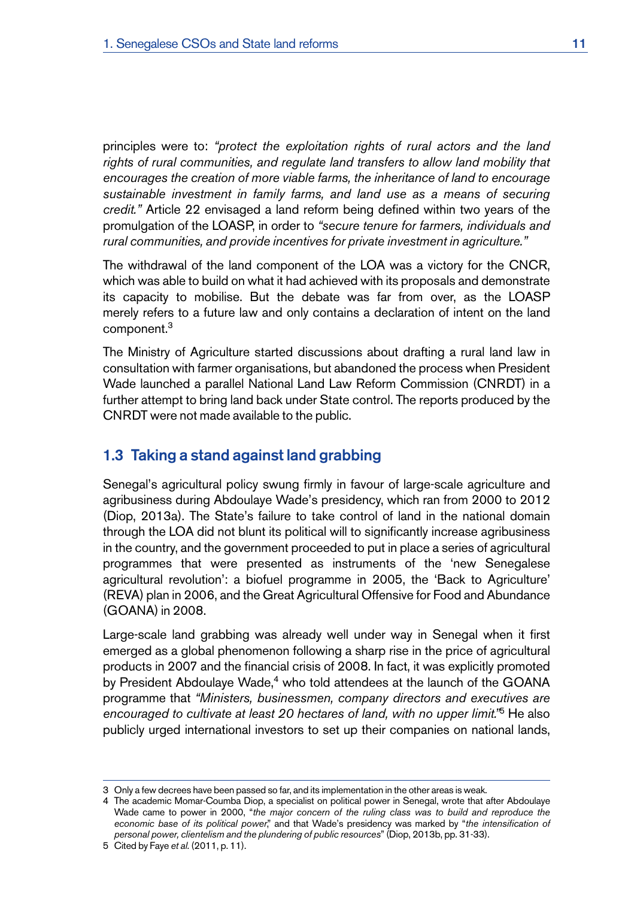principles were to: *"protect the exploitation rights of rural actors and the land rights of rural communities, and regulate land transfers to allow land mobility that encourages the creation of more viable farms, the inheritance of land to encourage sustainable investment in family farms, and land use as a means of securing credit."* Article 22 envisaged a land reform being defined within two years of the promulgation of the LOASP, in order to *"secure tenure for farmers, individuals and rural communities, and provide incentives for private investment in agriculture."*

The withdrawal of the land component of the LOA was a victory for the CNCR, which was able to build on what it had achieved with its proposals and demonstrate its capacity to mobilise. But the debate was far from over, as the LOASP merely refers to a future law and only contains a declaration of intent on the land component.[3]

The Ministry of Agriculture started discussions about drafting a rural land law in consultation with farmer organisations, but abandoned the process when President Wade launched a parallel National Land Law Reform Commission (CNRDT) in a further attempt to bring land back under State control. The reports produced by the CNRDT were not made available to the public.

## 1.3 Taking a stand against land grabbing

Senegal's agricultural policy swung firmly in favour of large-scale agriculture and agribusiness during Abdoulaye Wade's presidency, which ran from 2000 to 2012 (Diop, 2013a). The State's failure to take control of land in the national domain through the LOA did not blunt its political will to significantly increase agribusiness in the country, and the government proceeded to put in place a series of agricultural programmes that were presented as instruments of the 'new Senegalese agricultural revolution': a biofuel programme in 2005, the 'Back to Agriculture' (REVA) plan in 2006, and the Great Agricultural Offensive for Food and Abundance (GOANA) in 2008.

Large-scale land grabbing was already well under way in Senegal when it first emerged as a global phenomenon following a sharp rise in the price of agricultural products in 2007 and the financial crisis of 2008. In fact, it was explicitly promoted by President Abdoulaye Wade,[4] who told attendees at the launch of the GOANA programme that *"Ministers, businessmen, company directors and executives are encouraged to cultivate at least 20 hectares of land, with no upper limit."*[5] He also publicly urged international investors to set up their companies on national lands,

---

3 Only a few decrees have been passed so far, and its implementation in the other areas is weak.

4 The academic Momar-Coumba Diop, a specialist on political power in Senegal, wrote that after Abdoulaye Wade came to power in 2000, "*the major concern of the ruling class was to build and reproduce the economic base of its political power*," and that Wade's presidency was marked by "*the intensification of personal power, clientelism and the plundering of public resources*" (Diop, 2013b, pp. 31-33).

5 Cited by Faye *et al.* (2011, p. 11).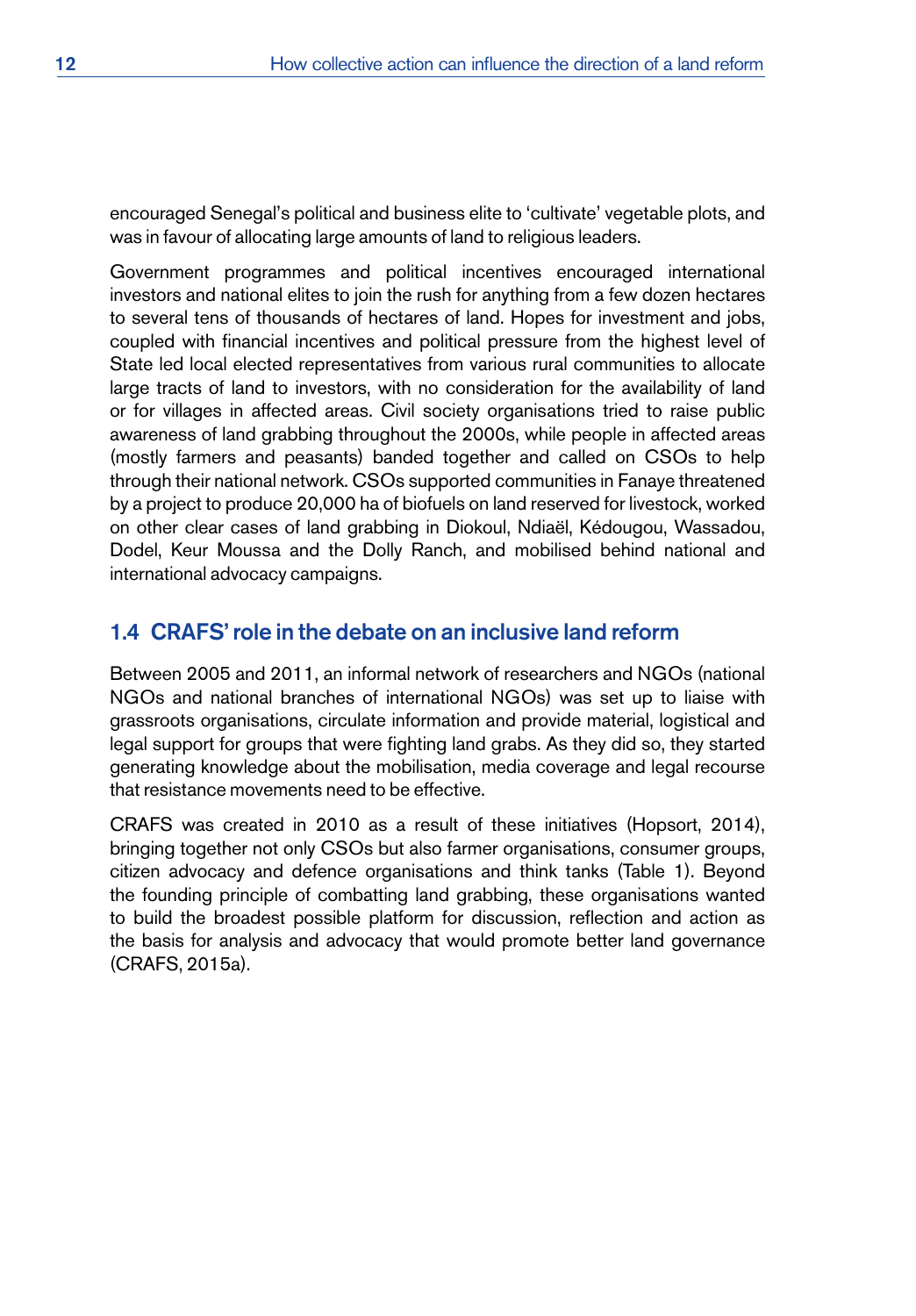encouraged Senegal's political and business elite to 'cultivate' vegetable plots, and was in favour of allocating large amounts of land to religious leaders.

Government programmes and political incentives encouraged international investors and national elites to join the rush for anything from a few dozen hectares to several tens of thousands of hectares of land. Hopes for investment and jobs, coupled with financial incentives and political pressure from the highest level of State led local elected representatives from various rural communities to allocate large tracts of land to investors, with no consideration for the availability of land or for villages in affected areas. Civil society organisations tried to raise public awareness of land grabbing throughout the 2000s, while people in affected areas (mostly farmers and peasants) banded together and called on CSOs to help through their national network. CSOs supported communities in Fanaye threatened by a project to produce 20,000 ha of biofuels on land reserved for livestock, worked on other clear cases of land grabbing in Diokoul, Ndiaël, Kédougou, Wassadou, Dodel, Keur Moussa and the Dolly Ranch, and mobilised behind national and international advocacy campaigns.

## 1.4 CRAFS' role in the debate on an inclusive land reform

Between 2005 and 2011, an informal network of researchers and NGOs (national NGOs and national branches of international NGOs) was set up to liaise with grassroots organisations, circulate information and provide material, logistical and legal support for groups that were fighting land grabs. As they did so, they started generating knowledge about the mobilisation, media coverage and legal recourse that resistance movements need to be effective.

CRAFS was created in 2010 as a result of these initiatives (Hopsort, 2014), bringing together not only CSOs but also farmer organisations, consumer groups, citizen advocacy and defence organisations and think tanks (Table 1). Beyond the founding principle of combatting land grabbing, these organisations wanted to build the broadest possible platform for discussion, reflection and action as the basis for analysis and advocacy that would promote better land governance (CRAFS, 2015a).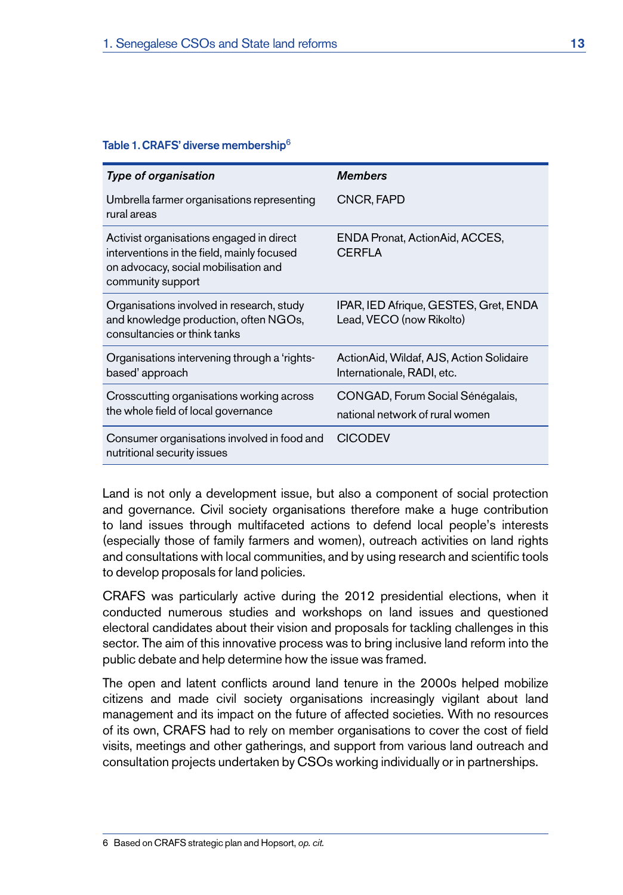**Table 1. CRAFS' diverse membership**[6]

| *Type of organisation* | *Members* |
|---|---|
| Umbrella farmer organisations representing rural areas | CNCR, FAPD |
| Activist organisations engaged in direct interventions in the field, mainly focused on advocacy, social mobilisation and community support | ENDA Pronat, ActionAid, ACCES, CERFLA |
| Organisations involved in research, study and knowledge production, often NGOs, consultancies or think tanks | IPAR, IED Afrique, GESTES, Gret, ENDA Lead, VECO (now Rikolto) |
| Organisations intervening through a 'rights-based' approach | ActionAid, Wildaf, AJS, Action Solidaire Internationale, RADI, etc. |
| Crosscutting organisations working across the whole field of local governance | CONGAD, Forum Social Sénégalais, national network of rural women |
| Consumer organisations involved in food and nutritional security issues | CICODEV |

Land is not only a development issue, but also a component of social protection and governance. Civil society organisations therefore make a huge contribution to land issues through multifaceted actions to defend local people's interests (especially those of family farmers and women), outreach activities on land rights and consultations with local communities, and by using research and scientific tools to develop proposals for land policies.

CRAFS was particularly active during the 2012 presidential elections, when it conducted numerous studies and workshops on land issues and questioned electoral candidates about their vision and proposals for tackling challenges in this sector. The aim of this innovative process was to bring inclusive land reform into the public debate and help determine how the issue was framed.

The open and latent conflicts around land tenure in the 2000s helped mobilize citizens and made civil society organisations increasingly vigilant about land management and its impact on the future of affected societies. With no resources of its own, CRAFS had to rely on member organisations to cover the cost of field visits, meetings and other gatherings, and support from various land outreach and consultation projects undertaken by CSOs working individually or in partnerships.

6 Based on CRAFS strategic plan and Hopsort, *op. cit.*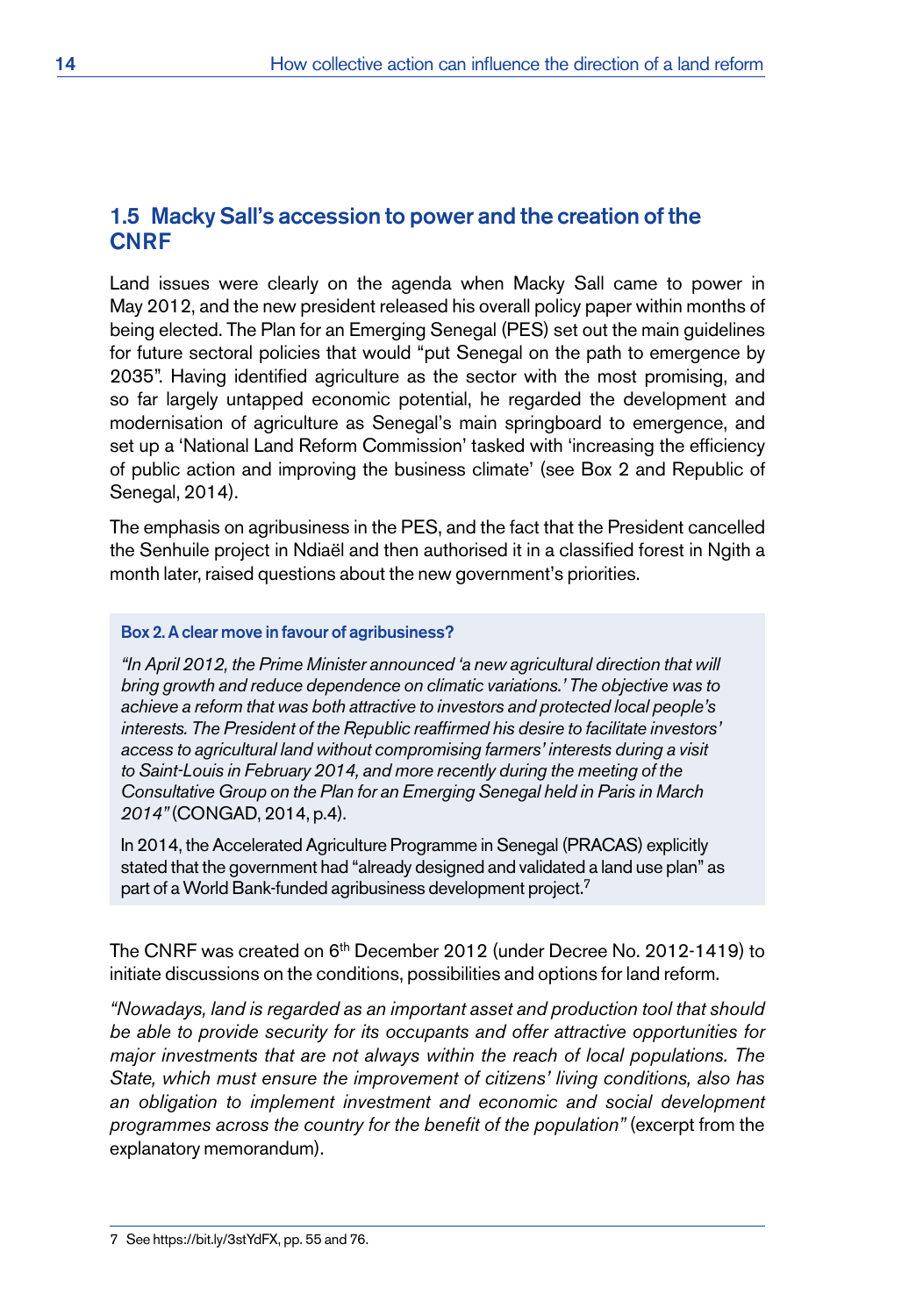## 1.5 Macky Sall's accession to power and the creation of the CNRF

Land issues were clearly on the agenda when Macky Sall came to power in May 2012, and the new president released his overall policy paper within months of being elected. The Plan for an Emerging Senegal (PES) set out the main guidelines for future sectoral policies that would "put Senegal on the path to emergence by 2035". Having identified agriculture as the sector with the most promising, and so far largely untapped economic potential, he regarded the development and modernisation of agriculture as Senegal's main springboard to emergence, and set up a 'National Land Reform Commission' tasked with 'increasing the efficiency of public action and improving the business climate' (see Box 2 and Republic of Senegal, 2014).

The emphasis on agribusiness in the PES, and the fact that the President cancelled the Senhuile project in Ndiaël and then authorised it in a classified forest in Ngith a month later, raised questions about the new government's priorities.

> **Box 2. A clear move in favour of agribusiness?**
>
> *"In April 2012, the Prime Minister announced 'a new agricultural direction that will bring growth and reduce dependence on climatic variations.' The objective was to achieve a reform that was both attractive to investors and protected local people's interests. The President of the Republic reaffirmed his desire to facilitate investors' access to agricultural land without compromising farmers' interests during a visit to Saint-Louis in February 2014, and more recently during the meeting of the Consultative Group on the Plan for an Emerging Senegal held in Paris in March 2014"* (CONGAD, 2014, p.4).
>
> In 2014, the Accelerated Agriculture Programme in Senegal (PRACAS) explicitly stated that the government had "already designed and validated a land use plan" as part of a World Bank-funded agribusiness development project.[7]

The CNRF was created on 6th December 2012 (under Decree No. 2012-1419) to initiate discussions on the conditions, possibilities and options for land reform.

*"Nowadays, land is regarded as an important asset and production tool that should be able to provide security for its occupants and offer attractive opportunities for major investments that are not always within the reach of local populations. The State, which must ensure the improvement of citizens' living conditions, also has an obligation to implement investment and economic and social development programmes across the country for the benefit of the population"* (excerpt from the explanatory memorandum).

---

7 See https://bit.ly/3stYdFX, pp. 55 and 76.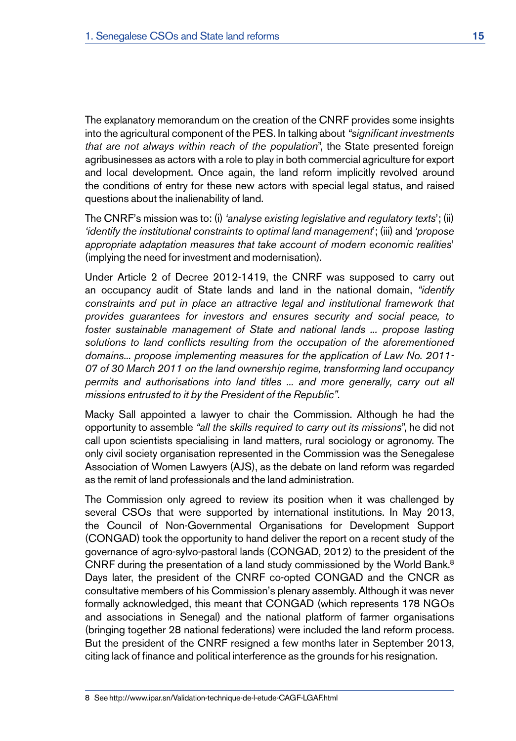The explanatory memorandum on the creation of the CNRF provides some insights into the agricultural component of the PES. In talking about *"significant investments that are not always within reach of the population*", the State presented foreign agribusinesses as actors with a role to play in both commercial agriculture for export and local development. Once again, the land reform implicitly revolved around the conditions of entry for these new actors with special legal status, and raised questions about the inalienability of land.

The CNRF's mission was to: (i) *'analyse existing legislative and regulatory texts*'; (ii) *'identify the institutional constraints to optimal land management*'; (iii) and *'propose appropriate adaptation measures that take account of modern economic realities*' (implying the need for investment and modernisation).

Under Article 2 of Decree 2012-1419, the CNRF was supposed to carry out an occupancy audit of State lands and land in the national domain, *"identify constraints and put in place an attractive legal and institutional framework that provides guarantees for investors and ensures security and social peace, to foster sustainable management of State and national lands ... propose lasting solutions to land conflicts resulting from the occupation of the aforementioned domains... propose implementing measures for the application of Law No. 2011-07 of 30 March 2011 on the land ownership regime, transforming land occupancy permits and authorisations into land titles ... and more generally, carry out all missions entrusted to it by the President of the Republic"*.

Macky Sall appointed a lawyer to chair the Commission. Although he had the opportunity to assemble *"all the skills required to carry out its missions*", he did not call upon scientists specialising in land matters, rural sociology or agronomy. The only civil society organisation represented in the Commission was the Senegalese Association of Women Lawyers (AJS), as the debate on land reform was regarded as the remit of land professionals and the land administration.

The Commission only agreed to review its position when it was challenged by several CSOs that were supported by international institutions. In May 2013, the Council of Non-Governmental Organisations for Development Support (CONGAD) took the opportunity to hand deliver the report on a recent study of the governance of agro-sylvo-pastoral lands (CONGAD, 2012) to the president of the CNRF during the presentation of a land study commissioned by the World Bank.[8] Days later, the president of the CNRF co-opted CONGAD and the CNCR as consultative members of his Commission's plenary assembly. Although it was never formally acknowledged, this meant that CONGAD (which represents 178 NGOs and associations in Senegal) and the national platform of farmer organisations (bringing together 28 national federations) were included the land reform process. But the president of the CNRF resigned a few months later in September 2013, citing lack of finance and political interference as the grounds for his resignation.

---

8 See http://www.ipar.sn/Validation-technique-de-l-etude-CAGF-LGAF.html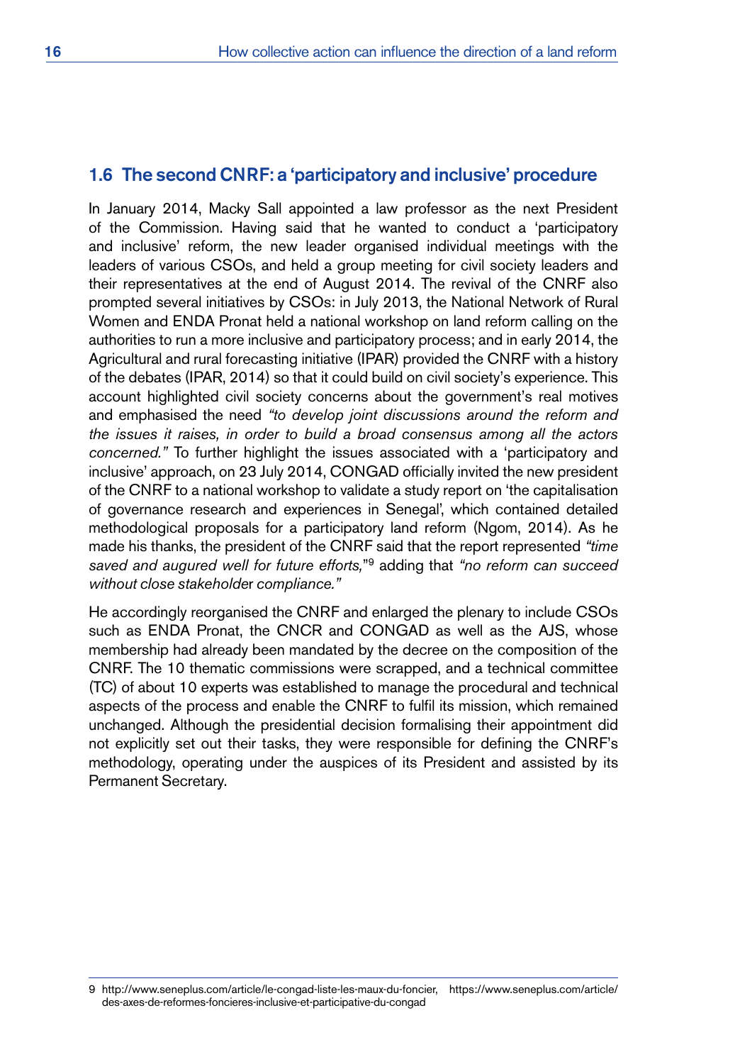## 1.6 The second CNRF: a 'participatory and inclusive' procedure

In January 2014, Macky Sall appointed a law professor as the next President of the Commission. Having said that he wanted to conduct a 'participatory and inclusive' reform, the new leader organised individual meetings with the leaders of various CSOs, and held a group meeting for civil society leaders and their representatives at the end of August 2014. The revival of the CNRF also prompted several initiatives by CSOs: in July 2013, the National Network of Rural Women and ENDA Pronat held a national workshop on land reform calling on the authorities to run a more inclusive and participatory process; and in early 2014, the Agricultural and rural forecasting initiative (IPAR) provided the CNRF with a history of the debates (IPAR, 2014) so that it could build on civil society's experience. This account highlighted civil society concerns about the government's real motives and emphasised the need *"to develop joint discussions around the reform and the issues it raises, in order to build a broad consensus among all the actors concerned."* To further highlight the issues associated with a 'participatory and inclusive' approach, on 23 July 2014, CONGAD officially invited the new president of the CNRF to a national workshop to validate a study report on 'the capitalisation of governance research and experiences in Senegal', which contained detailed methodological proposals for a participatory land reform (Ngom, 2014). As he made his thanks, the president of the CNRF said that the report represented *"time saved and augured well for future efforts,"*[9] adding that *"no reform can succeed without close stakeholder compliance."*

He accordingly reorganised the CNRF and enlarged the plenary to include CSOs such as ENDA Pronat, the CNCR and CONGAD as well as the AJS, whose membership had already been mandated by the decree on the composition of the CNRF. The 10 thematic commissions were scrapped, and a technical committee (TC) of about 10 experts was established to manage the procedural and technical aspects of the process and enable the CNRF to fulfil its mission, which remained unchanged. Although the presidential decision formalising their appointment did not explicitly set out their tasks, they were responsible for defining the CNRF's methodology, operating under the auspices of its President and assisted by its Permanent Secretary.

9 http://www.seneplus.com/article/le-congad-liste-les-maux-du-foncier, https://www.seneplus.com/article/des-axes-de-reformes-foncieres-inclusive-et-participative-du-congad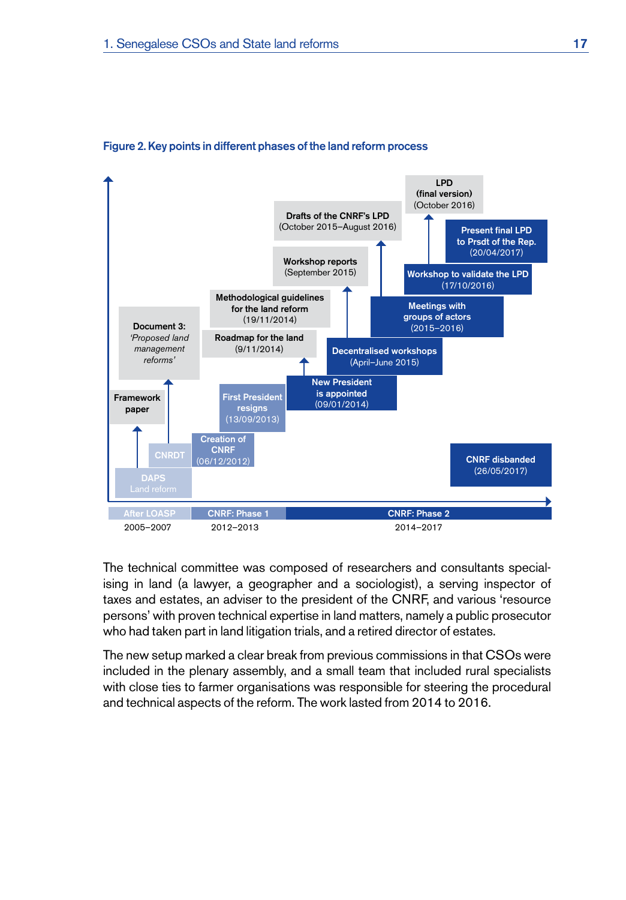**Figure 2. Key points in different phases of the land reform process**

DAPS
Land reform

CNRDT

Framework paper

Document 3: *'Proposed land management reforms'*

Creation of CNRF (06/12/2012)

First President resigns (13/09/2013)

Roadmap for the land (9/11/2014)

Methodological guidelines for the land reform (19/11/2014)

New President is appointed (09/01/2014)

Decentralised workshops (April–June 2015)

Workshop reports (September 2015)

Meetings with groups of actors (2015–2016)

Drafts of the CNRF's LPD (October 2015–August 2016)

Workshop to validate the LPD (17/10/2016)

LPD (final version) (October 2016)

Present final LPD to Prsdt of the Rep. (20/04/2017)

CNRF disbanded (26/05/2017)

| After LOASP | CNRF: Phase 1 | CNRF: Phase 2 |
|---|---|---|
| 2005–2007 | 2012–2013 | 2014–2017 |

The technical committee was composed of researchers and consultants specialising in land (a lawyer, a geographer and a sociologist), a serving inspector of taxes and estates, an adviser to the president of the CNRF, and various 'resource persons' with proven technical expertise in land matters, namely a public prosecutor who had taken part in land litigation trials, and a retired director of estates.

The new setup marked a clear break from previous commissions in that CSOs were included in the plenary assembly, and a small team that included rural specialists with close ties to farmer organisations was responsible for steering the procedural and technical aspects of the reform. The work lasted from 2014 to 2016.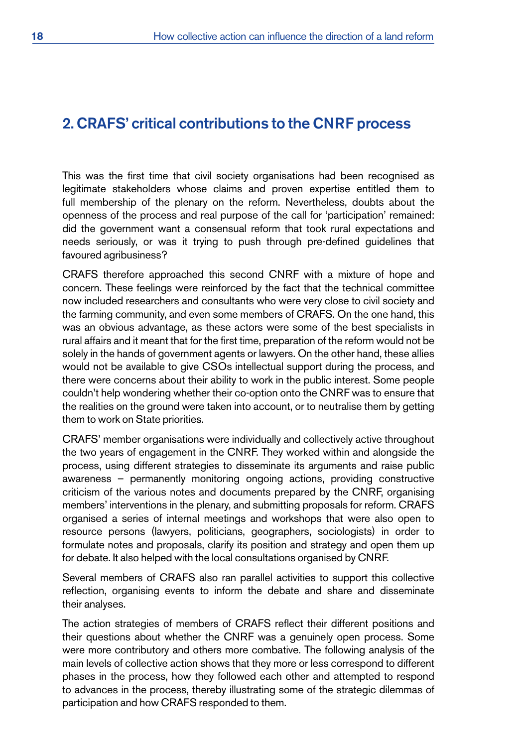## 2. CRAFS' critical contributions to the CNRF process

This was the first time that civil society organisations had been recognised as legitimate stakeholders whose claims and proven expertise entitled them to full membership of the plenary on the reform. Nevertheless, doubts about the openness of the process and real purpose of the call for 'participation' remained: did the government want a consensual reform that took rural expectations and needs seriously, or was it trying to push through pre-defined guidelines that favoured agribusiness?

CRAFS therefore approached this second CNRF with a mixture of hope and concern. These feelings were reinforced by the fact that the technical committee now included researchers and consultants who were very close to civil society and the farming community, and even some members of CRAFS. On the one hand, this was an obvious advantage, as these actors were some of the best specialists in rural affairs and it meant that for the first time, preparation of the reform would not be solely in the hands of government agents or lawyers. On the other hand, these allies would not be available to give CSOs intellectual support during the process, and there were concerns about their ability to work in the public interest. Some people couldn't help wondering whether their co-option onto the CNRF was to ensure that the realities on the ground were taken into account, or to neutralise them by getting them to work on State priorities.

CRAFS' member organisations were individually and collectively active throughout the two years of engagement in the CNRF. They worked within and alongside the process, using different strategies to disseminate its arguments and raise public awareness – permanently monitoring ongoing actions, providing constructive criticism of the various notes and documents prepared by the CNRF, organising members' interventions in the plenary, and submitting proposals for reform. CRAFS organised a series of internal meetings and workshops that were also open to resource persons (lawyers, politicians, geographers, sociologists) in order to formulate notes and proposals, clarify its position and strategy and open them up for debate. It also helped with the local consultations organised by CNRF.

Several members of CRAFS also ran parallel activities to support this collective reflection, organising events to inform the debate and share and disseminate their analyses.

The action strategies of members of CRAFS reflect their different positions and their questions about whether the CNRF was a genuinely open process. Some were more contributory and others more combative. The following analysis of the main levels of collective action shows that they more or less correspond to different phases in the process, how they followed each other and attempted to respond to advances in the process, thereby illustrating some of the strategic dilemmas of participation and how CRAFS responded to them.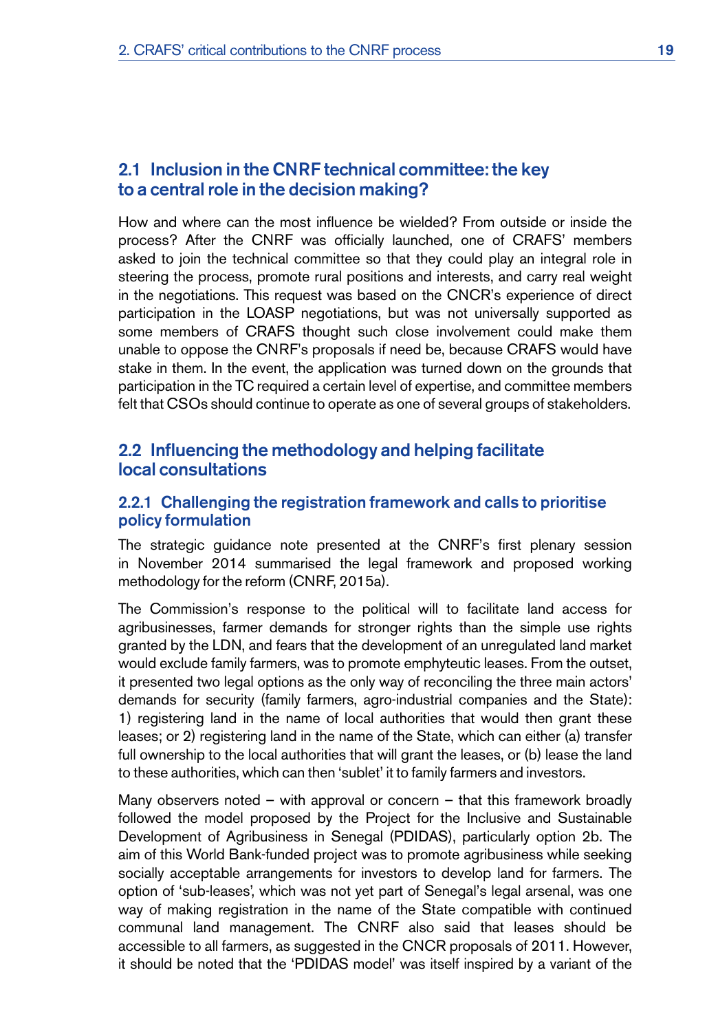## 2.1 Inclusion in the CNRF technical committee: the key to a central role in the decision making?

How and where can the most influence be wielded? From outside or inside the process? After the CNRF was officially launched, one of CRAFS' members asked to join the technical committee so that they could play an integral role in steering the process, promote rural positions and interests, and carry real weight in the negotiations. This request was based on the CNCR's experience of direct participation in the LOASP negotiations, but was not universally supported as some members of CRAFS thought such close involvement could make them unable to oppose the CNRF's proposals if need be, because CRAFS would have stake in them. In the event, the application was turned down on the grounds that participation in the TC required a certain level of expertise, and committee members felt that CSOs should continue to operate as one of several groups of stakeholders.

## 2.2 Influencing the methodology and helping facilitate local consultations

### 2.2.1 Challenging the registration framework and calls to prioritise policy formulation

The strategic guidance note presented at the CNRF's first plenary session in November 2014 summarised the legal framework and proposed working methodology for the reform (CNRF, 2015a).

The Commission's response to the political will to facilitate land access for agribusinesses, farmer demands for stronger rights than the simple use rights granted by the LDN, and fears that the development of an unregulated land market would exclude family farmers, was to promote emphyteutic leases. From the outset, it presented two legal options as the only way of reconciling the three main actors' demands for security (family farmers, agro-industrial companies and the State): 1) registering land in the name of local authorities that would then grant these leases; or 2) registering land in the name of the State, which can either (a) transfer full ownership to the local authorities that will grant the leases, or (b) lease the land to these authorities, which can then 'sublet' it to family farmers and investors.

Many observers noted – with approval or concern – that this framework broadly followed the model proposed by the Project for the Inclusive and Sustainable Development of Agribusiness in Senegal (PDIDAS), particularly option 2b. The aim of this World Bank-funded project was to promote agribusiness while seeking socially acceptable arrangements for investors to develop land for farmers. The option of 'sub-leases', which was not yet part of Senegal's legal arsenal, was one way of making registration in the name of the State compatible with continued communal land management. The CNRF also said that leases should be accessible to all farmers, as suggested in the CNCR proposals of 2011. However, it should be noted that the 'PDIDAS model' was itself inspired by a variant of the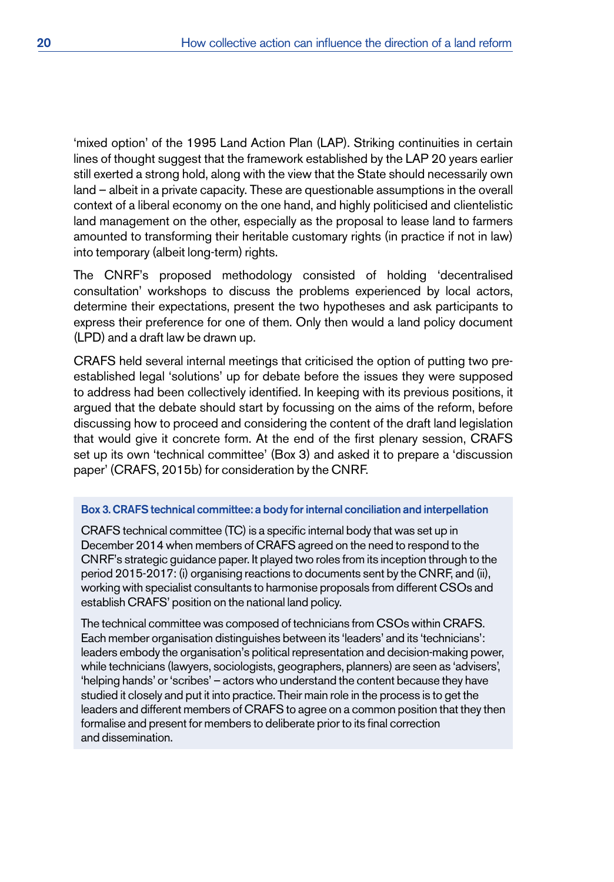'mixed option' of the 1995 Land Action Plan (LAP). Striking continuities in certain lines of thought suggest that the framework established by the LAP 20 years earlier still exerted a strong hold, along with the view that the State should necessarily own land – albeit in a private capacity. These are questionable assumptions in the overall context of a liberal economy on the one hand, and highly politicised and clientelistic land management on the other, especially as the proposal to lease land to farmers amounted to transforming their heritable customary rights (in practice if not in law) into temporary (albeit long-term) rights.

The CNRF's proposed methodology consisted of holding 'decentralised consultation' workshops to discuss the problems experienced by local actors, determine their expectations, present the two hypotheses and ask participants to express their preference for one of them. Only then would a land policy document (LPD) and a draft law be drawn up.

CRAFS held several internal meetings that criticised the option of putting two pre-established legal 'solutions' up for debate before the issues they were supposed to address had been collectively identified. In keeping with its previous positions, it argued that the debate should start by focussing on the aims of the reform, before discussing how to proceed and considering the content of the draft land legislation that would give it concrete form. At the end of the first plenary session, CRAFS set up its own 'technical committee' (Box 3) and asked it to prepare a 'discussion paper' (CRAFS, 2015b) for consideration by the CNRF.

**Box 3. CRAFS technical committee: a body for internal conciliation and interpellation**

CRAFS technical committee (TC) is a specific internal body that was set up in December 2014 when members of CRAFS agreed on the need to respond to the CNRF's strategic guidance paper. It played two roles from its inception through to the period 2015-2017: (i) organising reactions to documents sent by the CNRF, and (ii), working with specialist consultants to harmonise proposals from different CSOs and establish CRAFS' position on the national land policy.

The technical committee was composed of technicians from CSOs within CRAFS. Each member organisation distinguishes between its 'leaders' and its 'technicians': leaders embody the organisation's political representation and decision-making power, while technicians (lawyers, sociologists, geographers, planners) are seen as 'advisers', 'helping hands' or 'scribes' – actors who understand the content because they have studied it closely and put it into practice. Their main role in the process is to get the leaders and different members of CRAFS to agree on a common position that they then formalise and present for members to deliberate prior to its final correction and dissemination.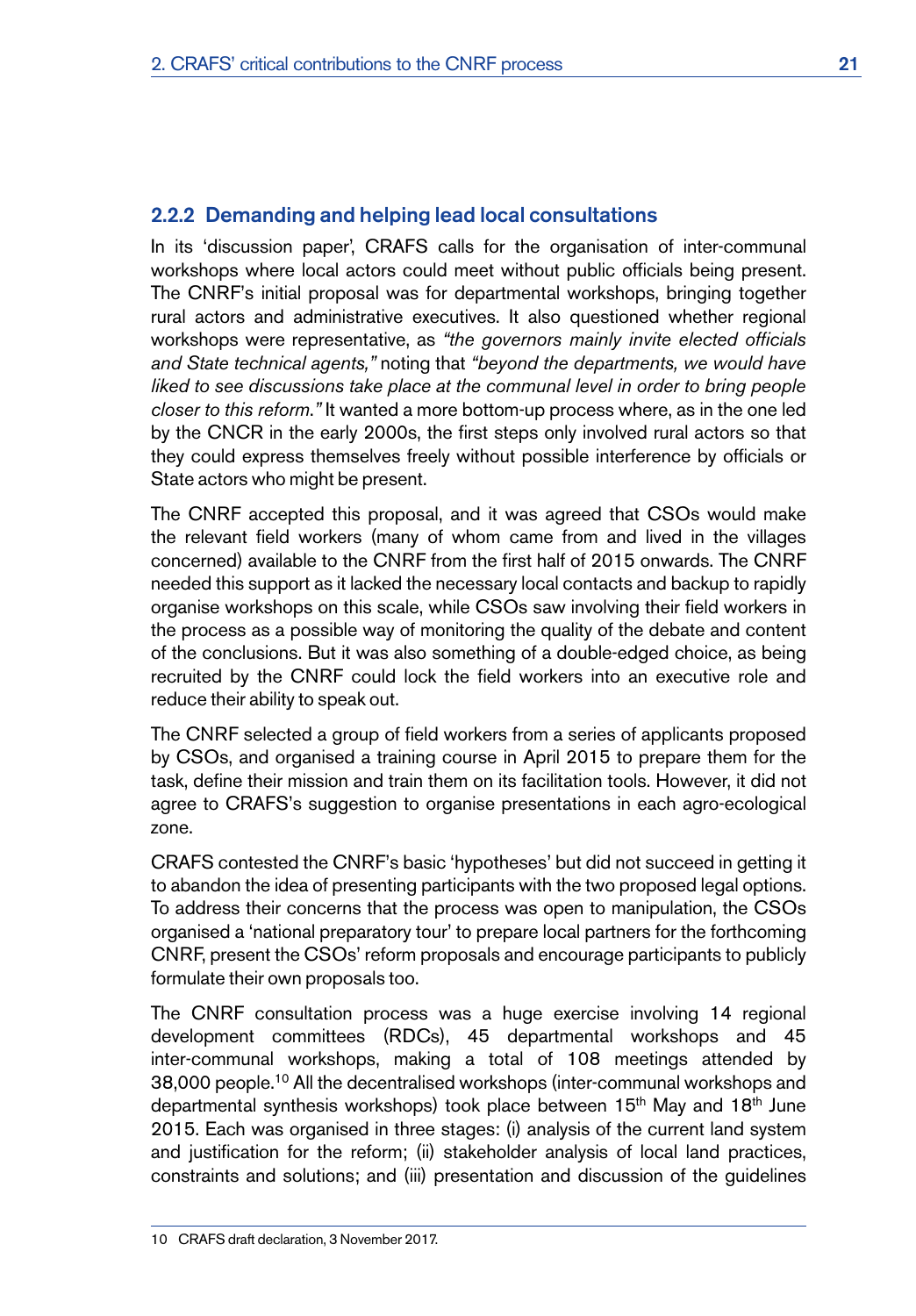### 2.2.2 Demanding and helping lead local consultations

In its 'discussion paper', CRAFS calls for the organisation of inter-communal workshops where local actors could meet without public officials being present. The CNRF's initial proposal was for departmental workshops, bringing together rural actors and administrative executives. It also questioned whether regional workshops were representative, as *"the governors mainly invite elected officials and State technical agents,"* noting that *"beyond the departments, we would have liked to see discussions take place at the communal level in order to bring people closer to this reform."* It wanted a more bottom-up process where, as in the one led by the CNCR in the early 2000s, the first steps only involved rural actors so that they could express themselves freely without possible interference by officials or State actors who might be present.

The CNRF accepted this proposal, and it was agreed that CSOs would make the relevant field workers (many of whom came from and lived in the villages concerned) available to the CNRF from the first half of 2015 onwards. The CNRF needed this support as it lacked the necessary local contacts and backup to rapidly organise workshops on this scale, while CSOs saw involving their field workers in the process as a possible way of monitoring the quality of the debate and content of the conclusions. But it was also something of a double-edged choice, as being recruited by the CNRF could lock the field workers into an executive role and reduce their ability to speak out.

The CNRF selected a group of field workers from a series of applicants proposed by CSOs, and organised a training course in April 2015 to prepare them for the task, define their mission and train them on its facilitation tools. However, it did not agree to CRAFS's suggestion to organise presentations in each agro-ecological zone.

CRAFS contested the CNRF's basic 'hypotheses' but did not succeed in getting it to abandon the idea of presenting participants with the two proposed legal options. To address their concerns that the process was open to manipulation, the CSOs organised a 'national preparatory tour' to prepare local partners for the forthcoming CNRF, present the CSOs' reform proposals and encourage participants to publicly formulate their own proposals too.

The CNRF consultation process was a huge exercise involving 14 regional development committees (RDCs), 45 departmental workshops and 45 inter-communal workshops, making a total of 108 meetings attended by 38,000 people.[10] All the decentralised workshops (inter-communal workshops and departmental synthesis workshops) took place between 15th May and 18th June 2015. Each was organised in three stages: (i) analysis of the current land system and justification for the reform; (ii) stakeholder analysis of local land practices, constraints and solutions; and (iii) presentation and discussion of the guidelines

10 CRAFS draft declaration, 3 November 2017.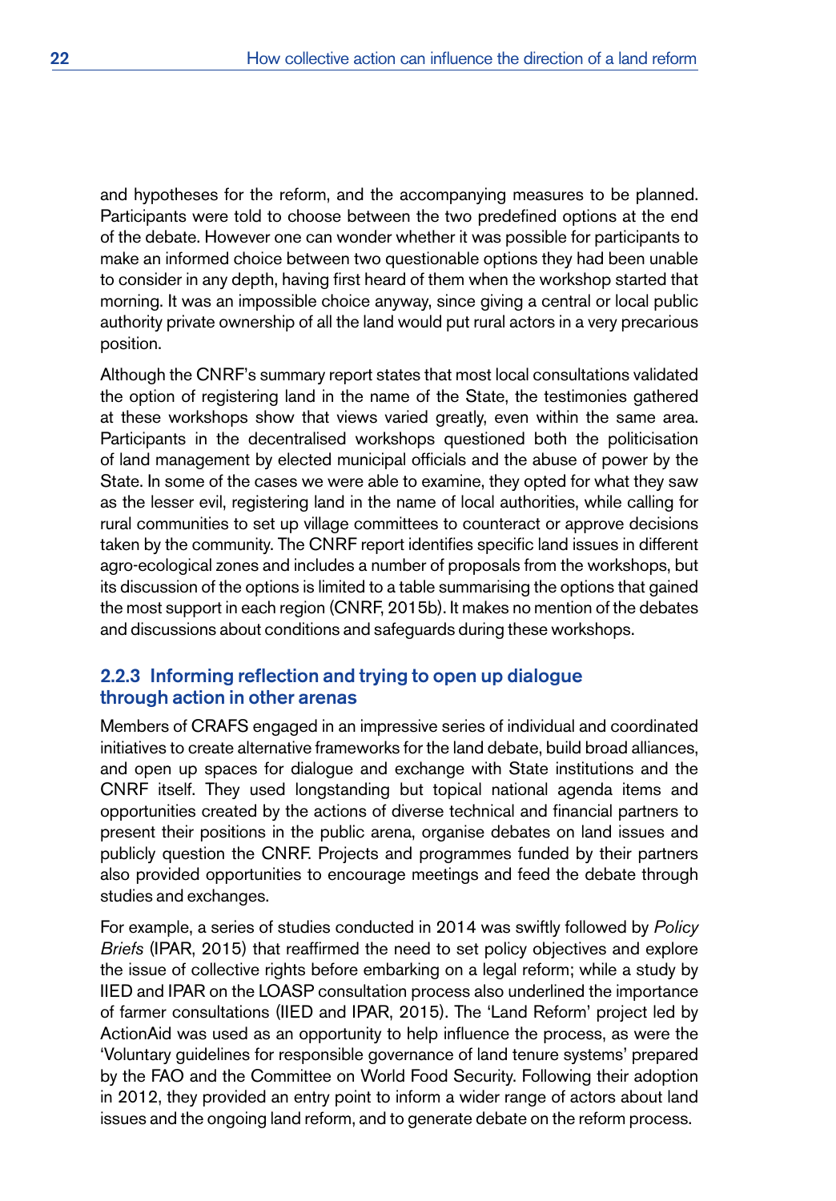and hypotheses for the reform, and the accompanying measures to be planned. Participants were told to choose between the two predefined options at the end of the debate. However one can wonder whether it was possible for participants to make an informed choice between two questionable options they had been unable to consider in any depth, having first heard of them when the workshop started that morning. It was an impossible choice anyway, since giving a central or local public authority private ownership of all the land would put rural actors in a very precarious position.

Although the CNRF's summary report states that most local consultations validated the option of registering land in the name of the State, the testimonies gathered at these workshops show that views varied greatly, even within the same area. Participants in the decentralised workshops questioned both the politicisation of land management by elected municipal officials and the abuse of power by the State. In some of the cases we were able to examine, they opted for what they saw as the lesser evil, registering land in the name of local authorities, while calling for rural communities to set up village committees to counteract or approve decisions taken by the community. The CNRF report identifies specific land issues in different agro-ecological zones and includes a number of proposals from the workshops, but its discussion of the options is limited to a table summarising the options that gained the most support in each region (CNRF, 2015b). It makes no mention of the debates and discussions about conditions and safeguards during these workshops.

### 2.2.3 Informing reflection and trying to open up dialogue through action in other arenas

Members of CRAFS engaged in an impressive series of individual and coordinated initiatives to create alternative frameworks for the land debate, build broad alliances, and open up spaces for dialogue and exchange with State institutions and the CNRF itself. They used longstanding but topical national agenda items and opportunities created by the actions of diverse technical and financial partners to present their positions in the public arena, organise debates on land issues and publicly question the CNRF. Projects and programmes funded by their partners also provided opportunities to encourage meetings and feed the debate through studies and exchanges.

For example, a series of studies conducted in 2014 was swiftly followed by *Policy Briefs* (IPAR, 2015) that reaffirmed the need to set policy objectives and explore the issue of collective rights before embarking on a legal reform; while a study by IIED and IPAR on the LOASP consultation process also underlined the importance of farmer consultations (IIED and IPAR, 2015). The 'Land Reform' project led by ActionAid was used as an opportunity to help influence the process, as were the 'Voluntary guidelines for responsible governance of land tenure systems' prepared by the FAO and the Committee on World Food Security. Following their adoption in 2012, they provided an entry point to inform a wider range of actors about land issues and the ongoing land reform, and to generate debate on the reform process.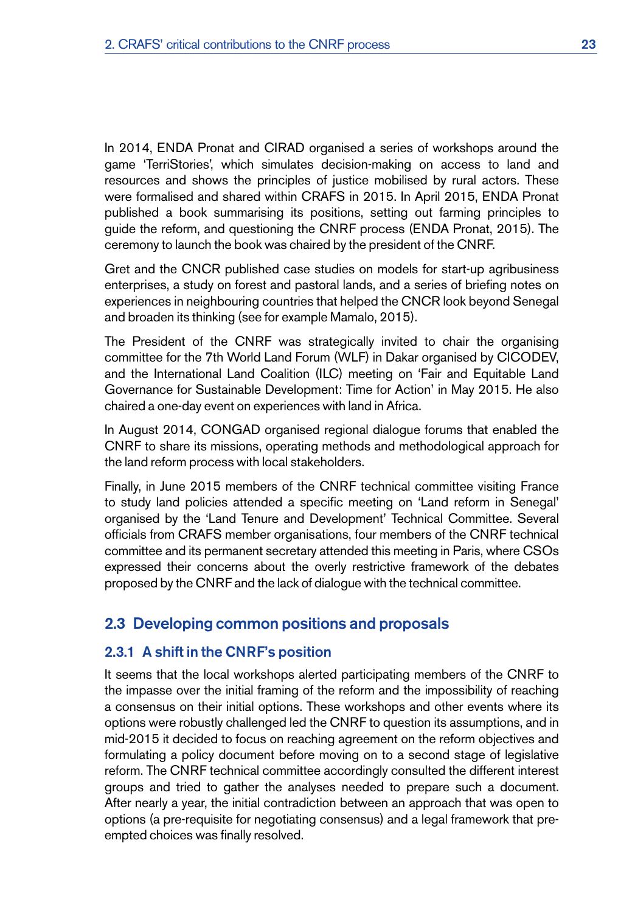In 2014, ENDA Pronat and CIRAD organised a series of workshops around the game 'TerriStories', which simulates decision-making on access to land and resources and shows the principles of justice mobilised by rural actors. These were formalised and shared within CRAFS in 2015. In April 2015, ENDA Pronat published a book summarising its positions, setting out farming principles to guide the reform, and questioning the CNRF process (ENDA Pronat, 2015). The ceremony to launch the book was chaired by the president of the CNRF.

Gret and the CNCR published case studies on models for start-up agribusiness enterprises, a study on forest and pastoral lands, and a series of briefing notes on experiences in neighbouring countries that helped the CNCR look beyond Senegal and broaden its thinking (see for example Mamalo, 2015).

The President of the CNRF was strategically invited to chair the organising committee for the 7th World Land Forum (WLF) in Dakar organised by CICODEV, and the International Land Coalition (ILC) meeting on 'Fair and Equitable Land Governance for Sustainable Development: Time for Action' in May 2015. He also chaired a one-day event on experiences with land in Africa.

In August 2014, CONGAD organised regional dialogue forums that enabled the CNRF to share its missions, operating methods and methodological approach for the land reform process with local stakeholders.

Finally, in June 2015 members of the CNRF technical committee visiting France to study land policies attended a specific meeting on 'Land reform in Senegal' organised by the 'Land Tenure and Development' Technical Committee. Several officials from CRAFS member organisations, four members of the CNRF technical committee and its permanent secretary attended this meeting in Paris, where CSOs expressed their concerns about the overly restrictive framework of the debates proposed by the CNRF and the lack of dialogue with the technical committee.

## 2.3 Developing common positions and proposals

### 2.3.1 A shift in the CNRF's position

It seems that the local workshops alerted participating members of the CNRF to the impasse over the initial framing of the reform and the impossibility of reaching a consensus on their initial options. These workshops and other events where its options were robustly challenged led the CNRF to question its assumptions, and in mid-2015 it decided to focus on reaching agreement on the reform objectives and formulating a policy document before moving on to a second stage of legislative reform. The CNRF technical committee accordingly consulted the different interest groups and tried to gather the analyses needed to prepare such a document. After nearly a year, the initial contradiction between an approach that was open to options (a pre-requisite for negotiating consensus) and a legal framework that pre-empted choices was finally resolved.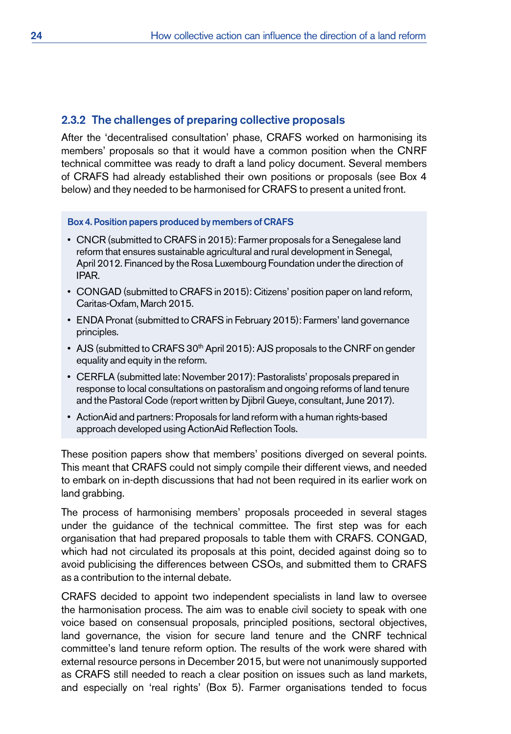### 2.3.2 The challenges of preparing collective proposals

After the 'decentralised consultation' phase, CRAFS worked on harmonising its members' proposals so that it would have a common position when the CNRF technical committee was ready to draft a land policy document. Several members of CRAFS had already established their own positions or proposals (see Box 4 below) and they needed to be harmonised for CRAFS to present a united front.

**Box 4. Position papers produced by members of CRAFS**

- CNCR (submitted to CRAFS in 2015): Farmer proposals for a Senegalese land reform that ensures sustainable agricultural and rural development in Senegal, April 2012. Financed by the Rosa Luxembourg Foundation under the direction of IPAR.
- CONGAD (submitted to CRAFS in 2015): Citizens' position paper on land reform, Caritas-Oxfam, March 2015.
- ENDA Pronat (submitted to CRAFS in February 2015): Farmers' land governance principles.
- AJS (submitted to CRAFS 30th April 2015): AJS proposals to the CNRF on gender equality and equity in the reform.
- CERFLA (submitted late: November 2017): Pastoralists' proposals prepared in response to local consultations on pastoralism and ongoing reforms of land tenure and the Pastoral Code (report written by Djibril Gueye, consultant, June 2017).
- ActionAid and partners: Proposals for land reform with a human rights-based approach developed using ActionAid Reflection Tools.

These position papers show that members' positions diverged on several points. This meant that CRAFS could not simply compile their different views, and needed to embark on in-depth discussions that had not been required in its earlier work on land grabbing.

The process of harmonising members' proposals proceeded in several stages under the guidance of the technical committee. The first step was for each organisation that had prepared proposals to table them with CRAFS. CONGAD, which had not circulated its proposals at this point, decided against doing so to avoid publicising the differences between CSOs, and submitted them to CRAFS as a contribution to the internal debate.

CRAFS decided to appoint two independent specialists in land law to oversee the harmonisation process. The aim was to enable civil society to speak with one voice based on consensual proposals, principled positions, sectoral objectives, land governance, the vision for secure land tenure and the CNRF technical committee's land tenure reform option. The results of the work were shared with external resource persons in December 2015, but were not unanimously supported as CRAFS still needed to reach a clear position on issues such as land markets, and especially on 'real rights' (Box 5). Farmer organisations tended to focus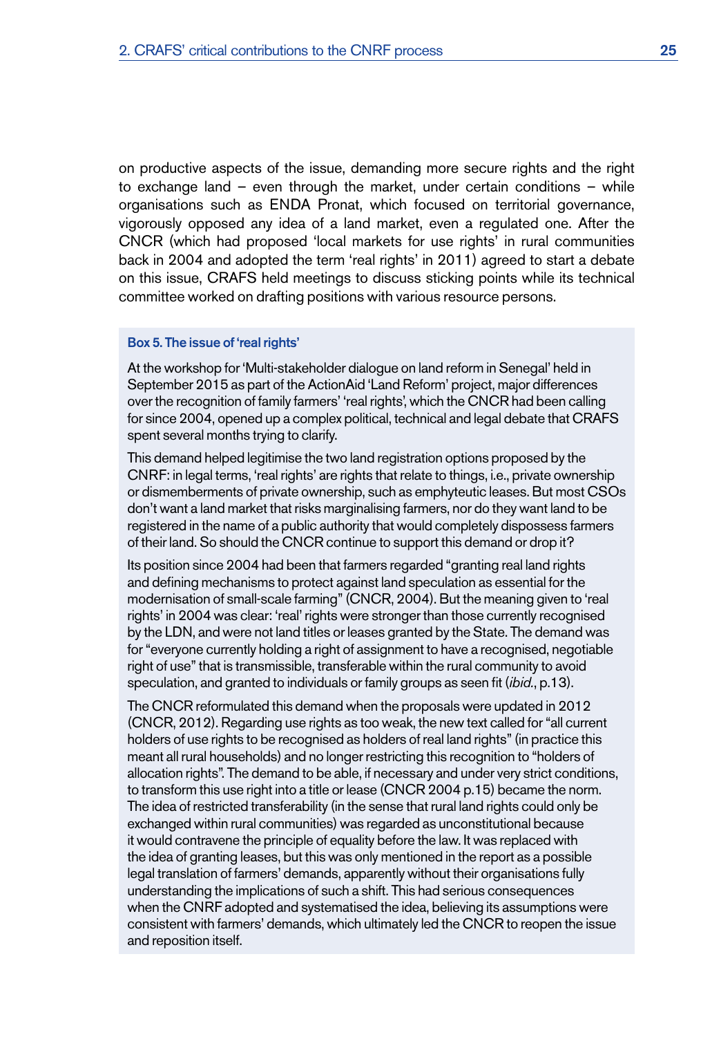on productive aspects of the issue, demanding more secure rights and the right to exchange land – even through the market, under certain conditions – while organisations such as ENDA Pronat, which focused on territorial governance, vigorously opposed any idea of a land market, even a regulated one. After the CNCR (which had proposed 'local markets for use rights' in rural communities back in 2004 and adopted the term 'real rights' in 2011) agreed to start a debate on this issue, CRAFS held meetings to discuss sticking points while its technical committee worked on drafting positions with various resource persons.

**Box 5. The issue of 'real rights'**

At the workshop for 'Multi-stakeholder dialogue on land reform in Senegal' held in September 2015 as part of the ActionAid 'Land Reform' project, major differences over the recognition of family farmers' 'real rights', which the CNCR had been calling for since 2004, opened up a complex political, technical and legal debate that CRAFS spent several months trying to clarify.

This demand helped legitimise the two land registration options proposed by the CNRF: in legal terms, 'real rights' are rights that relate to things, i.e., private ownership or dismemberments of private ownership, such as emphyteutic leases. But most CSOs don't want a land market that risks marginalising farmers, nor do they want land to be registered in the name of a public authority that would completely dispossess farmers of their land. So should the CNCR continue to support this demand or drop it?

Its position since 2004 had been that farmers regarded "granting real land rights and defining mechanisms to protect against land speculation as essential for the modernisation of small-scale farming" (CNCR, 2004). But the meaning given to 'real rights' in 2004 was clear: 'real' rights were stronger than those currently recognised by the LDN, and were not land titles or leases granted by the State. The demand was for "everyone currently holding a right of assignment to have a recognised, negotiable right of use" that is transmissible, transferable within the rural community to avoid speculation, and granted to individuals or family groups as seen fit (*ibid.*, p.13).

The CNCR reformulated this demand when the proposals were updated in 2012 (CNCR, 2012). Regarding use rights as too weak, the new text called for "all current holders of use rights to be recognised as holders of real land rights" (in practice this meant all rural households) and no longer restricting this recognition to "holders of allocation rights". The demand to be able, if necessary and under very strict conditions, to transform this use right into a title or lease (CNCR 2004 p.15) became the norm. The idea of restricted transferability (in the sense that rural land rights could only be exchanged within rural communities) was regarded as unconstitutional because it would contravene the principle of equality before the law. It was replaced with the idea of granting leases, but this was only mentioned in the report as a possible legal translation of farmers' demands, apparently without their organisations fully understanding the implications of such a shift. This had serious consequences when the CNRF adopted and systematised the idea, believing its assumptions were consistent with farmers' demands, which ultimately led the CNCR to reopen the issue and reposition itself.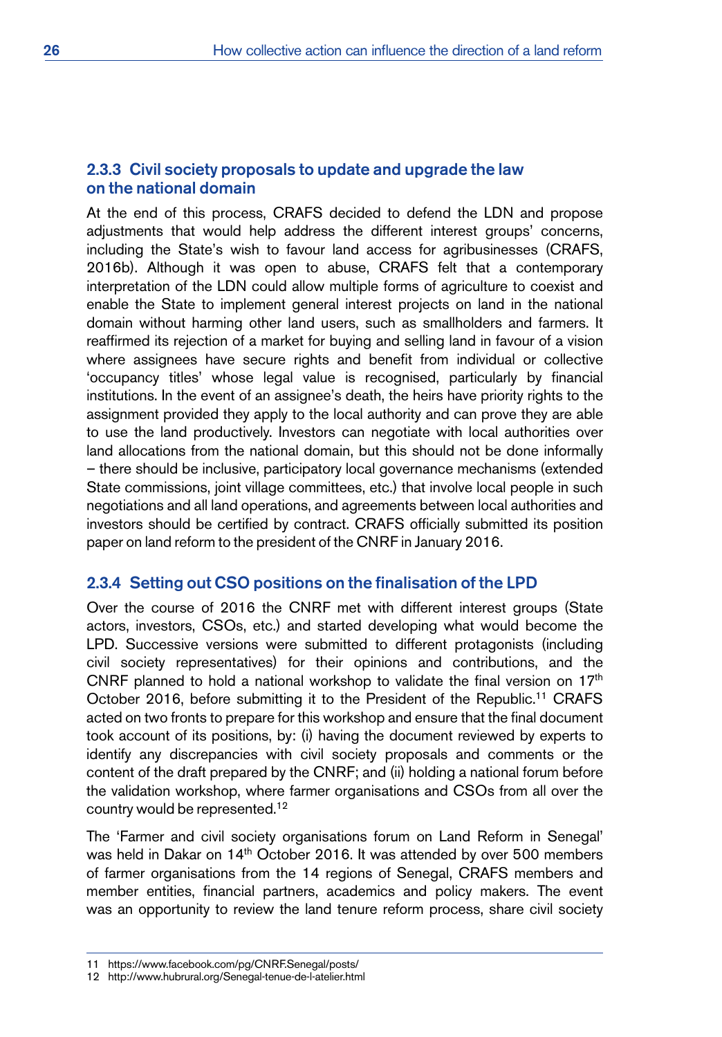### 2.3.3 Civil society proposals to update and upgrade the law on the national domain

At the end of this process, CRAFS decided to defend the LDN and propose adjustments that would help address the different interest groups' concerns, including the State's wish to favour land access for agribusinesses (CRAFS, 2016b). Although it was open to abuse, CRAFS felt that a contemporary interpretation of the LDN could allow multiple forms of agriculture to coexist and enable the State to implement general interest projects on land in the national domain without harming other land users, such as smallholders and farmers. It reaffirmed its rejection of a market for buying and selling land in favour of a vision where assignees have secure rights and benefit from individual or collective 'occupancy titles' whose legal value is recognised, particularly by financial institutions. In the event of an assignee's death, the heirs have priority rights to the assignment provided they apply to the local authority and can prove they are able to use the land productively. Investors can negotiate with local authorities over land allocations from the national domain, but this should not be done informally – there should be inclusive, participatory local governance mechanisms (extended State commissions, joint village committees, etc.) that involve local people in such negotiations and all land operations, and agreements between local authorities and investors should be certified by contract. CRAFS officially submitted its position paper on land reform to the president of the CNRF in January 2016.

### 2.3.4 Setting out CSO positions on the finalisation of the LPD

Over the course of 2016 the CNRF met with different interest groups (State actors, investors, CSOs, etc.) and started developing what would become the LPD. Successive versions were submitted to different protagonists (including civil society representatives) for their opinions and contributions, and the CNRF planned to hold a national workshop to validate the final version on 17th October 2016, before submitting it to the President of the Republic.[11] CRAFS acted on two fronts to prepare for this workshop and ensure that the final document took account of its positions, by: (i) having the document reviewed by experts to identify any discrepancies with civil society proposals and comments or the content of the draft prepared by the CNRF; and (ii) holding a national forum before the validation workshop, where farmer organisations and CSOs from all over the country would be represented.[12]

The 'Farmer and civil society organisations forum on Land Reform in Senegal' was held in Dakar on 14th October 2016. It was attended by over 500 members of farmer organisations from the 14 regions of Senegal, CRAFS members and member entities, financial partners, academics and policy makers. The event was an opportunity to review the land tenure reform process, share civil society

---

11 https://www.facebook.com/pg/CNRF.Senegal/posts/

12 http://www.hubrural.org/Senegal-tenue-de-l-atelier.html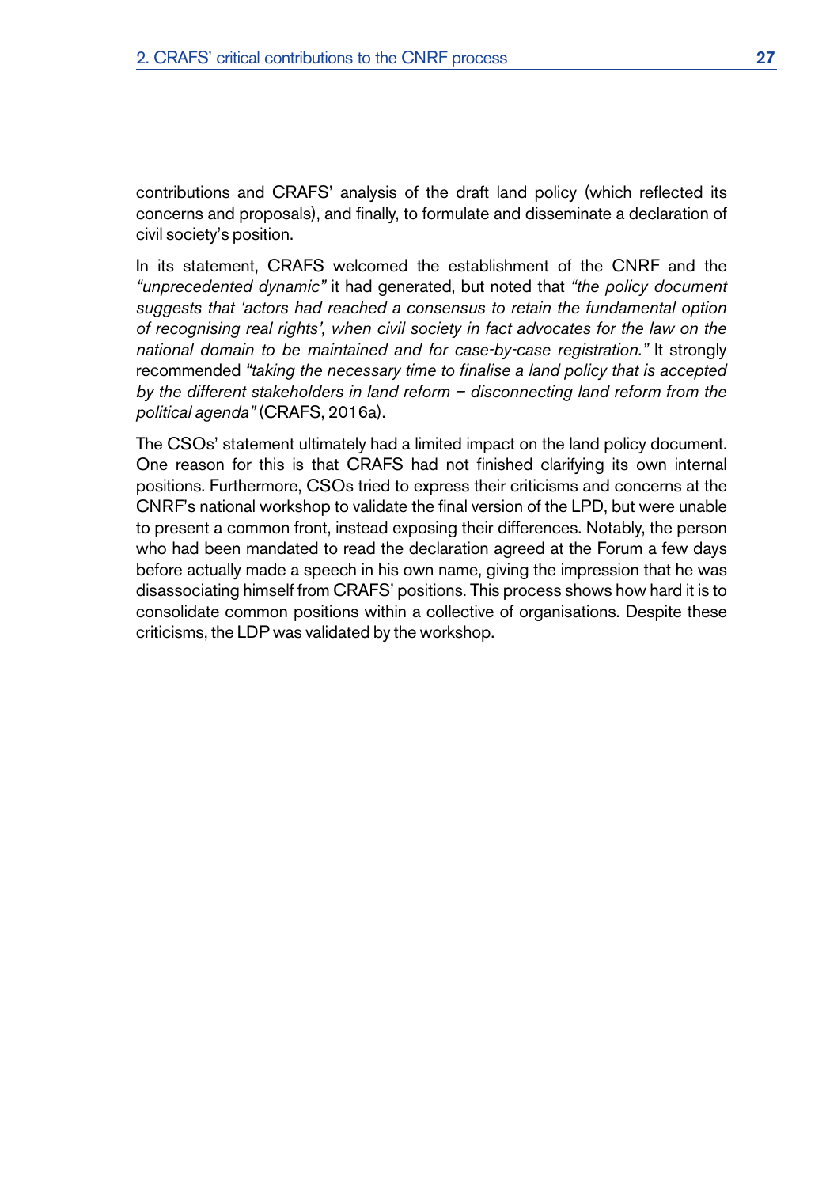contributions and CRAFS' analysis of the draft land policy (which reflected its concerns and proposals), and finally, to formulate and disseminate a declaration of civil society's position.

In its statement, CRAFS welcomed the establishment of the CNRF and the *"unprecedented dynamic"* it had generated, but noted that *"the policy document suggests that 'actors had reached a consensus to retain the fundamental option of recognising real rights', when civil society in fact advocates for the law on the national domain to be maintained and for case-by-case registration."* It strongly recommended *"taking the necessary time to finalise a land policy that is accepted by the different stakeholders in land reform – disconnecting land reform from the political agenda"* (CRAFS, 2016a).

The CSOs' statement ultimately had a limited impact on the land policy document. One reason for this is that CRAFS had not finished clarifying its own internal positions. Furthermore, CSOs tried to express their criticisms and concerns at the CNRF's national workshop to validate the final version of the LPD, but were unable to present a common front, instead exposing their differences. Notably, the person who had been mandated to read the declaration agreed at the Forum a few days before actually made a speech in his own name, giving the impression that he was disassociating himself from CRAFS' positions. This process shows how hard it is to consolidate common positions within a collective of organisations. Despite these criticisms, the LDP was validated by the workshop.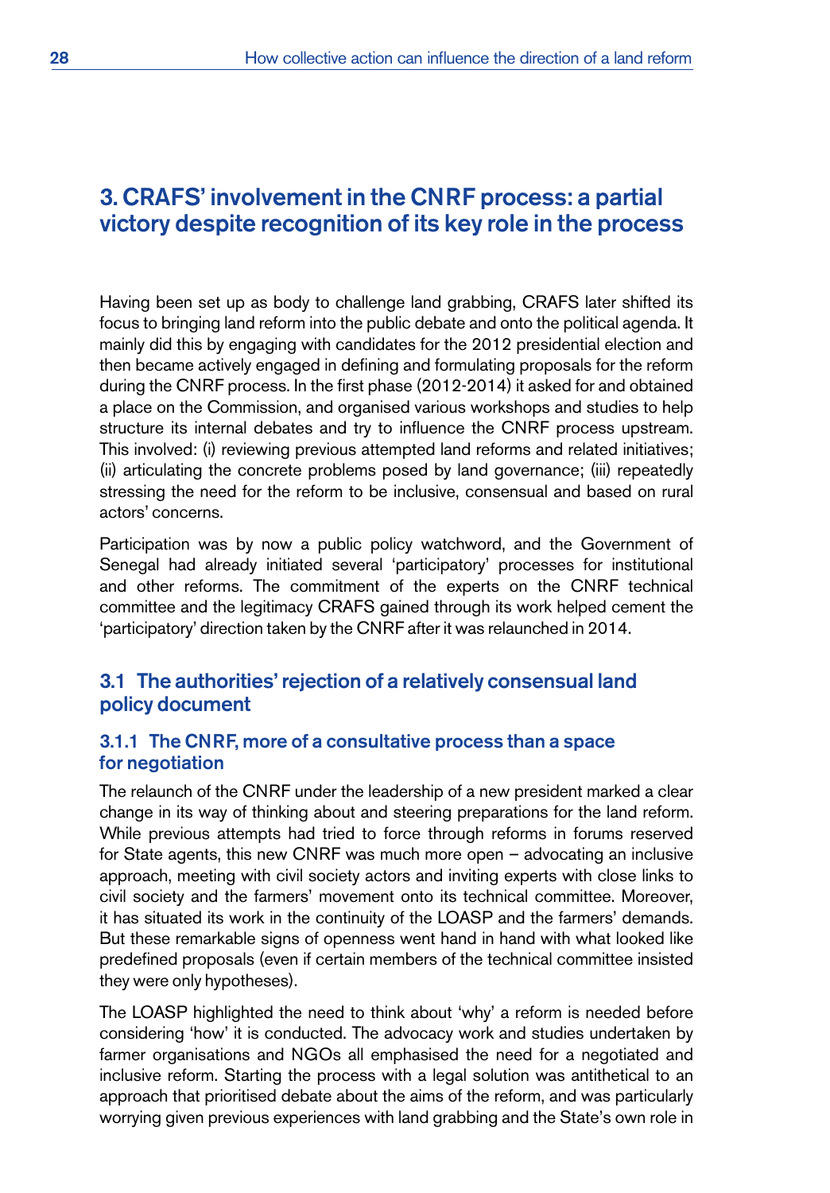# 3. CRAFS' involvement in the CNRF process: a partial victory despite recognition of its key role in the process

Having been set up as body to challenge land grabbing, CRAFS later shifted its focus to bringing land reform into the public debate and onto the political agenda. It mainly did this by engaging with candidates for the 2012 presidential election and then became actively engaged in defining and formulating proposals for the reform during the CNRF process. In the first phase (2012-2014) it asked for and obtained a place on the Commission, and organised various workshops and studies to help structure its internal debates and try to influence the CNRF process upstream. This involved: (i) reviewing previous attempted land reforms and related initiatives; (ii) articulating the concrete problems posed by land governance; (iii) repeatedly stressing the need for the reform to be inclusive, consensual and based on rural actors' concerns.

Participation was by now a public policy watchword, and the Government of Senegal had already initiated several 'participatory' processes for institutional and other reforms. The commitment of the experts on the CNRF technical committee and the legitimacy CRAFS gained through its work helped cement the 'participatory' direction taken by the CNRF after it was relaunched in 2014.

## 3.1 The authorities' rejection of a relatively consensual land policy document

### 3.1.1 The CNRF, more of a consultative process than a space for negotiation

The relaunch of the CNRF under the leadership of a new president marked a clear change in its way of thinking about and steering preparations for the land reform. While previous attempts had tried to force through reforms in forums reserved for State agents, this new CNRF was much more open – advocating an inclusive approach, meeting with civil society actors and inviting experts with close links to civil society and the farmers' movement onto its technical committee. Moreover, it has situated its work in the continuity of the LOASP and the farmers' demands. But these remarkable signs of openness went hand in hand with what looked like predefined proposals (even if certain members of the technical committee insisted they were only hypotheses).

The LOASP highlighted the need to think about 'why' a reform is needed before considering 'how' it is conducted. The advocacy work and studies undertaken by farmer organisations and NGOs all emphasised the need for a negotiated and inclusive reform. Starting the process with a legal solution was antithetical to an approach that prioritised debate about the aims of the reform, and was particularly worrying given previous experiences with land grabbing and the State's own role in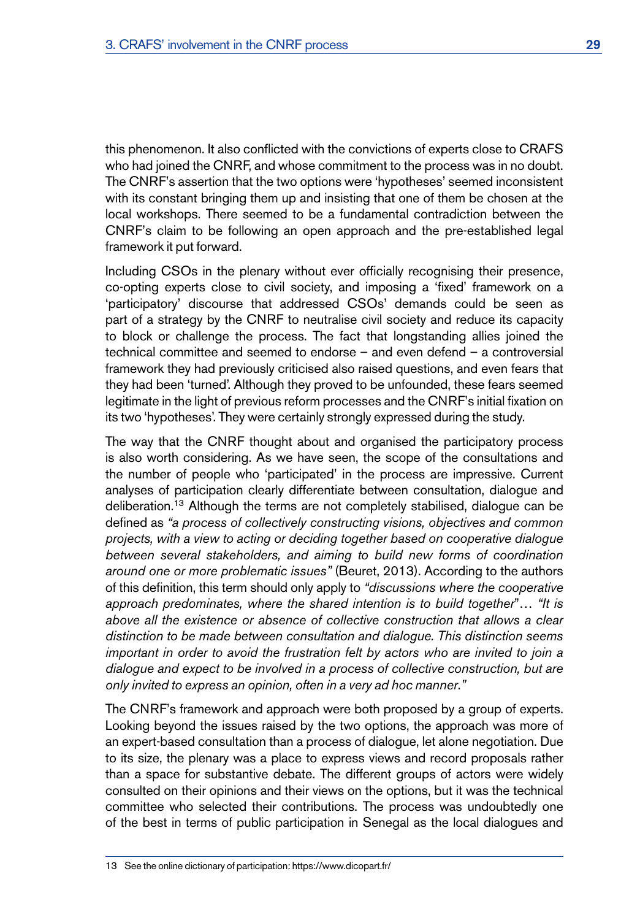this phenomenon. It also conflicted with the convictions of experts close to CRAFS who had joined the CNRF, and whose commitment to the process was in no doubt. The CNRF's assertion that the two options were 'hypotheses' seemed inconsistent with its constant bringing them up and insisting that one of them be chosen at the local workshops. There seemed to be a fundamental contradiction between the CNRF's claim to be following an open approach and the pre-established legal framework it put forward.

Including CSOs in the plenary without ever officially recognising their presence, co-opting experts close to civil society, and imposing a 'fixed' framework on a 'participatory' discourse that addressed CSOs' demands could be seen as part of a strategy by the CNRF to neutralise civil society and reduce its capacity to block or challenge the process. The fact that longstanding allies joined the technical committee and seemed to endorse – and even defend – a controversial framework they had previously criticised also raised questions, and even fears that they had been 'turned'. Although they proved to be unfounded, these fears seemed legitimate in the light of previous reform processes and the CNRF's initial fixation on its two 'hypotheses'. They were certainly strongly expressed during the study.

The way that the CNRF thought about and organised the participatory process is also worth considering. As we have seen, the scope of the consultations and the number of people who 'participated' in the process are impressive. Current analyses of participation clearly differentiate between consultation, dialogue and deliberation.[13] Although the terms are not completely stabilised, dialogue can be defined as *"a process of collectively constructing visions, objectives and common projects, with a view to acting or deciding together based on cooperative dialogue between several stakeholders, and aiming to build new forms of coordination around one or more problematic issues"* (Beuret, 2013). According to the authors of this definition, this term should only apply to *"discussions where the cooperative approach predominates, where the shared intention is to build together"*… *"It is above all the existence or absence of collective construction that allows a clear distinction to be made between consultation and dialogue. This distinction seems important in order to avoid the frustration felt by actors who are invited to join a dialogue and expect to be involved in a process of collective construction, but are only invited to express an opinion, often in a very ad hoc manner."*

The CNRF's framework and approach were both proposed by a group of experts. Looking beyond the issues raised by the two options, the approach was more of an expert-based consultation than a process of dialogue, let alone negotiation. Due to its size, the plenary was a place to express views and record proposals rather than a space for substantive debate. The different groups of actors were widely consulted on their opinions and their views on the options, but it was the technical committee who selected their contributions. The process was undoubtedly one of the best in terms of public participation in Senegal as the local dialogues and

13 See the online dictionary of participation: https://www.dicopart.fr/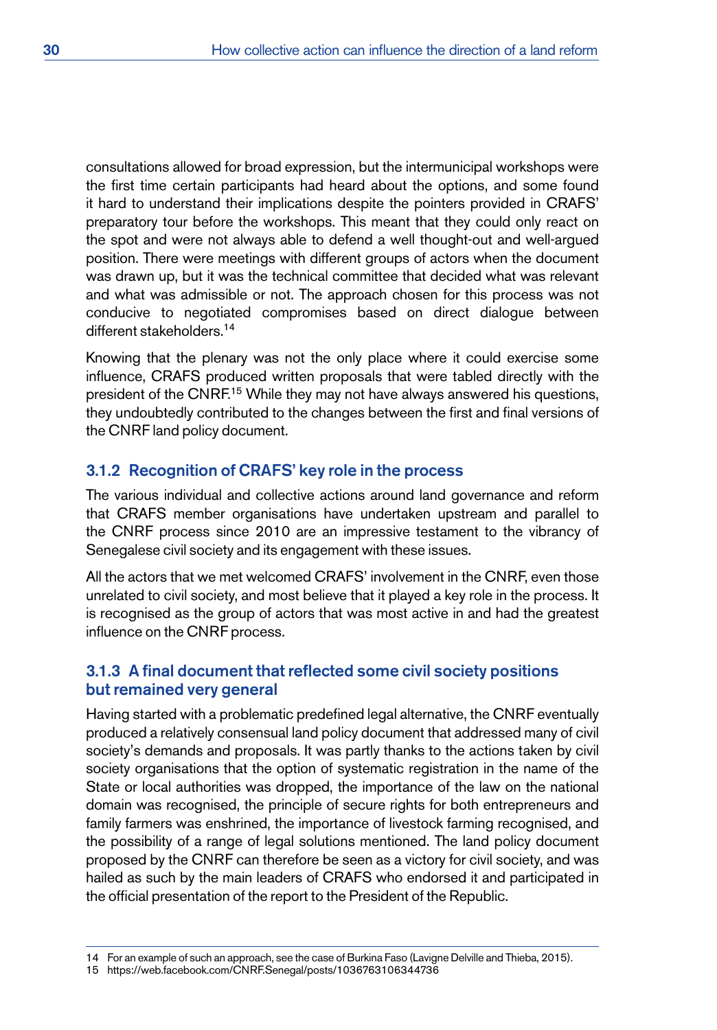consultations allowed for broad expression, but the intermunicipal workshops were the first time certain participants had heard about the options, and some found it hard to understand their implications despite the pointers provided in CRAFS' preparatory tour before the workshops. This meant that they could only react on the spot and were not always able to defend a well thought-out and well-argued position. There were meetings with different groups of actors when the document was drawn up, but it was the technical committee that decided what was relevant and what was admissible or not. The approach chosen for this process was not conducive to negotiated compromises based on direct dialogue between different stakeholders.[14]

Knowing that the plenary was not the only place where it could exercise some influence, CRAFS produced written proposals that were tabled directly with the president of the CNRF.[15] While they may not have always answered his questions, they undoubtedly contributed to the changes between the first and final versions of the CNRF land policy document.

### 3.1.2 Recognition of CRAFS' key role in the process

The various individual and collective actions around land governance and reform that CRAFS member organisations have undertaken upstream and parallel to the CNRF process since 2010 are an impressive testament to the vibrancy of Senegalese civil society and its engagement with these issues.

All the actors that we met welcomed CRAFS' involvement in the CNRF, even those unrelated to civil society, and most believe that it played a key role in the process. It is recognised as the group of actors that was most active in and had the greatest influence on the CNRF process.

### 3.1.3 A final document that reflected some civil society positions but remained very general

Having started with a problematic predefined legal alternative, the CNRF eventually produced a relatively consensual land policy document that addressed many of civil society's demands and proposals. It was partly thanks to the actions taken by civil society organisations that the option of systematic registration in the name of the State or local authorities was dropped, the importance of the law on the national domain was recognised, the principle of secure rights for both entrepreneurs and family farmers was enshrined, the importance of livestock farming recognised, and the possibility of a range of legal solutions mentioned. The land policy document proposed by the CNRF can therefore be seen as a victory for civil society, and was hailed as such by the main leaders of CRAFS who endorsed it and participated in the official presentation of the report to the President of the Republic.

---

14 For an example of such an approach, see the case of Burkina Faso (Lavigne Delville and Thieba, 2015).

15 https://web.facebook.com/CNRF.Senegal/posts/1036763106344736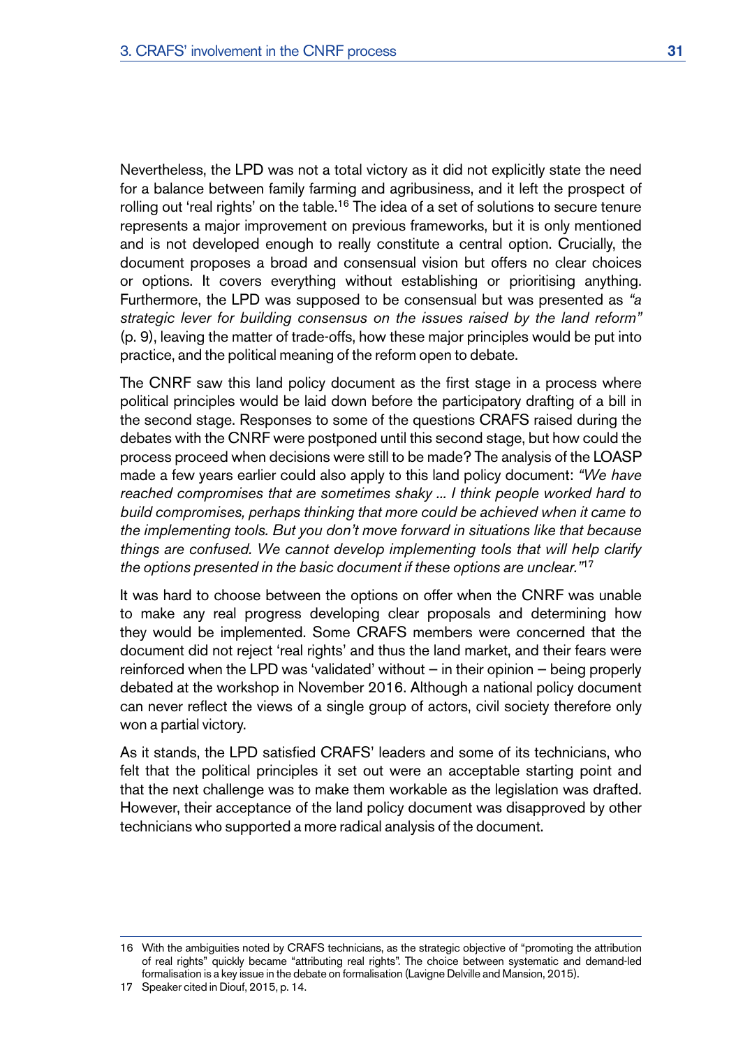Nevertheless, the LPD was not a total victory as it did not explicitly state the need for a balance between family farming and agribusiness, and it left the prospect of rolling out 'real rights' on the table.[16] The idea of a set of solutions to secure tenure represents a major improvement on previous frameworks, but it is only mentioned and is not developed enough to really constitute a central option. Crucially, the document proposes a broad and consensual vision but offers no clear choices or options. It covers everything without establishing or prioritising anything. Furthermore, the LPD was supposed to be consensual but was presented as *"a strategic lever for building consensus on the issues raised by the land reform"* (p. 9), leaving the matter of trade-offs, how these major principles would be put into practice, and the political meaning of the reform open to debate.

The CNRF saw this land policy document as the first stage in a process where political principles would be laid down before the participatory drafting of a bill in the second stage. Responses to some of the questions CRAFS raised during the debates with the CNRF were postponed until this second stage, but how could the process proceed when decisions were still to be made? The analysis of the LOASP made a few years earlier could also apply to this land policy document: *"We have reached compromises that are sometimes shaky ... I think people worked hard to build compromises, perhaps thinking that more could be achieved when it came to the implementing tools. But you don't move forward in situations like that because things are confused. We cannot develop implementing tools that will help clarify the options presented in the basic document if these options are unclear."*[17]

It was hard to choose between the options on offer when the CNRF was unable to make any real progress developing clear proposals and determining how they would be implemented. Some CRAFS members were concerned that the document did not reject 'real rights' and thus the land market, and their fears were reinforced when the LPD was 'validated' without – in their opinion – being properly debated at the workshop in November 2016. Although a national policy document can never reflect the views of a single group of actors, civil society therefore only won a partial victory.

As it stands, the LPD satisfied CRAFS' leaders and some of its technicians, who felt that the political principles it set out were an acceptable starting point and that the next challenge was to make them workable as the legislation was drafted. However, their acceptance of the land policy document was disapproved by other technicians who supported a more radical analysis of the document.

---

16 With the ambiguities noted by CRAFS technicians, as the strategic objective of "promoting the attribution of real rights" quickly became "attributing real rights". The choice between systematic and demand-led formalisation is a key issue in the debate on formalisation (Lavigne Delville and Mansion, 2015).

17 Speaker cited in Diouf, 2015, p. 14.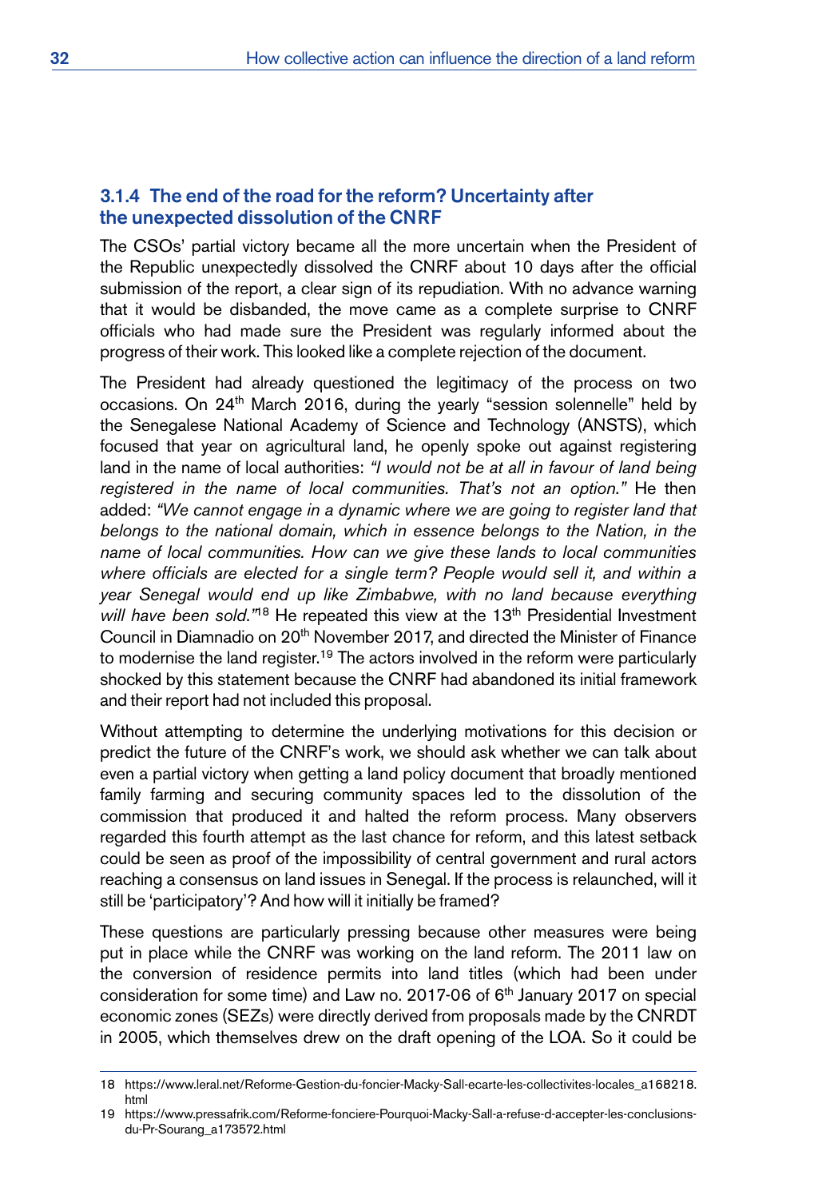### 3.1.4 The end of the road for the reform? Uncertainty after the unexpected dissolution of the CNRF

The CSOs' partial victory became all the more uncertain when the President of the Republic unexpectedly dissolved the CNRF about 10 days after the official submission of the report, a clear sign of its repudiation. With no advance warning that it would be disbanded, the move came as a complete surprise to CNRF officials who had made sure the President was regularly informed about the progress of their work. This looked like a complete rejection of the document.

The President had already questioned the legitimacy of the process on two occasions. On 24th March 2016, during the yearly "session solennelle" held by the Senegalese National Academy of Science and Technology (ANSTS), which focused that year on agricultural land, he openly spoke out against registering land in the name of local authorities: *"I would not be at all in favour of land being registered in the name of local communities. That's not an option."* He then added: *"We cannot engage in a dynamic where we are going to register land that belongs to the national domain, which in essence belongs to the Nation, in the name of local communities. How can we give these lands to local communities where officials are elected for a single term? People would sell it, and within a year Senegal would end up like Zimbabwe, with no land because everything will have been sold."*[18] He repeated this view at the 13th Presidential Investment Council in Diamnadio on 20th November 2017, and directed the Minister of Finance to modernise the land register.[19] The actors involved in the reform were particularly shocked by this statement because the CNRF had abandoned its initial framework and their report had not included this proposal.

Without attempting to determine the underlying motivations for this decision or predict the future of the CNRF's work, we should ask whether we can talk about even a partial victory when getting a land policy document that broadly mentioned family farming and securing community spaces led to the dissolution of the commission that produced it and halted the reform process. Many observers regarded this fourth attempt as the last chance for reform, and this latest setback could be seen as proof of the impossibility of central government and rural actors reaching a consensus on land issues in Senegal. If the process is relaunched, will it still be 'participatory'? And how will it initially be framed?

These questions are particularly pressing because other measures were being put in place while the CNRF was working on the land reform. The 2011 law on the conversion of residence permits into land titles (which had been under consideration for some time) and Law no. 2017-06 of 6th January 2017 on special economic zones (SEZs) were directly derived from proposals made by the CNRDT in 2005, which themselves drew on the draft opening of the LOA. So it could be

18 https://www.leral.net/Reforme-Gestion-du-foncier-Macky-Sall-ecarte-les-collectivites-locales_a168218.html

19 https://www.pressafrik.com/Reforme-fonciere-Pourquoi-Macky-Sall-a-refuse-d-accepter-les-conclusions-du-Pr-Sourang_a173572.html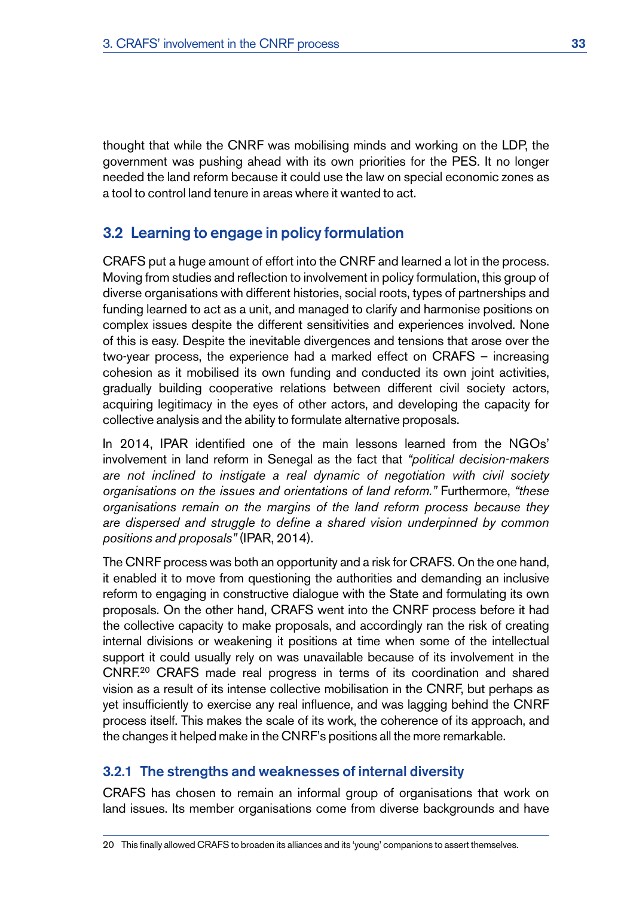thought that while the CNRF was mobilising minds and working on the LDP, the government was pushing ahead with its own priorities for the PES. It no longer needed the land reform because it could use the law on special economic zones as a tool to control land tenure in areas where it wanted to act.

## 3.2 Learning to engage in policy formulation

CRAFS put a huge amount of effort into the CNRF and learned a lot in the process. Moving from studies and reflection to involvement in policy formulation, this group of diverse organisations with different histories, social roots, types of partnerships and funding learned to act as a unit, and managed to clarify and harmonise positions on complex issues despite the different sensitivities and experiences involved. None of this is easy. Despite the inevitable divergences and tensions that arose over the two-year process, the experience had a marked effect on CRAFS – increasing cohesion as it mobilised its own funding and conducted its own joint activities, gradually building cooperative relations between different civil society actors, acquiring legitimacy in the eyes of other actors, and developing the capacity for collective analysis and the ability to formulate alternative proposals.

In 2014, IPAR identified one of the main lessons learned from the NGOs' involvement in land reform in Senegal as the fact that *"political decision-makers are not inclined to instigate a real dynamic of negotiation with civil society organisations on the issues and orientations of land reform."* Furthermore, *"these organisations remain on the margins of the land reform process because they are dispersed and struggle to define a shared vision underpinned by common positions and proposals"* (IPAR, 2014).

The CNRF process was both an opportunity and a risk for CRAFS. On the one hand, it enabled it to move from questioning the authorities and demanding an inclusive reform to engaging in constructive dialogue with the State and formulating its own proposals. On the other hand, CRAFS went into the CNRF process before it had the collective capacity to make proposals, and accordingly ran the risk of creating internal divisions or weakening it positions at time when some of the intellectual support it could usually rely on was unavailable because of its involvement in the CNRF.[20] CRAFS made real progress in terms of its coordination and shared vision as a result of its intense collective mobilisation in the CNRF, but perhaps as yet insufficiently to exercise any real influence, and was lagging behind the CNRF process itself. This makes the scale of its work, the coherence of its approach, and the changes it helped make in the CNRF's positions all the more remarkable.

### 3.2.1 The strengths and weaknesses of internal diversity

CRAFS has chosen to remain an informal group of organisations that work on land issues. Its member organisations come from diverse backgrounds and have

---

20 This finally allowed CRAFS to broaden its alliances and its 'young' companions to assert themselves.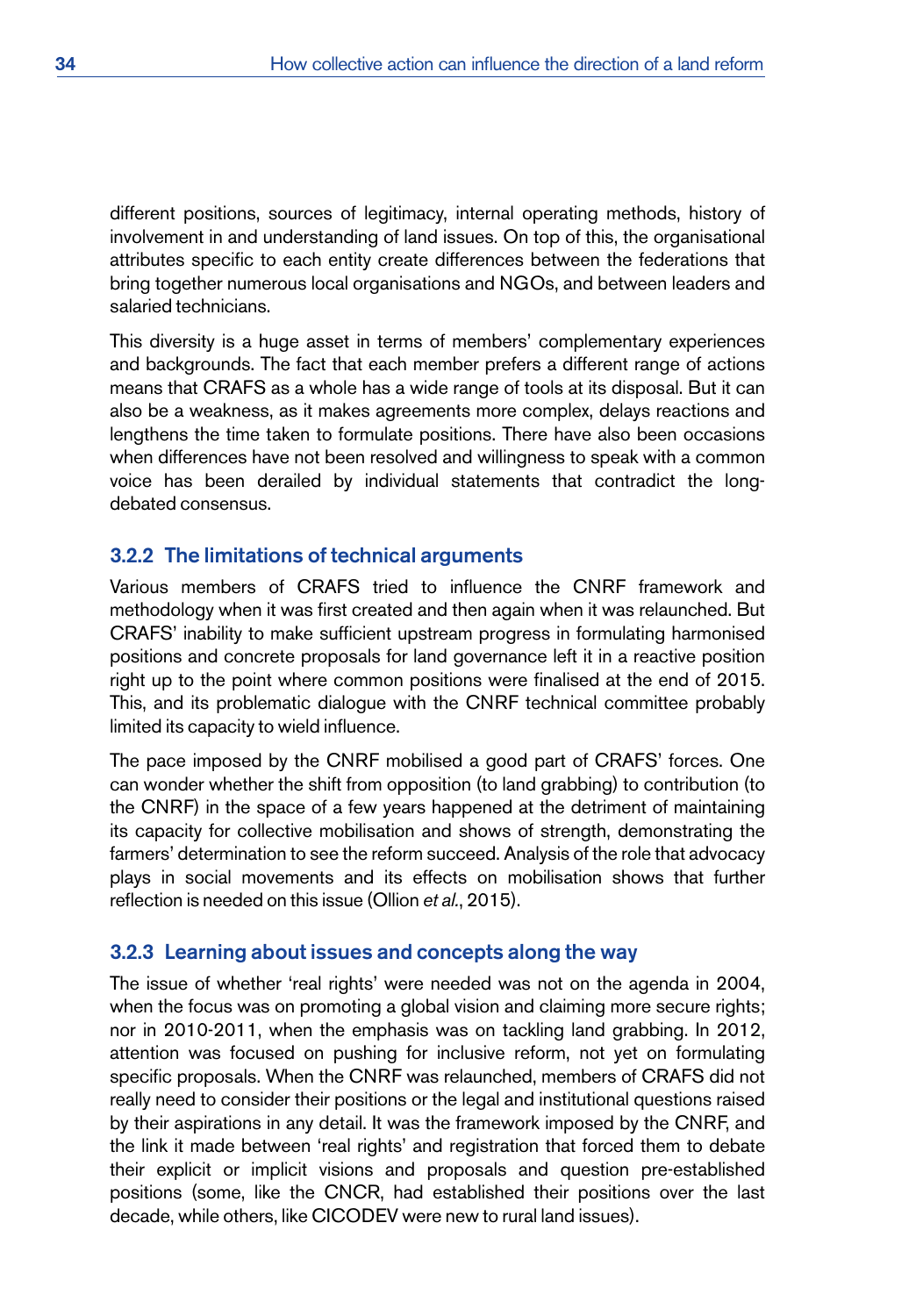different positions, sources of legitimacy, internal operating methods, history of involvement in and understanding of land issues. On top of this, the organisational attributes specific to each entity create differences between the federations that bring together numerous local organisations and NGOs, and between leaders and salaried technicians.

This diversity is a huge asset in terms of members' complementary experiences and backgrounds. The fact that each member prefers a different range of actions means that CRAFS as a whole has a wide range of tools at its disposal. But it can also be a weakness, as it makes agreements more complex, delays reactions and lengthens the time taken to formulate positions. There have also been occasions when differences have not been resolved and willingness to speak with a common voice has been derailed by individual statements that contradict the long-debated consensus.

### 3.2.2 The limitations of technical arguments

Various members of CRAFS tried to influence the CNRF framework and methodology when it was first created and then again when it was relaunched. But CRAFS' inability to make sufficient upstream progress in formulating harmonised positions and concrete proposals for land governance left it in a reactive position right up to the point where common positions were finalised at the end of 2015. This, and its problematic dialogue with the CNRF technical committee probably limited its capacity to wield influence.

The pace imposed by the CNRF mobilised a good part of CRAFS' forces. One can wonder whether the shift from opposition (to land grabbing) to contribution (to the CNRF) in the space of a few years happened at the detriment of maintaining its capacity for collective mobilisation and shows of strength, demonstrating the farmers' determination to see the reform succeed. Analysis of the role that advocacy plays in social movements and its effects on mobilisation shows that further reflection is needed on this issue (Ollion *et al.*, 2015).

### 3.2.3 Learning about issues and concepts along the way

The issue of whether 'real rights' were needed was not on the agenda in 2004, when the focus was on promoting a global vision and claiming more secure rights; nor in 2010-2011, when the emphasis was on tackling land grabbing. In 2012, attention was focused on pushing for inclusive reform, not yet on formulating specific proposals. When the CNRF was relaunched, members of CRAFS did not really need to consider their positions or the legal and institutional questions raised by their aspirations in any detail. It was the framework imposed by the CNRF, and the link it made between 'real rights' and registration that forced them to debate their explicit or implicit visions and proposals and question pre-established positions (some, like the CNCR, had established their positions over the last decade, while others, like CICODEV were new to rural land issues).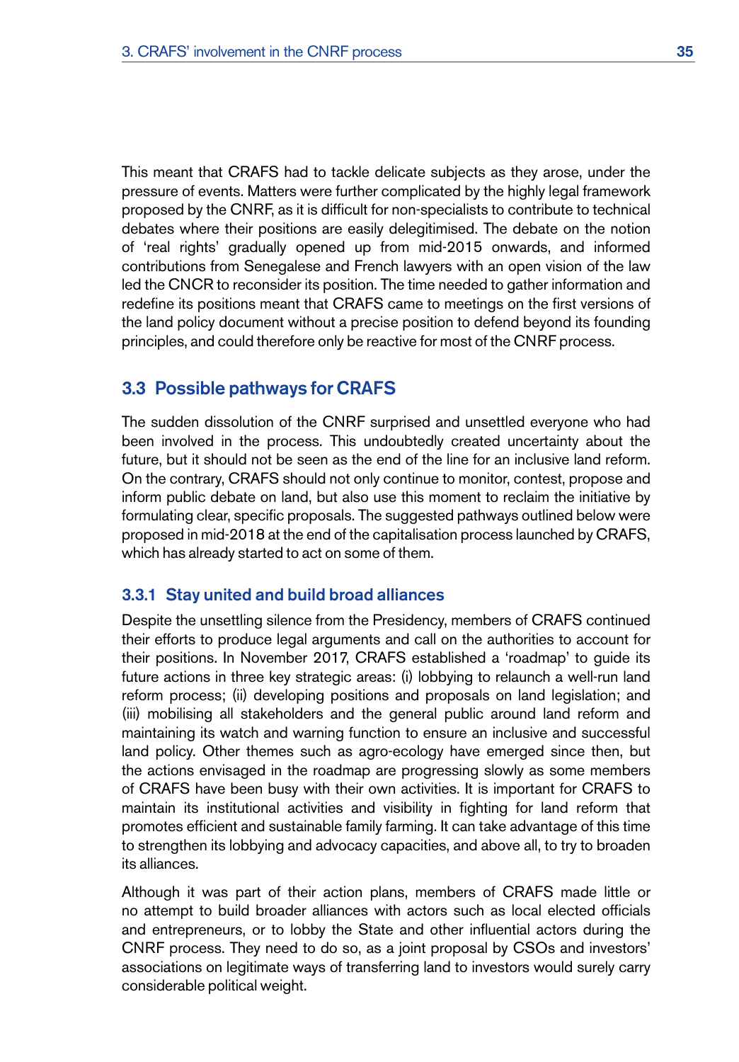This meant that CRAFS had to tackle delicate subjects as they arose, under the pressure of events. Matters were further complicated by the highly legal framework proposed by the CNRF, as it is difficult for non-specialists to contribute to technical debates where their positions are easily delegitimised. The debate on the notion of 'real rights' gradually opened up from mid-2015 onwards, and informed contributions from Senegalese and French lawyers with an open vision of the law led the CNCR to reconsider its position. The time needed to gather information and redefine its positions meant that CRAFS came to meetings on the first versions of the land policy document without a precise position to defend beyond its founding principles, and could therefore only be reactive for most of the CNRF process.

## 3.3 Possible pathways for CRAFS

The sudden dissolution of the CNRF surprised and unsettled everyone who had been involved in the process. This undoubtedly created uncertainty about the future, but it should not be seen as the end of the line for an inclusive land reform. On the contrary, CRAFS should not only continue to monitor, contest, propose and inform public debate on land, but also use this moment to reclaim the initiative by formulating clear, specific proposals. The suggested pathways outlined below were proposed in mid-2018 at the end of the capitalisation process launched by CRAFS, which has already started to act on some of them.

### 3.3.1 Stay united and build broad alliances

Despite the unsettling silence from the Presidency, members of CRAFS continued their efforts to produce legal arguments and call on the authorities to account for their positions. In November 2017, CRAFS established a 'roadmap' to guide its future actions in three key strategic areas: (i) lobbying to relaunch a well-run land reform process; (ii) developing positions and proposals on land legislation; and (iii) mobilising all stakeholders and the general public around land reform and maintaining its watch and warning function to ensure an inclusive and successful land policy. Other themes such as agro-ecology have emerged since then, but the actions envisaged in the roadmap are progressing slowly as some members of CRAFS have been busy with their own activities. It is important for CRAFS to maintain its institutional activities and visibility in fighting for land reform that promotes efficient and sustainable family farming. It can take advantage of this time to strengthen its lobbying and advocacy capacities, and above all, to try to broaden its alliances.

Although it was part of their action plans, members of CRAFS made little or no attempt to build broader alliances with actors such as local elected officials and entrepreneurs, or to lobby the State and other influential actors during the CNRF process. They need to do so, as a joint proposal by CSOs and investors' associations on legitimate ways of transferring land to investors would surely carry considerable political weight.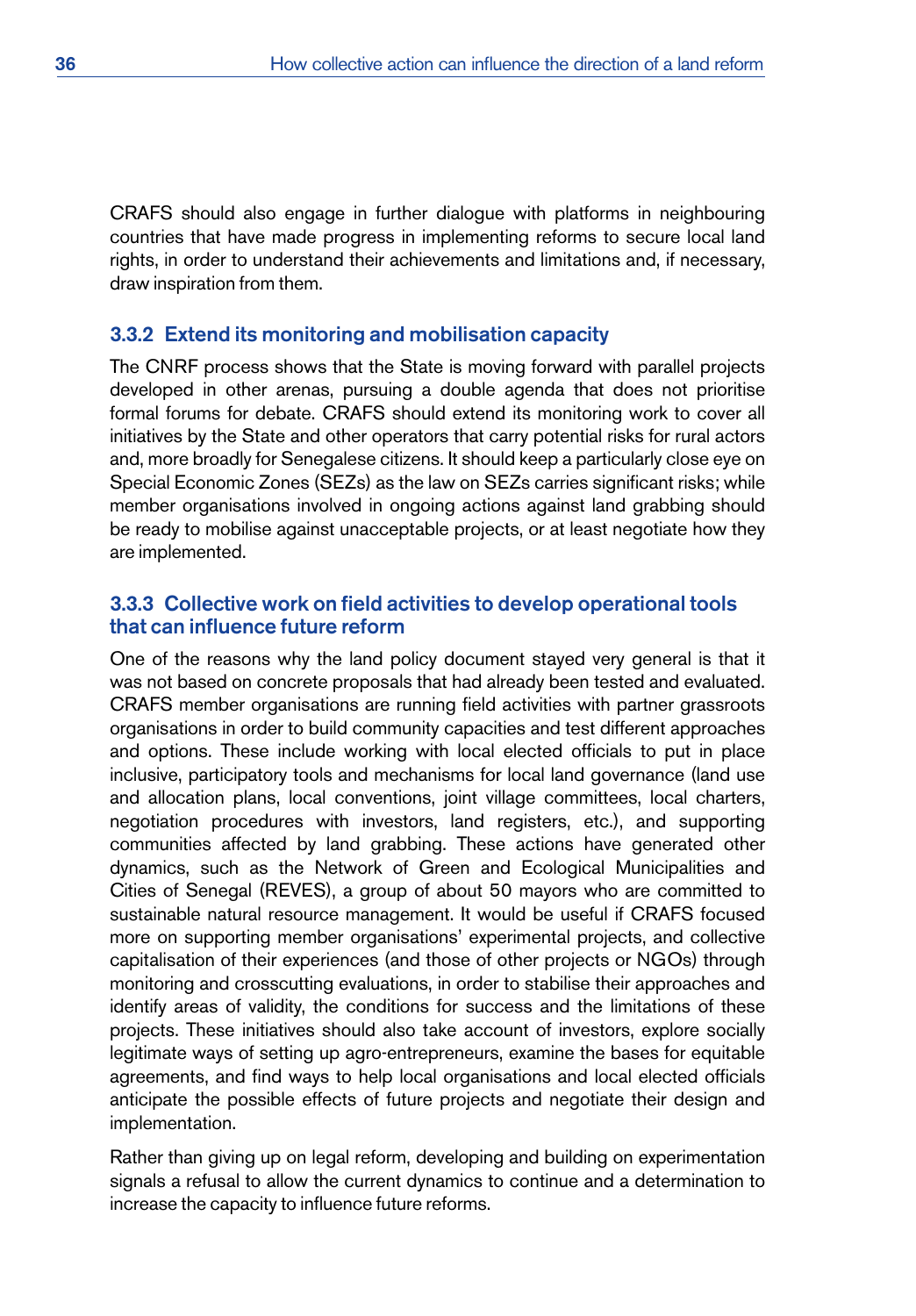CRAFS should also engage in further dialogue with platforms in neighbouring countries that have made progress in implementing reforms to secure local land rights, in order to understand their achievements and limitations and, if necessary, draw inspiration from them.

### 3.3.2 Extend its monitoring and mobilisation capacity

The CNRF process shows that the State is moving forward with parallel projects developed in other arenas, pursuing a double agenda that does not prioritise formal forums for debate. CRAFS should extend its monitoring work to cover all initiatives by the State and other operators that carry potential risks for rural actors and, more broadly for Senegalese citizens. It should keep a particularly close eye on Special Economic Zones (SEZs) as the law on SEZs carries significant risks; while member organisations involved in ongoing actions against land grabbing should be ready to mobilise against unacceptable projects, or at least negotiate how they are implemented.

### 3.3.3 Collective work on field activities to develop operational tools that can influence future reform

One of the reasons why the land policy document stayed very general is that it was not based on concrete proposals that had already been tested and evaluated. CRAFS member organisations are running field activities with partner grassroots organisations in order to build community capacities and test different approaches and options. These include working with local elected officials to put in place inclusive, participatory tools and mechanisms for local land governance (land use and allocation plans, local conventions, joint village committees, local charters, negotiation procedures with investors, land registers, etc.), and supporting communities affected by land grabbing. These actions have generated other dynamics, such as the Network of Green and Ecological Municipalities and Cities of Senegal (REVES), a group of about 50 mayors who are committed to sustainable natural resource management. It would be useful if CRAFS focused more on supporting member organisations' experimental projects, and collective capitalisation of their experiences (and those of other projects or NGOs) through monitoring and crosscutting evaluations, in order to stabilise their approaches and identify areas of validity, the conditions for success and the limitations of these projects. These initiatives should also take account of investors, explore socially legitimate ways of setting up agro-entrepreneurs, examine the bases for equitable agreements, and find ways to help local organisations and local elected officials anticipate the possible effects of future projects and negotiate their design and implementation.

Rather than giving up on legal reform, developing and building on experimentation signals a refusal to allow the current dynamics to continue and a determination to increase the capacity to influence future reforms.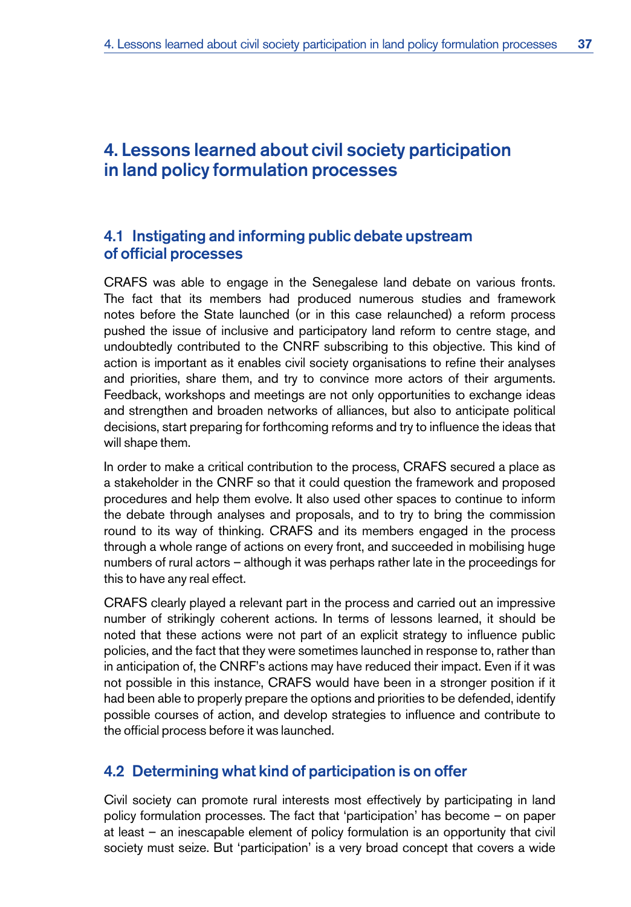# 4. Lessons learned about civil society participation in land policy formulation processes

## 4.1 Instigating and informing public debate upstream of official processes

CRAFS was able to engage in the Senegalese land debate on various fronts. The fact that its members had produced numerous studies and framework notes before the State launched (or in this case relaunched) a reform process pushed the issue of inclusive and participatory land reform to centre stage, and undoubtedly contributed to the CNRF subscribing to this objective. This kind of action is important as it enables civil society organisations to refine their analyses and priorities, share them, and try to convince more actors of their arguments. Feedback, workshops and meetings are not only opportunities to exchange ideas and strengthen and broaden networks of alliances, but also to anticipate political decisions, start preparing for forthcoming reforms and try to influence the ideas that will shape them.

In order to make a critical contribution to the process, CRAFS secured a place as a stakeholder in the CNRF so that it could question the framework and proposed procedures and help them evolve. It also used other spaces to continue to inform the debate through analyses and proposals, and to try to bring the commission round to its way of thinking. CRAFS and its members engaged in the process through a whole range of actions on every front, and succeeded in mobilising huge numbers of rural actors – although it was perhaps rather late in the proceedings for this to have any real effect.

CRAFS clearly played a relevant part in the process and carried out an impressive number of strikingly coherent actions. In terms of lessons learned, it should be noted that these actions were not part of an explicit strategy to influence public policies, and the fact that they were sometimes launched in response to, rather than in anticipation of, the CNRF's actions may have reduced their impact. Even if it was not possible in this instance, CRAFS would have been in a stronger position if it had been able to properly prepare the options and priorities to be defended, identify possible courses of action, and develop strategies to influence and contribute to the official process before it was launched.

## 4.2 Determining what kind of participation is on offer

Civil society can promote rural interests most effectively by participating in land policy formulation processes. The fact that 'participation' has become – on paper at least – an inescapable element of policy formulation is an opportunity that civil society must seize. But 'participation' is a very broad concept that covers a wide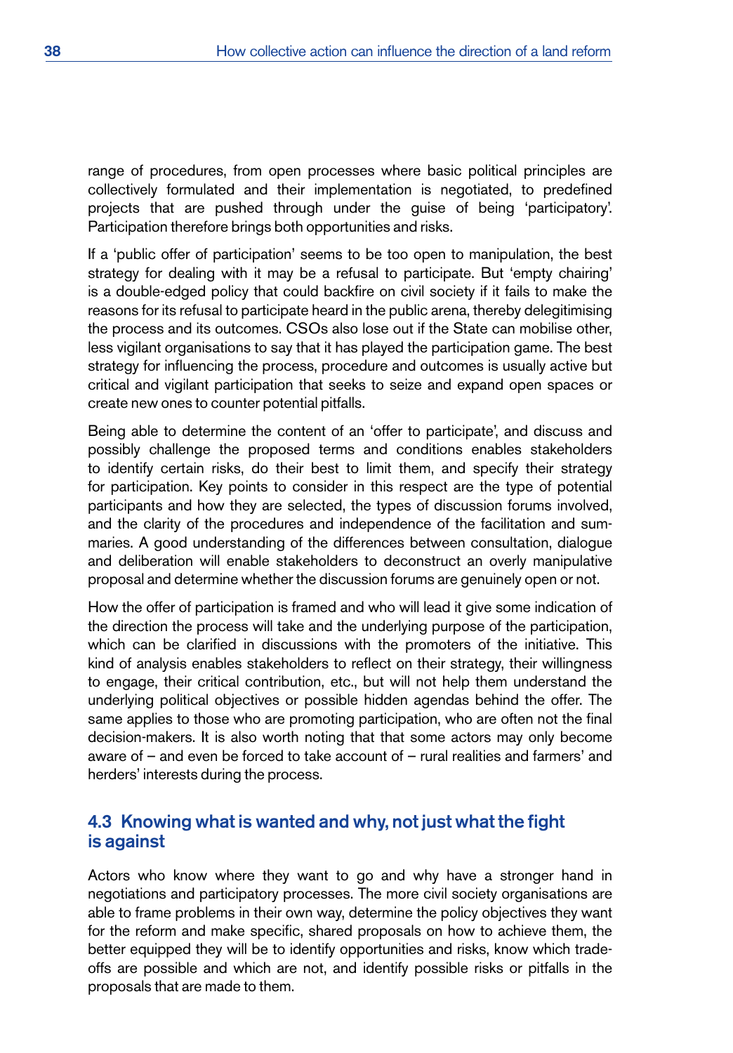range of procedures, from open processes where basic political principles are collectively formulated and their implementation is negotiated, to predefined projects that are pushed through under the guise of being 'participatory'. Participation therefore brings both opportunities and risks.

If a 'public offer of participation' seems to be too open to manipulation, the best strategy for dealing with it may be a refusal to participate. But 'empty chairing' is a double-edged policy that could backfire on civil society if it fails to make the reasons for its refusal to participate heard in the public arena, thereby delegitimising the process and its outcomes. CSOs also lose out if the State can mobilise other, less vigilant organisations to say that it has played the participation game. The best strategy for influencing the process, procedure and outcomes is usually active but critical and vigilant participation that seeks to seize and expand open spaces or create new ones to counter potential pitfalls.

Being able to determine the content of an 'offer to participate', and discuss and possibly challenge the proposed terms and conditions enables stakeholders to identify certain risks, do their best to limit them, and specify their strategy for participation. Key points to consider in this respect are the type of potential participants and how they are selected, the types of discussion forums involved, and the clarity of the procedures and independence of the facilitation and summaries. A good understanding of the differences between consultation, dialogue and deliberation will enable stakeholders to deconstruct an overly manipulative proposal and determine whether the discussion forums are genuinely open or not.

How the offer of participation is framed and who will lead it give some indication of the direction the process will take and the underlying purpose of the participation, which can be clarified in discussions with the promoters of the initiative. This kind of analysis enables stakeholders to reflect on their strategy, their willingness to engage, their critical contribution, etc., but will not help them understand the underlying political objectives or possible hidden agendas behind the offer. The same applies to those who are promoting participation, who are often not the final decision-makers. It is also worth noting that that some actors may only become aware of – and even be forced to take account of – rural realities and farmers' and herders' interests during the process.

## 4.3 Knowing what is wanted and why, not just what the fight is against

Actors who know where they want to go and why have a stronger hand in negotiations and participatory processes. The more civil society organisations are able to frame problems in their own way, determine the policy objectives they want for the reform and make specific, shared proposals on how to achieve them, the better equipped they will be to identify opportunities and risks, know which trade-offs are possible and which are not, and identify possible risks or pitfalls in the proposals that are made to them.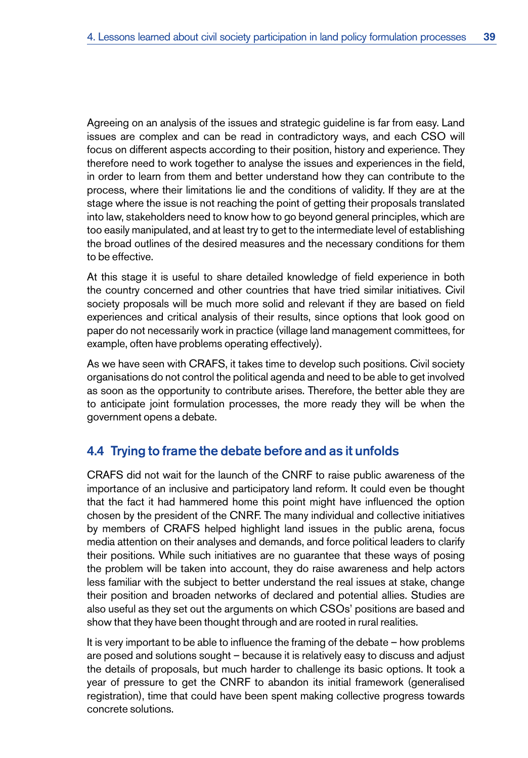Agreeing on an analysis of the issues and strategic guideline is far from easy. Land issues are complex and can be read in contradictory ways, and each CSO will focus on different aspects according to their position, history and experience. They therefore need to work together to analyse the issues and experiences in the field, in order to learn from them and better understand how they can contribute to the process, where their limitations lie and the conditions of validity. If they are at the stage where the issue is not reaching the point of getting their proposals translated into law, stakeholders need to know how to go beyond general principles, which are too easily manipulated, and at least try to get to the intermediate level of establishing the broad outlines of the desired measures and the necessary conditions for them to be effective.

At this stage it is useful to share detailed knowledge of field experience in both the country concerned and other countries that have tried similar initiatives. Civil society proposals will be much more solid and relevant if they are based on field experiences and critical analysis of their results, since options that look good on paper do not necessarily work in practice (village land management committees, for example, often have problems operating effectively).

As we have seen with CRAFS, it takes time to develop such positions. Civil society organisations do not control the political agenda and need to be able to get involved as soon as the opportunity to contribute arises. Therefore, the better able they are to anticipate joint formulation processes, the more ready they will be when the government opens a debate.

## 4.4 Trying to frame the debate before and as it unfolds

CRAFS did not wait for the launch of the CNRF to raise public awareness of the importance of an inclusive and participatory land reform. It could even be thought that the fact it had hammered home this point might have influenced the option chosen by the president of the CNRF. The many individual and collective initiatives by members of CRAFS helped highlight land issues in the public arena, focus media attention on their analyses and demands, and force political leaders to clarify their positions. While such initiatives are no guarantee that these ways of posing the problem will be taken into account, they do raise awareness and help actors less familiar with the subject to better understand the real issues at stake, change their position and broaden networks of declared and potential allies. Studies are also useful as they set out the arguments on which CSOs' positions are based and show that they have been thought through and are rooted in rural realities.

It is very important to be able to influence the framing of the debate – how problems are posed and solutions sought – because it is relatively easy to discuss and adjust the details of proposals, but much harder to challenge its basic options. It took a year of pressure to get the CNRF to abandon its initial framework (generalised registration), time that could have been spent making collective progress towards concrete solutions.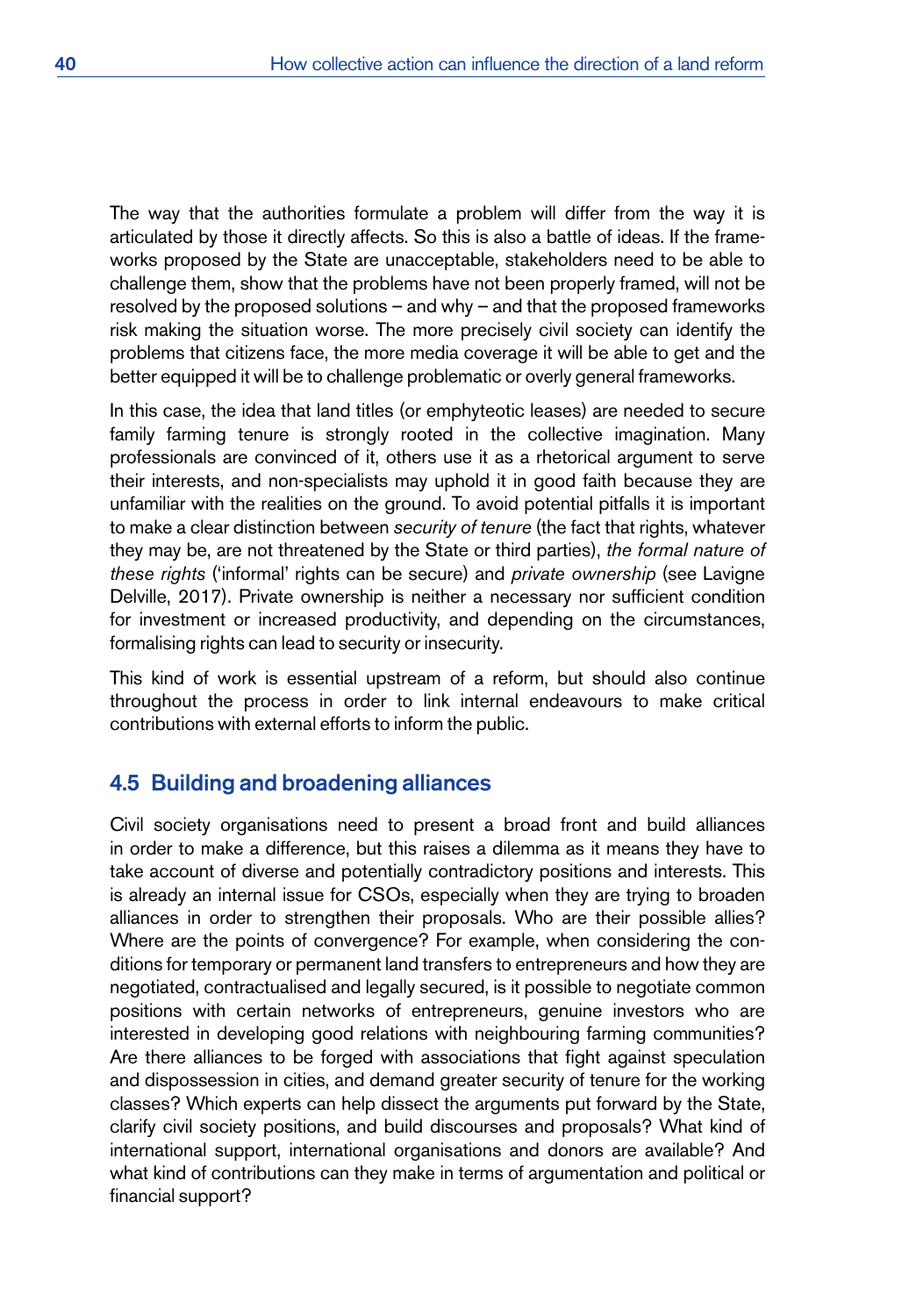The way that the authorities formulate a problem will differ from the way it is articulated by those it directly affects. So this is also a battle of ideas. If the frameworks proposed by the State are unacceptable, stakeholders need to be able to challenge them, show that the problems have not been properly framed, will not be resolved by the proposed solutions – and why – and that the proposed frameworks risk making the situation worse. The more precisely civil society can identify the problems that citizens face, the more media coverage it will be able to get and the better equipped it will be to challenge problematic or overly general frameworks.

In this case, the idea that land titles (or emphyteotic leases) are needed to secure family farming tenure is strongly rooted in the collective imagination. Many professionals are convinced of it, others use it as a rhetorical argument to serve their interests, and non-specialists may uphold it in good faith because they are unfamiliar with the realities on the ground. To avoid potential pitfalls it is important to make a clear distinction between *security of tenure* (the fact that rights, whatever they may be, are not threatened by the State or third parties), *the formal nature of these rights* ('informal' rights can be secure) and *private ownership* (see Lavigne Delville, 2017). Private ownership is neither a necessary nor sufficient condition for investment or increased productivity, and depending on the circumstances, formalising rights can lead to security or insecurity.

This kind of work is essential upstream of a reform, but should also continue throughout the process in order to link internal endeavours to make critical contributions with external efforts to inform the public.

## 4.5 Building and broadening alliances

Civil society organisations need to present a broad front and build alliances in order to make a difference, but this raises a dilemma as it means they have to take account of diverse and potentially contradictory positions and interests. This is already an internal issue for CSOs, especially when they are trying to broaden alliances in order to strengthen their proposals. Who are their possible allies? Where are the points of convergence? For example, when considering the conditions for temporary or permanent land transfers to entrepreneurs and how they are negotiated, contractualised and legally secured, is it possible to negotiate common positions with certain networks of entrepreneurs, genuine investors who are interested in developing good relations with neighbouring farming communities? Are there alliances to be forged with associations that fight against speculation and dispossession in cities, and demand greater security of tenure for the working classes? Which experts can help dissect the arguments put forward by the State, clarify civil society positions, and build discourses and proposals? What kind of international support, international organisations and donors are available? And what kind of contributions can they make in terms of argumentation and political or financial support?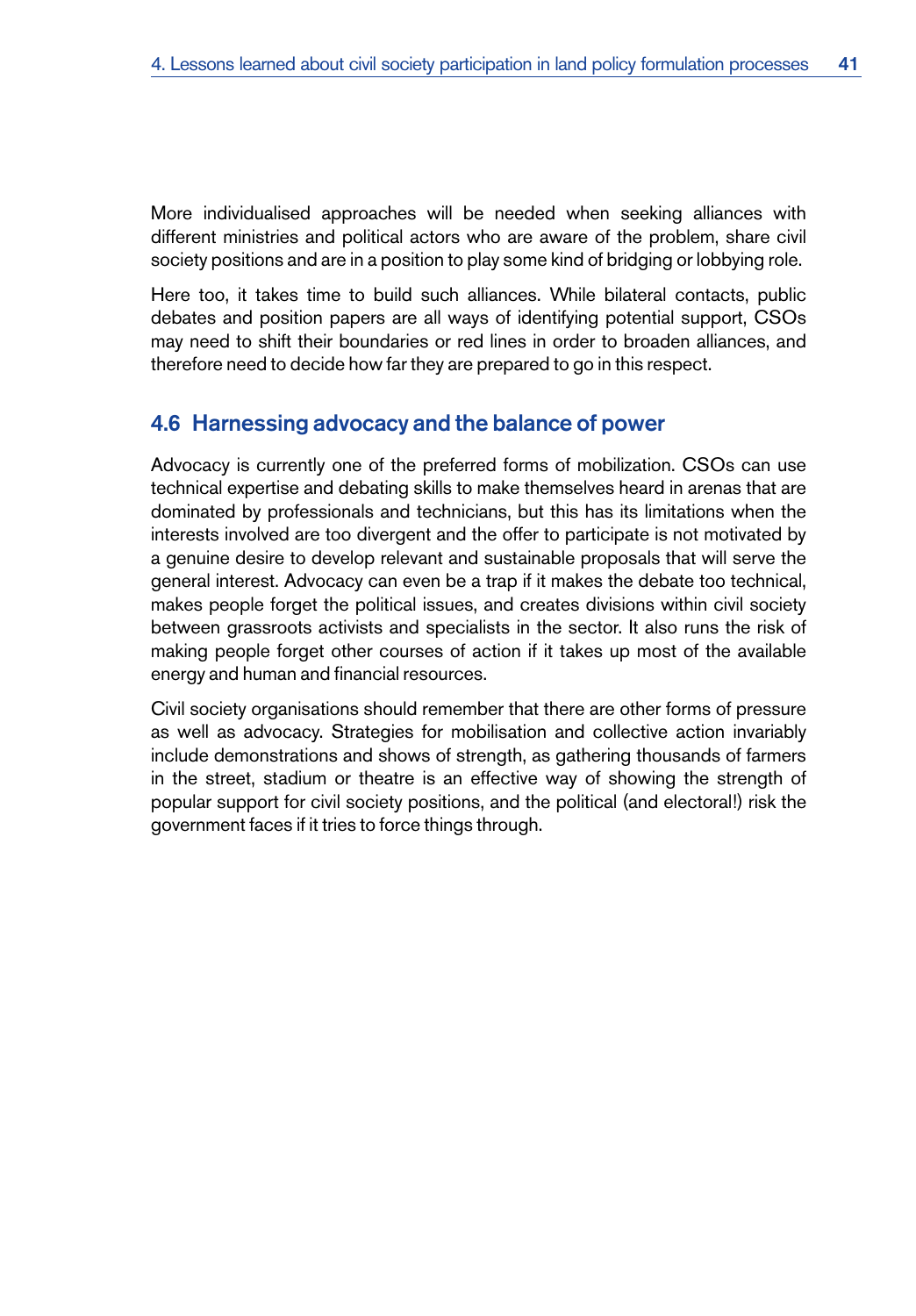More individualised approaches will be needed when seeking alliances with different ministries and political actors who are aware of the problem, share civil society positions and are in a position to play some kind of bridging or lobbying role.

Here too, it takes time to build such alliances. While bilateral contacts, public debates and position papers are all ways of identifying potential support, CSOs may need to shift their boundaries or red lines in order to broaden alliances, and therefore need to decide how far they are prepared to go in this respect.

## 4.6 Harnessing advocacy and the balance of power

Advocacy is currently one of the preferred forms of mobilization. CSOs can use technical expertise and debating skills to make themselves heard in arenas that are dominated by professionals and technicians, but this has its limitations when the interests involved are too divergent and the offer to participate is not motivated by a genuine desire to develop relevant and sustainable proposals that will serve the general interest. Advocacy can even be a trap if it makes the debate too technical, makes people forget the political issues, and creates divisions within civil society between grassroots activists and specialists in the sector. It also runs the risk of making people forget other courses of action if it takes up most of the available energy and human and financial resources.

Civil society organisations should remember that there are other forms of pressure as well as advocacy. Strategies for mobilisation and collective action invariably include demonstrations and shows of strength, as gathering thousands of farmers in the street, stadium or theatre is an effective way of showing the strength of popular support for civil society positions, and the political (and electoral!) risk the government faces if it tries to force things through.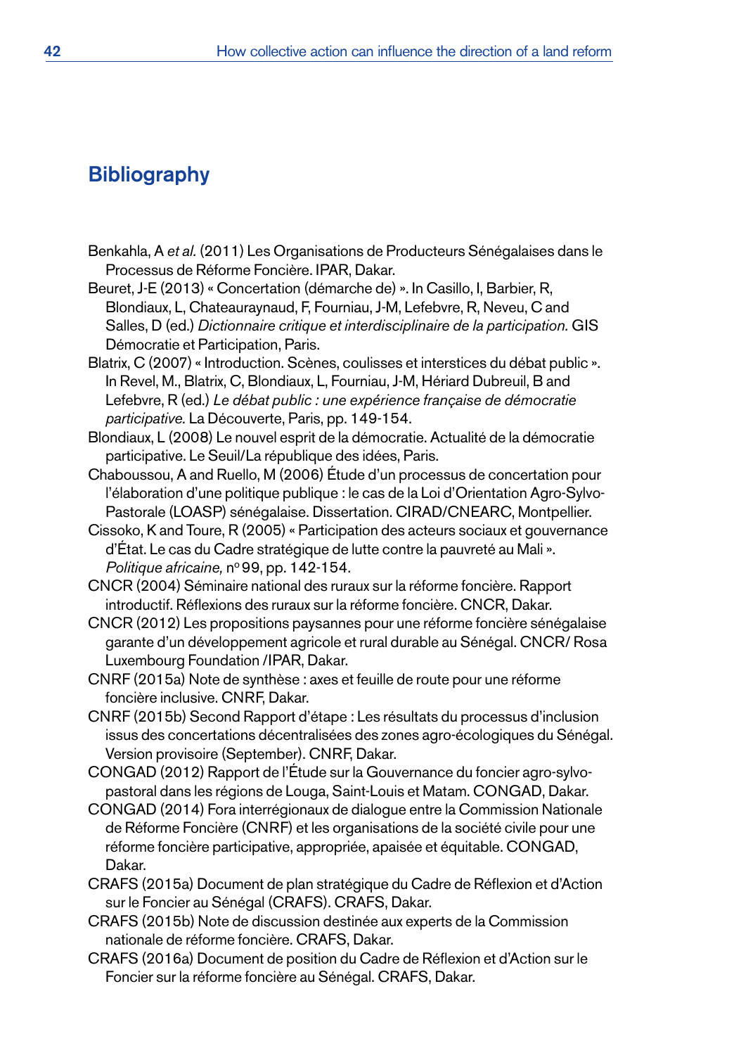## Bibliography

Benkahla, A *et al.* (2011) Les Organisations de Producteurs Sénégalaises dans le Processus de Réforme Foncière. IPAR, Dakar.

Beuret, J-E (2013) « Concertation (démarche de) ». In Casillo, I, Barbier, R, Blondiaux, L, Chateauraynaud, F, Fourniau, J-M, Lefebvre, R, Neveu, C and Salles, D (ed.) *Dictionnaire critique et interdisciplinaire de la participation.* GIS Démocratie et Participation, Paris.

Blatrix, C (2007) « Introduction. Scènes, coulisses et interstices du débat public ». In Revel, M., Blatrix, C, Blondiaux, L, Fourniau, J-M, Hériard Dubreuil, B and Lefebvre, R (ed.) *Le débat public : une expérience française de démocratie participative.* La Découverte, Paris, pp. 149-154.

Blondiaux, L (2008) Le nouvel esprit de la démocratie. Actualité de la démocratie participative. Le Seuil/La république des idées, Paris.

Chaboussou, A and Ruello, M (2006) Étude d'un processus de concertation pour l'élaboration d'une politique publique : le cas de la Loi d'Orientation Agro-Sylvo-Pastorale (LOASP) sénégalaise. Dissertation. CIRAD/CNEARC, Montpellier.

Cissoko, K and Toure, R (2005) « Participation des acteurs sociaux et gouvernance d'État. Le cas du Cadre stratégique de lutte contre la pauvreté au Mali ». *Politique africaine,* nº 99, pp. 142-154.

CNCR (2004) Séminaire national des ruraux sur la réforme foncière. Rapport introductif. Réflexions des ruraux sur la réforme foncière. CNCR, Dakar.

CNCR (2012) Les propositions paysannes pour une réforme foncière sénégalaise garante d'un développement agricole et rural durable au Sénégal. CNCR/ Rosa Luxembourg Foundation /IPAR, Dakar.

CNRF (2015a) Note de synthèse : axes et feuille de route pour une réforme foncière inclusive. CNRF, Dakar.

CNRF (2015b) Second Rapport d'étape : Les résultats du processus d'inclusion issus des concertations décentralisées des zones agro-écologiques du Sénégal. Version provisoire (September). CNRF, Dakar.

CONGAD (2012) Rapport de l'Étude sur la Gouvernance du foncier agro-sylvo-pastoral dans les régions de Louga, Saint-Louis et Matam. CONGAD, Dakar.

CONGAD (2014) Fora interrégionaux de dialogue entre la Commission Nationale de Réforme Foncière (CNRF) et les organisations de la société civile pour une réforme foncière participative, appropriée, apaisée et équitable. CONGAD, Dakar.

CRAFS (2015a) Document de plan stratégique du Cadre de Réflexion et d'Action sur le Foncier au Sénégal (CRAFS). CRAFS, Dakar.

CRAFS (2015b) Note de discussion destinée aux experts de la Commission nationale de réforme foncière. CRAFS, Dakar.

CRAFS (2016a) Document de position du Cadre de Réflexion et d'Action sur le Foncier sur la réforme foncière au Sénégal. CRAFS, Dakar.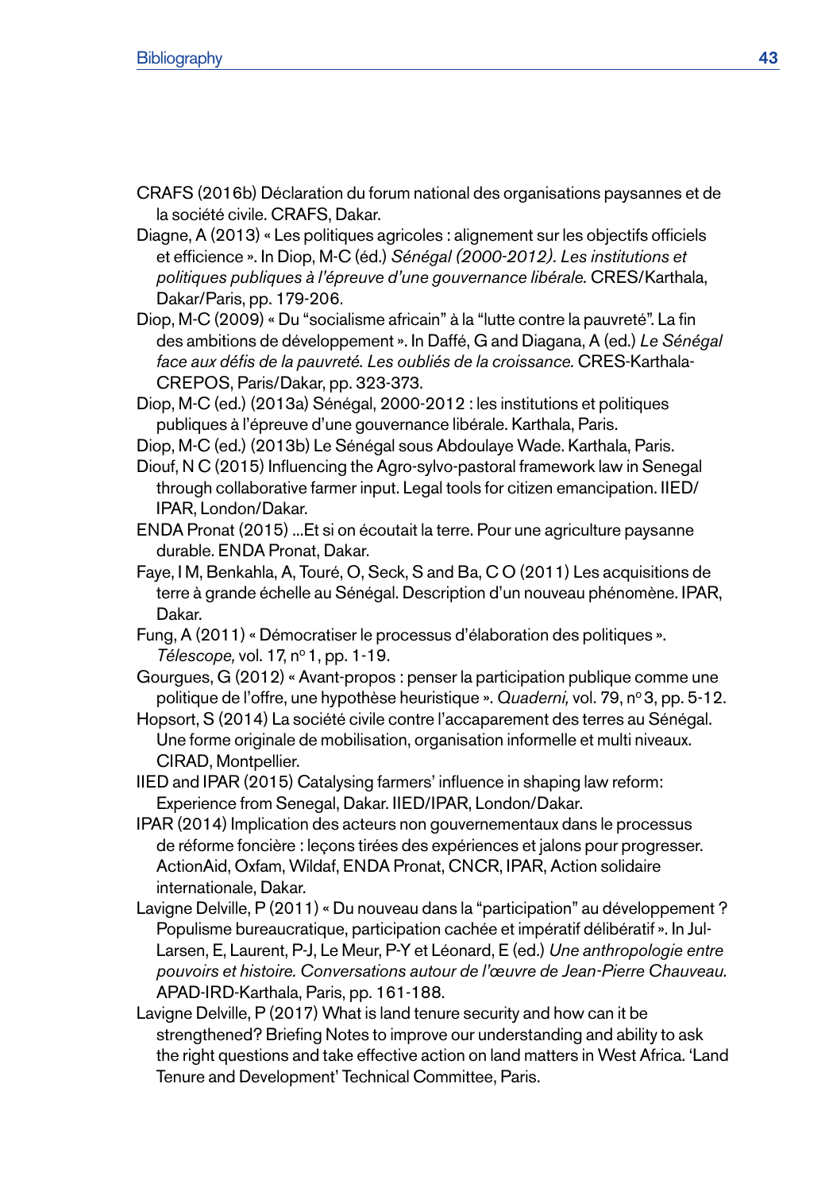CRAFS (2016b) Déclaration du forum national des organisations paysannes et de la société civile. CRAFS, Dakar.

Diagne, A (2013) « Les politiques agricoles : alignement sur les objectifs officiels et efficience ». In Diop, M-C (éd.) *Sénégal (2000-2012). Les institutions et politiques publiques à l'épreuve d'une gouvernance libérale.* CRES/Karthala, Dakar/Paris, pp. 179-206.

Diop, M-C (2009) « Du "socialisme africain" à la "lutte contre la pauvreté". La fin des ambitions de développement ». In Daffé, G and Diagana, A (ed.) *Le Sénégal face aux défis de la pauvreté. Les oubliés de la croissance.* CRES-Karthala-CREPOS, Paris/Dakar, pp. 323-373.

Diop, M-C (ed.) (2013a) Sénégal, 2000-2012 : les institutions et politiques publiques à l'épreuve d'une gouvernance libérale. Karthala, Paris.

Diop, M-C (ed.) (2013b) Le Sénégal sous Abdoulaye Wade. Karthala, Paris.

Diouf, N C (2015) Influencing the Agro-sylvo-pastoral framework law in Senegal through collaborative farmer input. Legal tools for citizen emancipation. IIED/IPAR, London/Dakar.

ENDA Pronat (2015) ...Et si on écoutait la terre. Pour une agriculture paysanne durable. ENDA Pronat, Dakar.

Faye, I M, Benkahla, A, Touré, O, Seck, S and Ba, C O (2011) Les acquisitions de terre à grande échelle au Sénégal. Description d'un nouveau phénomène. IPAR, Dakar.

Fung, A (2011) « Démocratiser le processus d'élaboration des politiques ». *Télescope,* vol. 17, n° 1, pp. 1-19.

Gourgues, G (2012) « Avant-propos : penser la participation publique comme une politique de l'offre, une hypothèse heuristique ». *Quaderni,* vol. 79, n° 3, pp. 5-12.

Hopsort, S (2014) La société civile contre l'accaparement des terres au Sénégal. Une forme originale de mobilisation, organisation informelle et multi niveaux. CIRAD, Montpellier.

IIED and IPAR (2015) Catalysing farmers' influence in shaping law reform: Experience from Senegal, Dakar. IIED/IPAR, London/Dakar.

IPAR (2014) Implication des acteurs non gouvernementaux dans le processus de réforme foncière : leçons tirées des expériences et jalons pour progresser. ActionAid, Oxfam, Wildaf, ENDA Pronat, CNCR, IPAR, Action solidaire internationale, Dakar.

Lavigne Delville, P (2011) « Du nouveau dans la "participation" au développement ? Populisme bureaucratique, participation cachée et impératif délibératif ». In Jul-Larsen, E, Laurent, P-J, Le Meur, P-Y et Léonard, E (ed.) *Une anthropologie entre pouvoirs et histoire. Conversations autour de l'œuvre de Jean-Pierre Chauveau.* APAD-IRD-Karthala, Paris, pp. 161-188.

Lavigne Delville, P (2017) What is land tenure security and how can it be strengthened? Briefing Notes to improve our understanding and ability to ask the right questions and take effective action on land matters in West Africa. 'Land Tenure and Development' Technical Committee, Paris.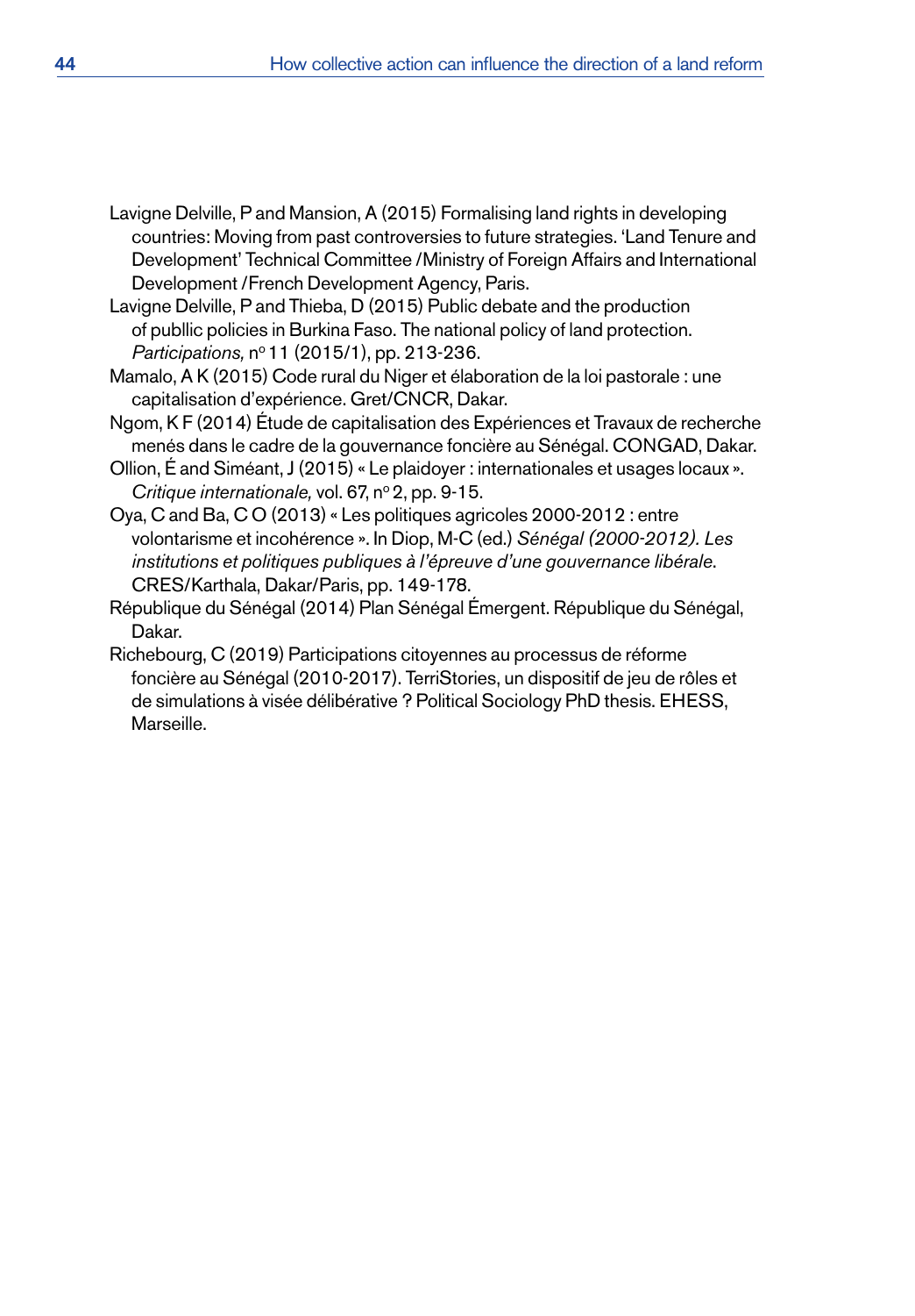Lavigne Delville, P and Mansion, A (2015) Formalising land rights in developing countries: Moving from past controversies to future strategies. 'Land Tenure and Development' Technical Committee /Ministry of Foreign Affairs and International Development /French Development Agency, Paris.

Lavigne Delville, P and Thieba, D (2015) Public debate and the production of publlic policies in Burkina Faso. The national policy of land protection. *Participations,* nº 11 (2015/1), pp. 213-236.

Mamalo, A K (2015) Code rural du Niger et élaboration de la loi pastorale : une capitalisation d'expérience. Gret/CNCR, Dakar.

Ngom, K F (2014) Étude de capitalisation des Expériences et Travaux de recherche menés dans le cadre de la gouvernance foncière au Sénégal. CONGAD, Dakar.

Ollion, É and Siméant, J (2015) « Le plaidoyer : internationales et usages locaux ». *Critique internationale,* vol. 67, nº 2, pp. 9-15.

Oya, C and Ba, C O (2013) « Les politiques agricoles 2000-2012 : entre volontarisme et incohérence ». In Diop, M-C (ed.) *Sénégal (2000-2012). Les institutions et politiques publiques à l'épreuve d'une gouvernance libérale*. CRES/Karthala, Dakar/Paris, pp. 149-178.

République du Sénégal (2014) Plan Sénégal Émergent. République du Sénégal, Dakar.

Richebourg, C (2019) Participations citoyennes au processus de réforme foncière au Sénégal (2010-2017). TerriStories, un dispositif de jeu de rôles et de simulations à visée délibérative ? Political Sociology PhD thesis. EHESS, Marseille.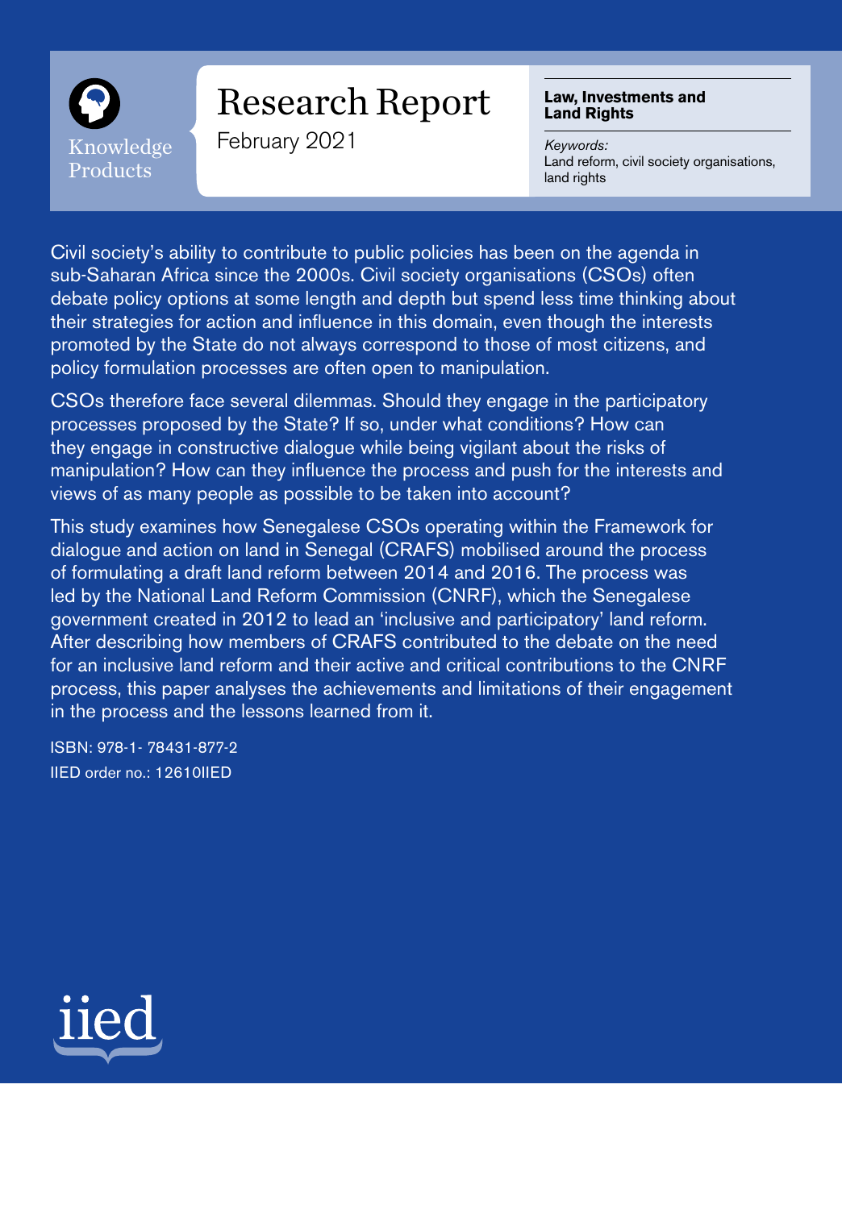Knowledge Products

# Research Report

February 2021

**Law, Investments and Land Rights**

*Keywords:*
Land reform, civil society organisations, land rights

Civil society's ability to contribute to public policies has been on the agenda in sub-Saharan Africa since the 2000s. Civil society organisations (CSOs) often debate policy options at some length and depth but spend less time thinking about their strategies for action and influence in this domain, even though the interests promoted by the State do not always correspond to those of most citizens, and policy formulation processes are often open to manipulation.

CSOs therefore face several dilemmas. Should they engage in the participatory processes proposed by the State? If so, under what conditions? How can they engage in constructive dialogue while being vigilant about the risks of manipulation? How can they influence the process and push for the interests and views of as many people as possible to be taken into account?

This study examines how Senegalese CSOs operating within the Framework for dialogue and action on land in Senegal (CRAFS) mobilised around the process of formulating a draft land reform between 2014 and 2016. The process was led by the National Land Reform Commission (CNRF), which the Senegalese government created in 2012 to lead an 'inclusive and participatory' land reform. After describing how members of CRAFS contributed to the debate on the need for an inclusive land reform and their active and critical contributions to the CNRF process, this paper analyses the achievements and limitations of their engagement in the process and the lessons learned from it.

ISBN: 978-1- 78431-877-2

IIED order no.: 12610IIED

iied